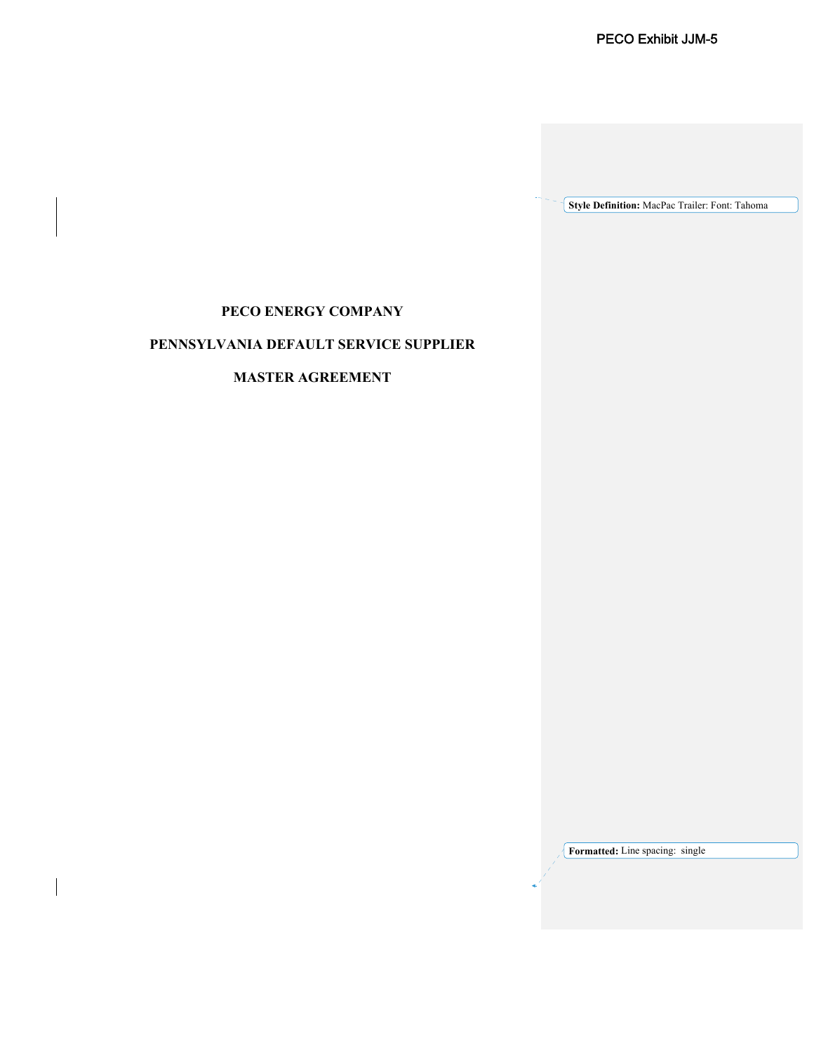# PECO ENERGY COMPANY

# PENNSYLVANIA DEFAULT SERVICE SUPPLIER

# MASTER AGREEMENT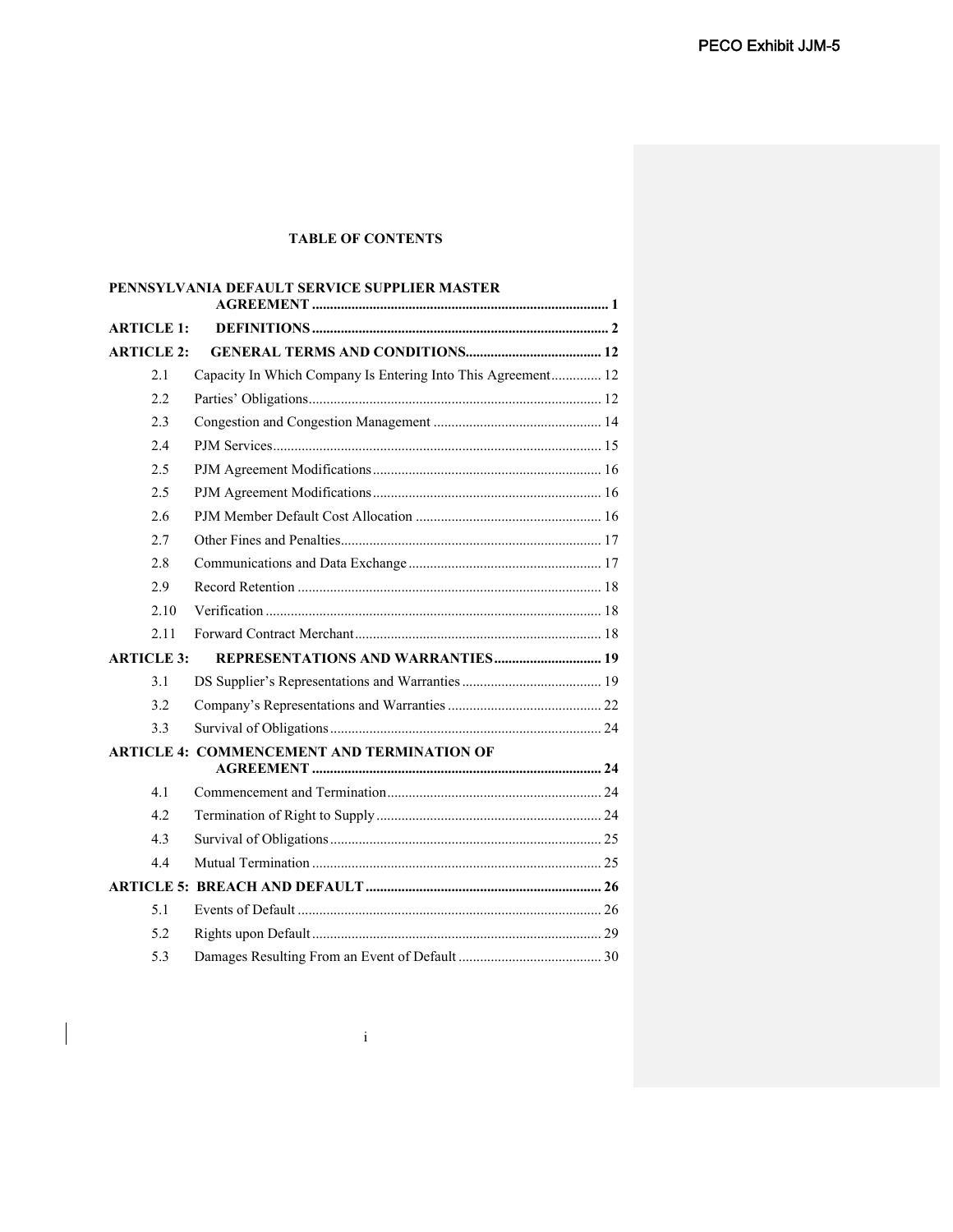PECO Exhibit JJM-5

**TABLE OF CONTENTS**

| | | |
|---|---|---|
| **PENNSYLVANIA DEFAULT SERVICE SUPPLIER MASTER AGREEMENT** | | **1** |
| **ARTICLE 1:** | **DEFINITIONS** | **2** |
| **ARTICLE 2:** | **GENERAL TERMS AND CONDITIONS** | **12** |
| 2.1 | Capacity In Which Company Is Entering Into This Agreement | 12 |
| 2.2 | Parties' Obligations | 12 |
| 2.3 | Congestion and Congestion Management | 14 |
| 2.4 | PJM Services | 15 |
| 2.5 | PJM Agreement Modifications | 16 |
| 2.5 | PJM Agreement Modifications | 16 |
| 2.6 | PJM Member Default Cost Allocation | 16 |
| 2.7 | Other Fines and Penalties | 17 |
| 2.8 | Communications and Data Exchange | 17 |
| 2.9 | Record Retention | 18 |
| 2.10 | Verification | 18 |
| 2.11 | Forward Contract Merchant | 18 |
| **ARTICLE 3:** | **REPRESENTATIONS AND WARRANTIES** | **19** |
| 3.1 | DS Supplier's Representations and Warranties | 19 |
| 3.2 | Company's Representations and Warranties | 22 |
| 3.3 | Survival of Obligations | 24 |
| **ARTICLE 4:** | **COMMENCEMENT AND TERMINATION OF AGREEMENT** | **24** |
| 4.1 | Commencement and Termination | 24 |
| 4.2 | Termination of Right to Supply | 24 |
| 4.3 | Survival of Obligations | 25 |
| 4.4 | Mutual Termination | 25 |
| **ARTICLE 5:** | **BREACH AND DEFAULT** | **26** |
| 5.1 | Events of Default | 26 |
| 5.2 | Rights upon Default | 29 |
| 5.3 | Damages Resulting From an Event of Default | 30 |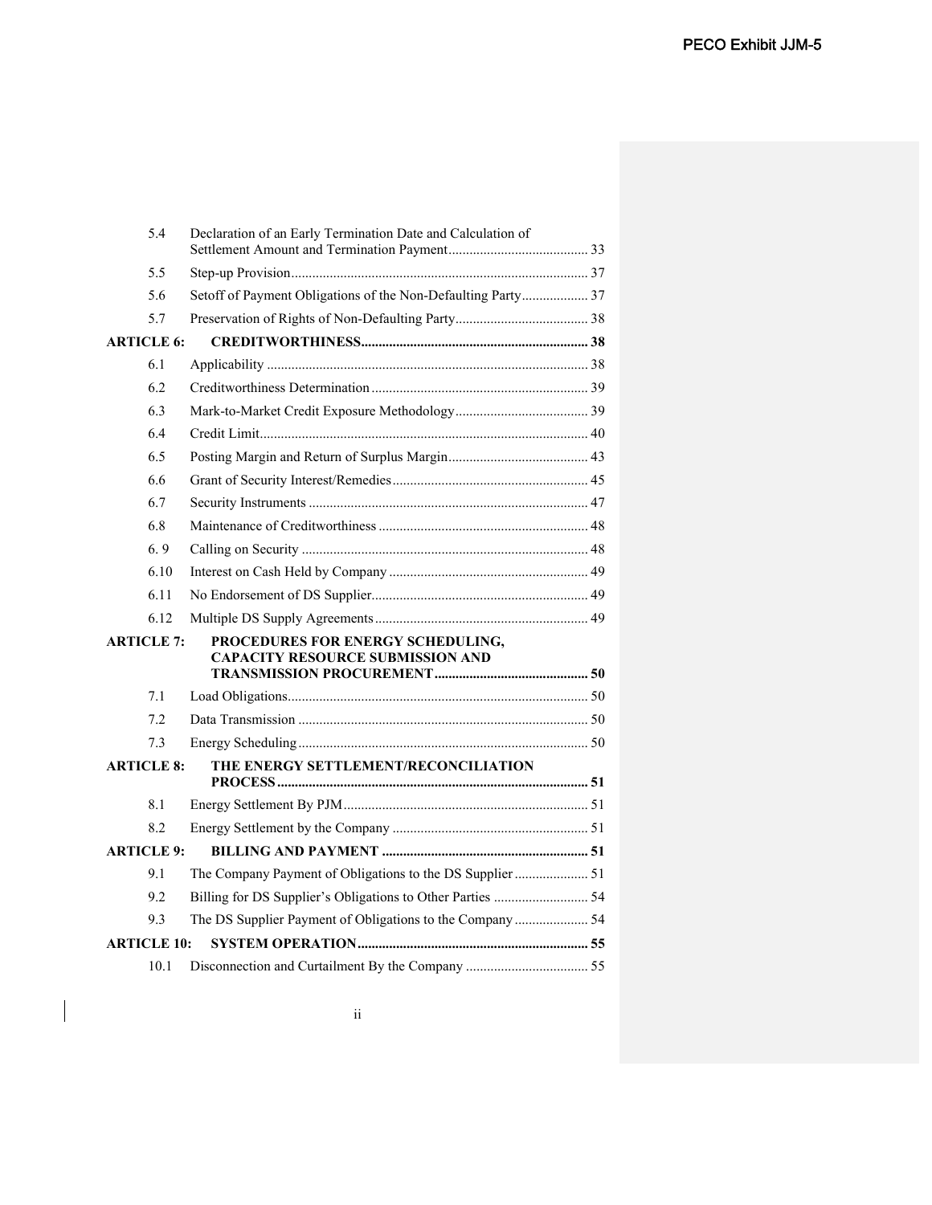| | | |
|---|---|---|
| 5.4 | Declaration of an Early Termination Date and Calculation of Settlement Amount and Termination Payment | 33 |
| 5.5 | Step-up Provision | 37 |
| 5.6 | Setoff of Payment Obligations of the Non-Defaulting Party | 37 |
| 5.7 | Preservation of Rights of Non-Defaulting Party | 38 |
| **ARTICLE 6:** | **CREDITWORTHINESS** | **38** |
| 6.1 | Applicability | 38 |
| 6.2 | Creditworthiness Determination | 39 |
| 6.3 | Mark-to-Market Credit Exposure Methodology | 39 |
| 6.4 | Credit Limit | 40 |
| 6.5 | Posting Margin and Return of Surplus Margin | 43 |
| 6.6 | Grant of Security Interest/Remedies | 45 |
| 6.7 | Security Instruments | 47 |
| 6.8 | Maintenance of Creditworthiness | 48 |
| 6. 9 | Calling on Security | 48 |
| 6.10 | Interest on Cash Held by Company | 49 |
| 6.11 | No Endorsement of DS Supplier | 49 |
| 6.12 | Multiple DS Supply Agreements | 49 |
| **ARTICLE 7:** | **PROCEDURES FOR ENERGY SCHEDULING, CAPACITY RESOURCE SUBMISSION AND TRANSMISSION PROCUREMENT** | **50** |
| 7.1 | Load Obligations | 50 |
| 7.2 | Data Transmission | 50 |
| 7.3 | Energy Scheduling | 50 |
| **ARTICLE 8:** | **THE ENERGY SETTLEMENT/RECONCILIATION PROCESS** | **51** |
| 8.1 | Energy Settlement By PJM | 51 |
| 8.2 | Energy Settlement by the Company | 51 |
| **ARTICLE 9:** | **BILLING AND PAYMENT** | **51** |
| 9.1 | The Company Payment of Obligations to the DS Supplier | 51 |
| 9.2 | Billing for DS Supplier's Obligations to Other Parties | 54 |
| 9.3 | The DS Supplier Payment of Obligations to the Company | 54 |
| **ARTICLE 10:** | **SYSTEM OPERATION** | **55** |
| 10.1 | Disconnection and Curtailment By the Company | 55 |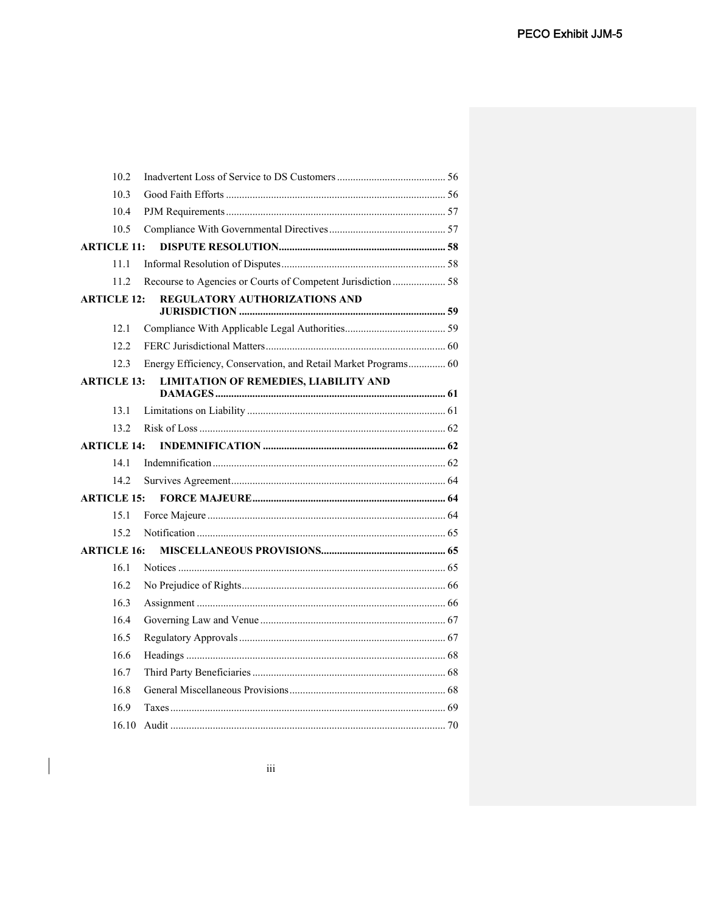| | | |
|---|---|---|
| 10.2 | Inadvertent Loss of Service to DS Customers | 56 |
| 10.3 | Good Faith Efforts | 56 |
| 10.4 | PJM Requirements | 57 |
| 10.5 | Compliance With Governmental Directives | 57 |
| **ARTICLE 11:** | **DISPUTE RESOLUTION** | **58** |
| 11.1 | Informal Resolution of Disputes | 58 |
| 11.2 | Recourse to Agencies or Courts of Competent Jurisdiction | 58 |
| **ARTICLE 12:** | **REGULATORY AUTHORIZATIONS AND JURISDICTION** | **59** |
| 12.1 | Compliance With Applicable Legal Authorities | 59 |
| 12.2 | FERC Jurisdictional Matters | 60 |
| 12.3 | Energy Efficiency, Conservation, and Retail Market Programs | 60 |
| **ARTICLE 13:** | **LIMITATION OF REMEDIES, LIABILITY AND DAMAGES** | **61** |
| 13.1 | Limitations on Liability | 61 |
| 13.2 | Risk of Loss | 62 |
| **ARTICLE 14:** | **INDEMNIFICATION** | **62** |
| 14.1 | Indemnification | 62 |
| 14.2 | Survives Agreement | 64 |
| **ARTICLE 15:** | **FORCE MAJEURE** | **64** |
| 15.1 | Force Majeure | 64 |
| 15.2 | Notification | 65 |
| **ARTICLE 16:** | **MISCELLANEOUS PROVISIONS** | **65** |
| 16.1 | Notices | 65 |
| 16.2 | No Prejudice of Rights | 66 |
| 16.3 | Assignment | 66 |
| 16.4 | Governing Law and Venue | 67 |
| 16.5 | Regulatory Approvals | 67 |
| 16.6 | Headings | 68 |
| 16.7 | Third Party Beneficiaries | 68 |
| 16.8 | General Miscellaneous Provisions | 68 |
| 16.9 | Taxes | 69 |
| 16.10 | Audit | 70 |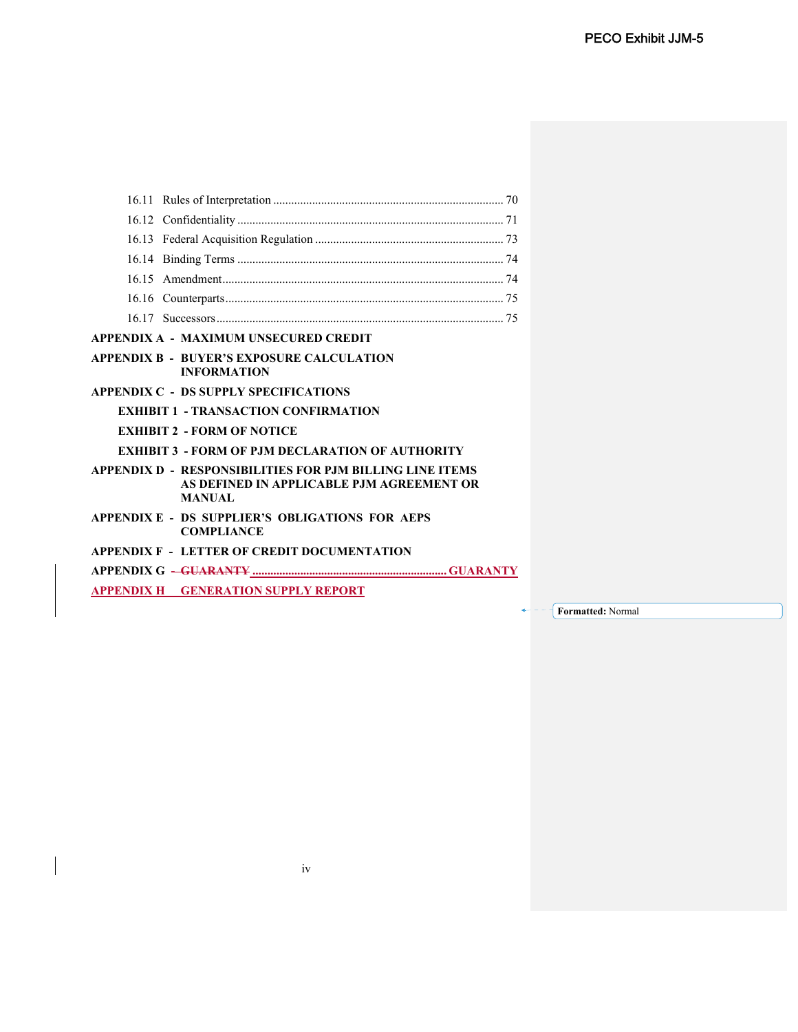| | | |
|---|---|---|
| 16.11 | Rules of Interpretation | 70 |
| 16.12 | Confidentiality | 71 |
| 16.13 | Federal Acquisition Regulation | 73 |
| 16.14 | Binding Terms | 74 |
| 16.15 | Amendment | 74 |
| 16.16 | Counterparts | 75 |
| 16.17 | Successors | 75 |

**APPENDIX A - MAXIMUM UNSECURED CREDIT**

**APPENDIX B - BUYER'S EXPOSURE CALCULATION INFORMATION**

**APPENDIX C - DS SUPPLY SPECIFICATIONS**

**EXHIBIT 1 - TRANSACTION CONFIRMATION**

**EXHIBIT 2 - FORM OF NOTICE**

**EXHIBIT 3 - FORM OF PJM DECLARATION OF AUTHORITY**

**APPENDIX D - RESPONSIBILITIES FOR PJM BILLING LINE ITEMS AS DEFINED IN APPLICABLE PJM AGREEMENT OR MANUAL**

**APPENDIX E - DS SUPPLIER'S OBLIGATIONS FOR AEPS COMPLIANCE**

**APPENDIX F - LETTER OF CREDIT DOCUMENTATION**

**APPENDIX G ~~- GUARANTY~~ GUARANTY**

**APPENDIX H GENERATION SUPPLY REPORT**

Formatted: Normal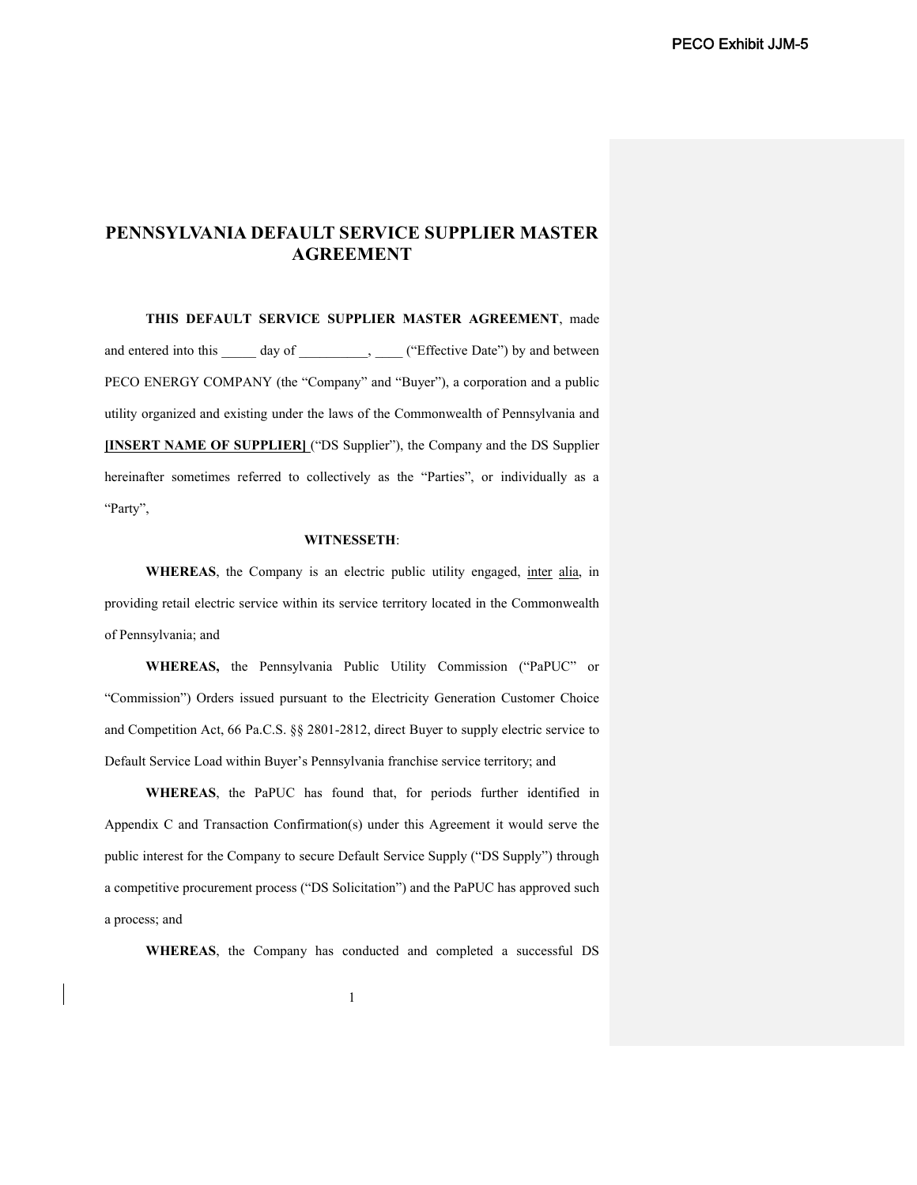# PENNSYLVANIA DEFAULT SERVICE SUPPLIER MASTER AGREEMENT

**THIS DEFAULT SERVICE SUPPLIER MASTER AGREEMENT**, made and entered into this _____ day of __________, ____ ("Effective Date") by and between PECO ENERGY COMPANY (the "Company" and "Buyer"), a corporation and a public utility organized and existing under the laws of the Commonwealth of Pennsylvania and **[INSERT NAME OF SUPPLIER]** ("DS Supplier"), the Company and the DS Supplier hereinafter sometimes referred to collectively as the "Parties", or individually as a "Party",

**WITNESSETH**:

**WHEREAS**, the Company is an electric public utility engaged, inter alia, in providing retail electric service within its service territory located in the Commonwealth of Pennsylvania; and

**WHEREAS,** the Pennsylvania Public Utility Commission ("PaPUC" or "Commission") Orders issued pursuant to the Electricity Generation Customer Choice and Competition Act, 66 Pa.C.S. §§ 2801-2812, direct Buyer to supply electric service to Default Service Load within Buyer's Pennsylvania franchise service territory; and

**WHEREAS**, the PaPUC has found that, for periods further identified in Appendix C and Transaction Confirmation(s) under this Agreement it would serve the public interest for the Company to secure Default Service Supply ("DS Supply") through a competitive procurement process ("DS Solicitation") and the PaPUC has approved such a process; and

**WHEREAS**, the Company has conducted and completed a successful DS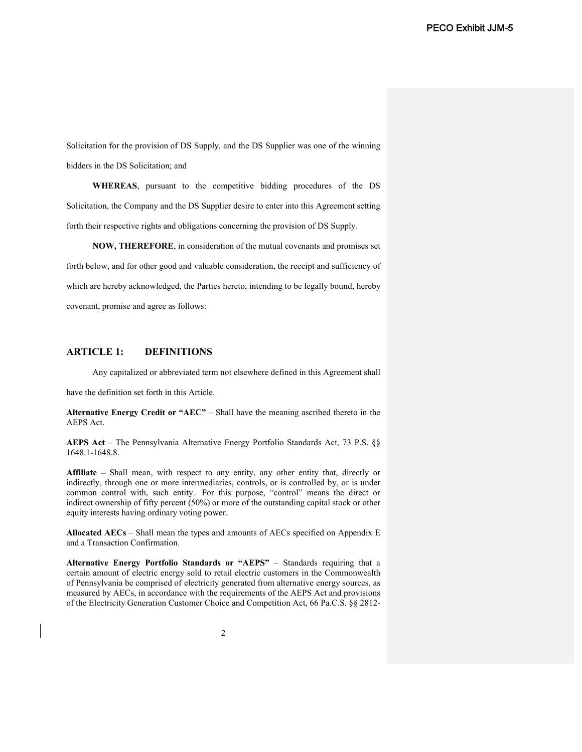Solicitation for the provision of DS Supply, and the DS Supplier was one of the winning bidders in the DS Solicitation; and

**WHEREAS**, pursuant to the competitive bidding procedures of the DS Solicitation, the Company and the DS Supplier desire to enter into this Agreement setting forth their respective rights and obligations concerning the provision of DS Supply.

**NOW, THEREFORE**, in consideration of the mutual covenants and promises set forth below, and for other good and valuable consideration, the receipt and sufficiency of which are hereby acknowledged, the Parties hereto, intending to be legally bound, hereby covenant, promise and agree as follows:

## ARTICLE 1: DEFINITIONS

Any capitalized or abbreviated term not elsewhere defined in this Agreement shall have the definition set forth in this Article.

**Alternative Energy Credit or "AEC"** – Shall have the meaning ascribed thereto in the AEPS Act.

**AEPS Act** – The Pennsylvania Alternative Energy Portfolio Standards Act, 73 P.S. §§ 1648.1-1648.8.

**Affiliate –** Shall mean, with respect to any entity, any other entity that, directly or indirectly, through one or more intermediaries, controls, or is controlled by, or is under common control with, such entity. For this purpose, "control" means the direct or indirect ownership of fifty percent (50%) or more of the outstanding capital stock or other equity interests having ordinary voting power.

**Allocated AECs** – Shall mean the types and amounts of AECs specified on Appendix E and a Transaction Confirmation.

**Alternative Energy Portfolio Standards or "AEPS"** – Standards requiring that a certain amount of electric energy sold to retail electric customers in the Commonwealth of Pennsylvania be comprised of electricity generated from alternative energy sources, as measured by AECs, in accordance with the requirements of the AEPS Act and provisions of the Electricity Generation Customer Choice and Competition Act, 66 Pa.C.S. §§ 2812-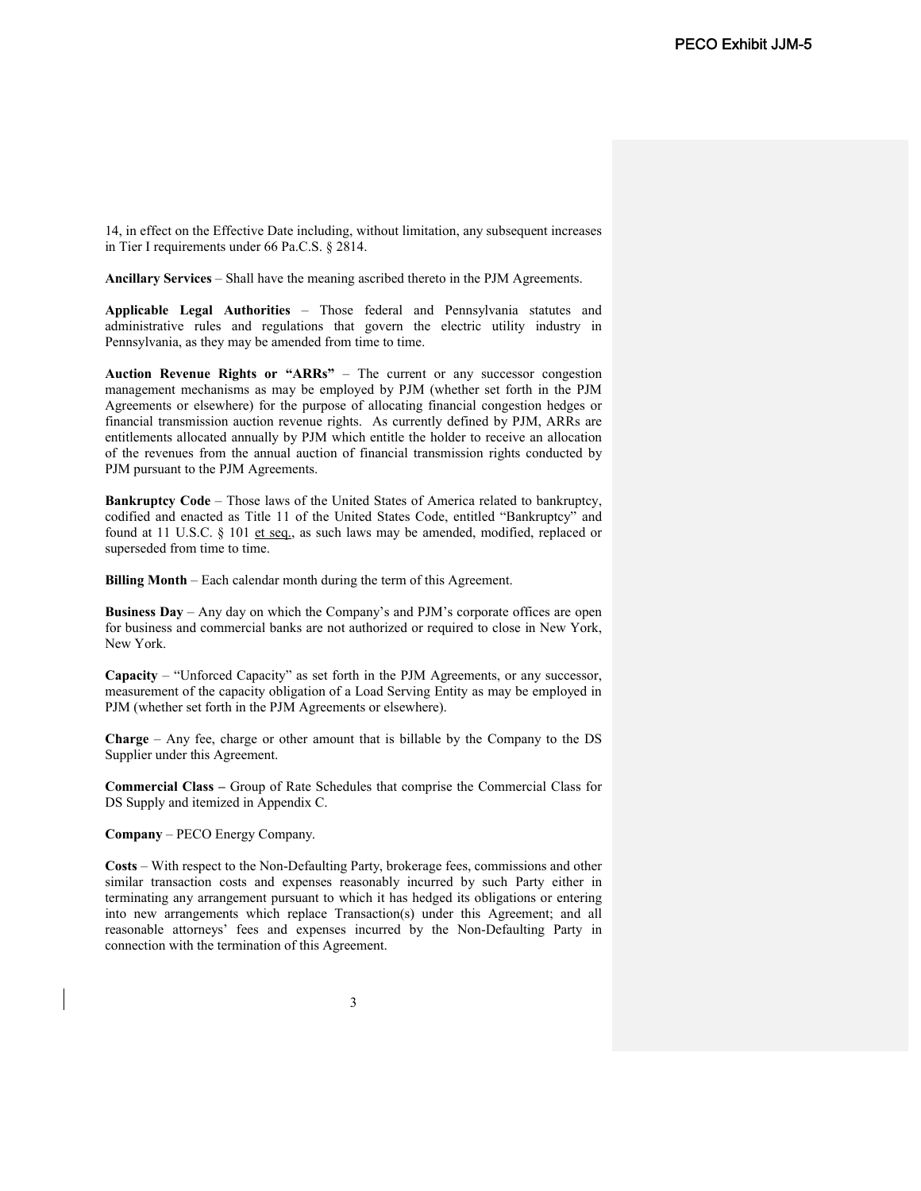14, in effect on the Effective Date including, without limitation, any subsequent increases in Tier I requirements under 66 Pa.C.S. § 2814.

**Ancillary Services** – Shall have the meaning ascribed thereto in the PJM Agreements.

**Applicable Legal Authorities** – Those federal and Pennsylvania statutes and administrative rules and regulations that govern the electric utility industry in Pennsylvania, as they may be amended from time to time.

**Auction Revenue Rights or "ARRs"** – The current or any successor congestion management mechanisms as may be employed by PJM (whether set forth in the PJM Agreements or elsewhere) for the purpose of allocating financial congestion hedges or financial transmission auction revenue rights. As currently defined by PJM, ARRs are entitlements allocated annually by PJM which entitle the holder to receive an allocation of the revenues from the annual auction of financial transmission rights conducted by PJM pursuant to the PJM Agreements.

**Bankruptcy Code** – Those laws of the United States of America related to bankruptcy, codified and enacted as Title 11 of the United States Code, entitled "Bankruptcy" and found at 11 U.S.C. § 101 et seq., as such laws may be amended, modified, replaced or superseded from time to time.

**Billing Month** – Each calendar month during the term of this Agreement.

**Business Day** – Any day on which the Company's and PJM's corporate offices are open for business and commercial banks are not authorized or required to close in New York, New York.

**Capacity** – "Unforced Capacity" as set forth in the PJM Agreements, or any successor, measurement of the capacity obligation of a Load Serving Entity as may be employed in PJM (whether set forth in the PJM Agreements or elsewhere).

**Charge** – Any fee, charge or other amount that is billable by the Company to the DS Supplier under this Agreement.

**Commercial Class –** Group of Rate Schedules that comprise the Commercial Class for DS Supply and itemized in Appendix C.

**Company** – PECO Energy Company.

**Costs** – With respect to the Non-Defaulting Party, brokerage fees, commissions and other similar transaction costs and expenses reasonably incurred by such Party either in terminating any arrangement pursuant to which it has hedged its obligations or entering into new arrangements which replace Transaction(s) under this Agreement; and all reasonable attorneys' fees and expenses incurred by the Non-Defaulting Party in connection with the termination of this Agreement.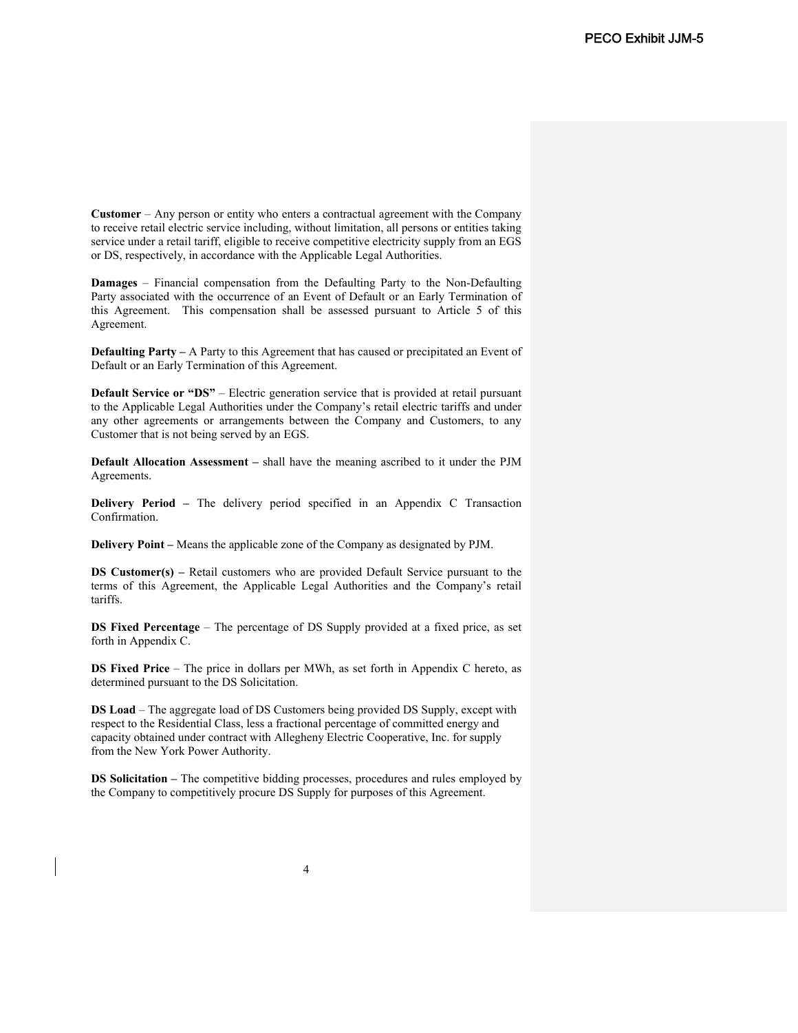**Customer** – Any person or entity who enters a contractual agreement with the Company to receive retail electric service including, without limitation, all persons or entities taking service under a retail tariff, eligible to receive competitive electricity supply from an EGS or DS, respectively, in accordance with the Applicable Legal Authorities.

**Damages** – Financial compensation from the Defaulting Party to the Non-Defaulting Party associated with the occurrence of an Event of Default or an Early Termination of this Agreement. This compensation shall be assessed pursuant to Article 5 of this Agreement.

**Defaulting Party –** A Party to this Agreement that has caused or precipitated an Event of Default or an Early Termination of this Agreement.

**Default Service or "DS"** – Electric generation service that is provided at retail pursuant to the Applicable Legal Authorities under the Company's retail electric tariffs and under any other agreements or arrangements between the Company and Customers, to any Customer that is not being served by an EGS.

**Default Allocation Assessment –** shall have the meaning ascribed to it under the PJM Agreements.

**Delivery Period –** The delivery period specified in an Appendix C Transaction Confirmation.

**Delivery Point –** Means the applicable zone of the Company as designated by PJM.

**DS Customer(s) –** Retail customers who are provided Default Service pursuant to the terms of this Agreement, the Applicable Legal Authorities and the Company's retail tariffs.

**DS Fixed Percentage** – The percentage of DS Supply provided at a fixed price, as set forth in Appendix C.

**DS Fixed Price** – The price in dollars per MWh, as set forth in Appendix C hereto, as determined pursuant to the DS Solicitation.

**DS Load** – The aggregate load of DS Customers being provided DS Supply, except with respect to the Residential Class, less a fractional percentage of committed energy and capacity obtained under contract with Allegheny Electric Cooperative, Inc. for supply from the New York Power Authority.

**DS Solicitation –** The competitive bidding processes, procedures and rules employed by the Company to competitively procure DS Supply for purposes of this Agreement.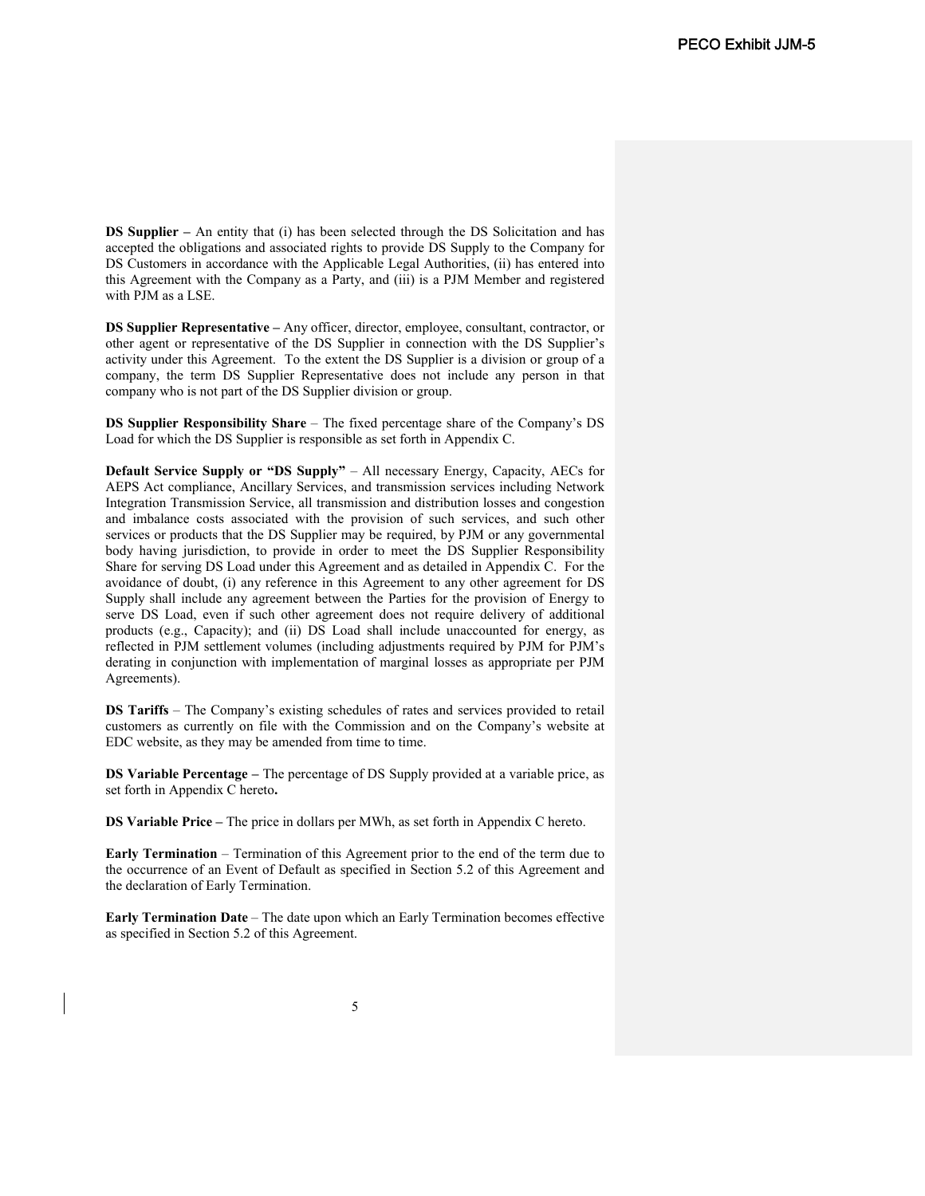**DS Supplier –** An entity that (i) has been selected through the DS Solicitation and has accepted the obligations and associated rights to provide DS Supply to the Company for DS Customers in accordance with the Applicable Legal Authorities, (ii) has entered into this Agreement with the Company as a Party, and (iii) is a PJM Member and registered with PJM as a LSE.

**DS Supplier Representative –** Any officer, director, employee, consultant, contractor, or other agent or representative of the DS Supplier in connection with the DS Supplier's activity under this Agreement. To the extent the DS Supplier is a division or group of a company, the term DS Supplier Representative does not include any person in that company who is not part of the DS Supplier division or group.

**DS Supplier Responsibility Share** – The fixed percentage share of the Company's DS Load for which the DS Supplier is responsible as set forth in Appendix C.

**Default Service Supply or "DS Supply"** – All necessary Energy, Capacity, AECs for AEPS Act compliance, Ancillary Services, and transmission services including Network Integration Transmission Service, all transmission and distribution losses and congestion and imbalance costs associated with the provision of such services, and such other services or products that the DS Supplier may be required, by PJM or any governmental body having jurisdiction, to provide in order to meet the DS Supplier Responsibility Share for serving DS Load under this Agreement and as detailed in Appendix C. For the avoidance of doubt, (i) any reference in this Agreement to any other agreement for DS Supply shall include any agreement between the Parties for the provision of Energy to serve DS Load, even if such other agreement does not require delivery of additional products (e.g., Capacity); and (ii) DS Load shall include unaccounted for energy, as reflected in PJM settlement volumes (including adjustments required by PJM for PJM's derating in conjunction with implementation of marginal losses as appropriate per PJM Agreements).

**DS Tariffs** – The Company's existing schedules of rates and services provided to retail customers as currently on file with the Commission and on the Company's website at EDC website, as they may be amended from time to time.

**DS Variable Percentage –** The percentage of DS Supply provided at a variable price, as set forth in Appendix C hereto**.**

**DS Variable Price –** The price in dollars per MWh, as set forth in Appendix C hereto.

**Early Termination** – Termination of this Agreement prior to the end of the term due to the occurrence of an Event of Default as specified in Section 5.2 of this Agreement and the declaration of Early Termination.

**Early Termination Date** – The date upon which an Early Termination becomes effective as specified in Section 5.2 of this Agreement.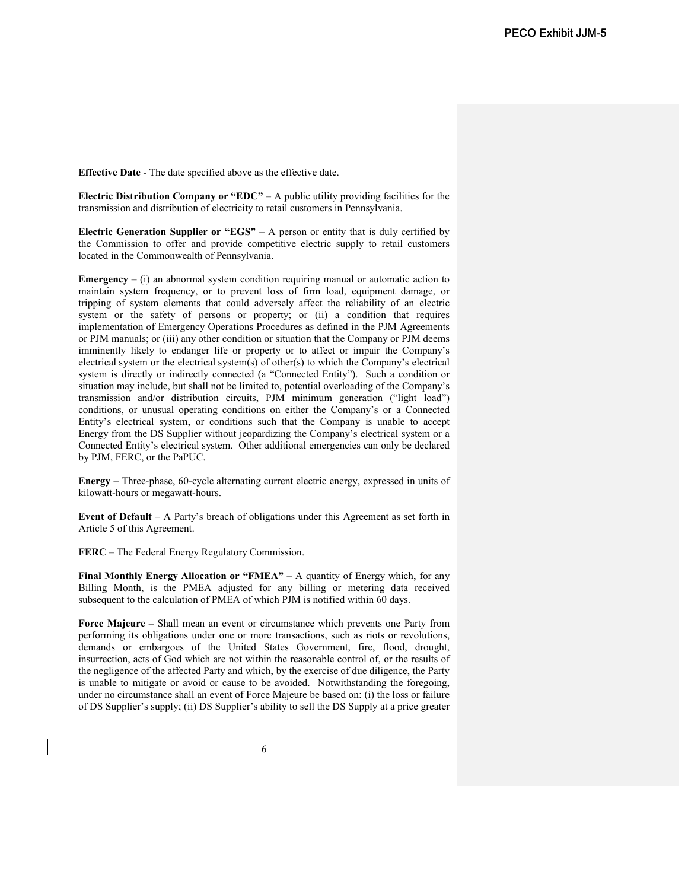**Effective Date** - The date specified above as the effective date.

**Electric Distribution Company or "EDC"** – A public utility providing facilities for the transmission and distribution of electricity to retail customers in Pennsylvania.

**Electric Generation Supplier or "EGS"** – A person or entity that is duly certified by the Commission to offer and provide competitive electric supply to retail customers located in the Commonwealth of Pennsylvania.

**Emergency** – (i) an abnormal system condition requiring manual or automatic action to maintain system frequency, or to prevent loss of firm load, equipment damage, or tripping of system elements that could adversely affect the reliability of an electric system or the safety of persons or property; or (ii) a condition that requires implementation of Emergency Operations Procedures as defined in the PJM Agreements or PJM manuals; or (iii) any other condition or situation that the Company or PJM deems imminently likely to endanger life or property or to affect or impair the Company's electrical system or the electrical system(s) of other(s) to which the Company's electrical system is directly or indirectly connected (a "Connected Entity"). Such a condition or situation may include, but shall not be limited to, potential overloading of the Company's transmission and/or distribution circuits, PJM minimum generation ("light load") conditions, or unusual operating conditions on either the Company's or a Connected Entity's electrical system, or conditions such that the Company is unable to accept Energy from the DS Supplier without jeopardizing the Company's electrical system or a Connected Entity's electrical system. Other additional emergencies can only be declared by PJM, FERC, or the PaPUC.

**Energy** – Three-phase, 60-cycle alternating current electric energy, expressed in units of kilowatt-hours or megawatt-hours.

**Event of Default** – A Party's breach of obligations under this Agreement as set forth in Article 5 of this Agreement.

**FERC** – The Federal Energy Regulatory Commission.

**Final Monthly Energy Allocation or "FMEA"** – A quantity of Energy which, for any Billing Month, is the PMEA adjusted for any billing or metering data received subsequent to the calculation of PMEA of which PJM is notified within 60 days.

**Force Majeure –** Shall mean an event or circumstance which prevents one Party from performing its obligations under one or more transactions, such as riots or revolutions, demands or embargoes of the United States Government, fire, flood, drought, insurrection, acts of God which are not within the reasonable control of, or the results of the negligence of the affected Party and which, by the exercise of due diligence, the Party is unable to mitigate or avoid or cause to be avoided. Notwithstanding the foregoing, under no circumstance shall an event of Force Majeure be based on: (i) the loss or failure of DS Supplier's supply; (ii) DS Supplier's ability to sell the DS Supply at a price greater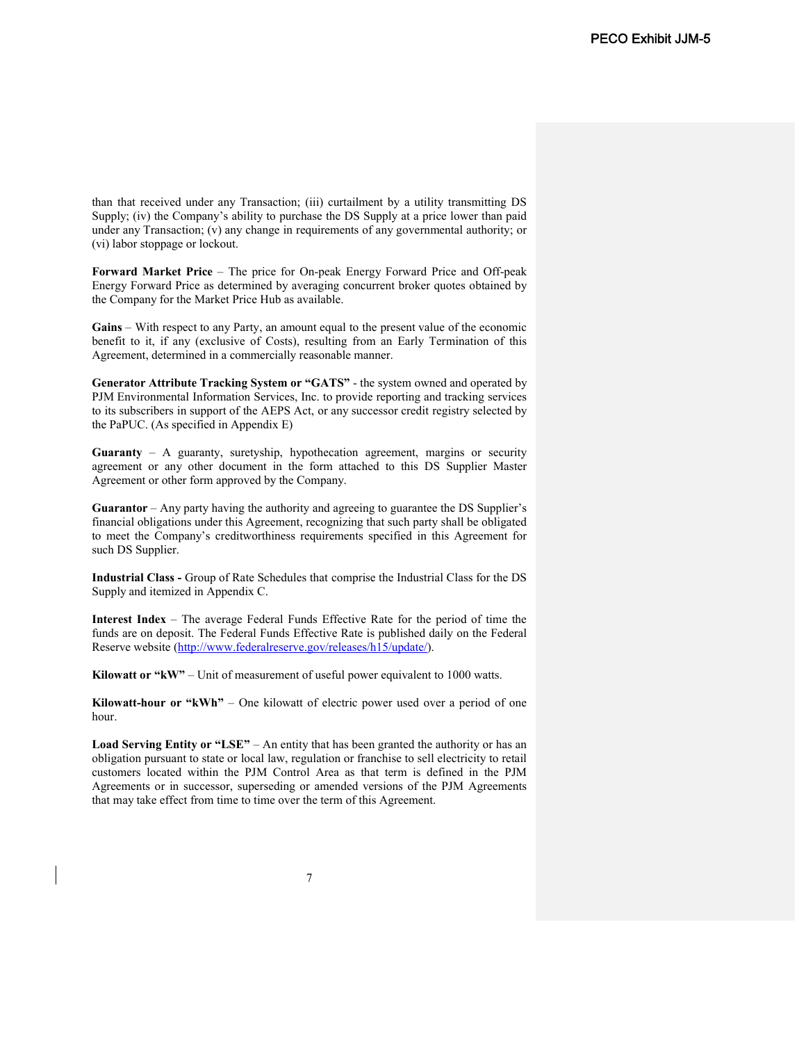than that received under any Transaction; (iii) curtailment by a utility transmitting DS Supply; (iv) the Company's ability to purchase the DS Supply at a price lower than paid under any Transaction; (v) any change in requirements of any governmental authority; or (vi) labor stoppage or lockout.

**Forward Market Price** – The price for On-peak Energy Forward Price and Off-peak Energy Forward Price as determined by averaging concurrent broker quotes obtained by the Company for the Market Price Hub as available.

**Gains** – With respect to any Party, an amount equal to the present value of the economic benefit to it, if any (exclusive of Costs), resulting from an Early Termination of this Agreement, determined in a commercially reasonable manner.

**Generator Attribute Tracking System or "GATS"** - the system owned and operated by PJM Environmental Information Services, Inc. to provide reporting and tracking services to its subscribers in support of the AEPS Act, or any successor credit registry selected by the PaPUC. (As specified in Appendix E)

**Guaranty** – A guaranty, suretyship, hypothecation agreement, margins or security agreement or any other document in the form attached to this DS Supplier Master Agreement or other form approved by the Company.

**Guarantor** – Any party having the authority and agreeing to guarantee the DS Supplier's financial obligations under this Agreement, recognizing that such party shall be obligated to meet the Company's creditworthiness requirements specified in this Agreement for such DS Supplier.

**Industrial Class -** Group of Rate Schedules that comprise the Industrial Class for the DS Supply and itemized in Appendix C.

**Interest Index** – The average Federal Funds Effective Rate for the period of time the funds are on deposit. The Federal Funds Effective Rate is published daily on the Federal Reserve website (http://www.federalreserve.gov/releases/h15/update/).

**Kilowatt or "kW"** – Unit of measurement of useful power equivalent to 1000 watts.

**Kilowatt-hour or "kWh"** – One kilowatt of electric power used over a period of one hour.

**Load Serving Entity or "LSE"** – An entity that has been granted the authority or has an obligation pursuant to state or local law, regulation or franchise to sell electricity to retail customers located within the PJM Control Area as that term is defined in the PJM Agreements or in successor, superseding or amended versions of the PJM Agreements that may take effect from time to time over the term of this Agreement.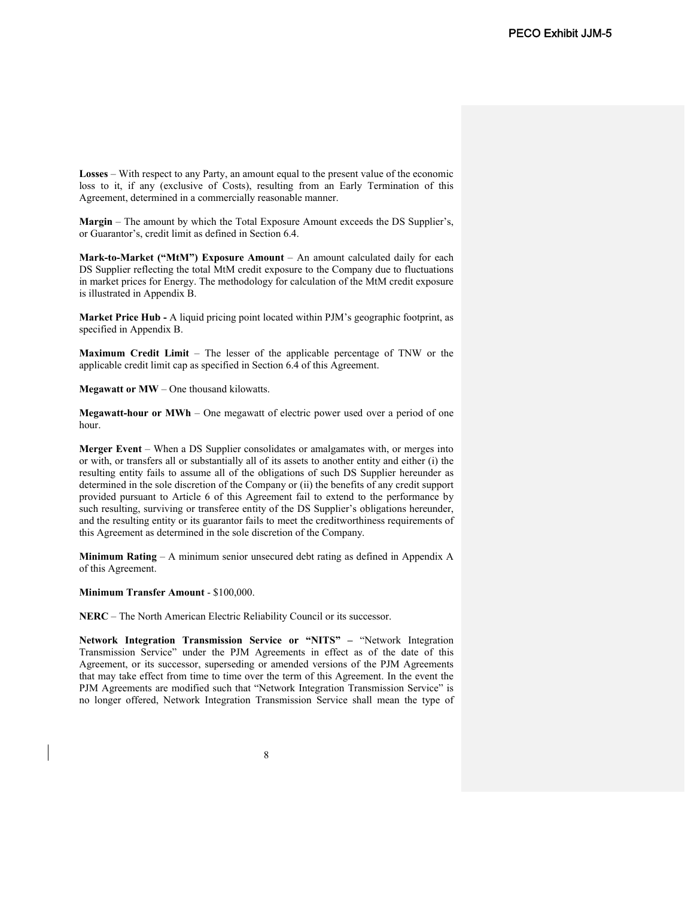**Losses** – With respect to any Party, an amount equal to the present value of the economic loss to it, if any (exclusive of Costs), resulting from an Early Termination of this Agreement, determined in a commercially reasonable manner.

**Margin** – The amount by which the Total Exposure Amount exceeds the DS Supplier's, or Guarantor's, credit limit as defined in Section 6.4.

**Mark-to-Market ("MtM") Exposure Amount** – An amount calculated daily for each DS Supplier reflecting the total MtM credit exposure to the Company due to fluctuations in market prices for Energy. The methodology for calculation of the MtM credit exposure is illustrated in Appendix B.

**Market Price Hub -** A liquid pricing point located within PJM's geographic footprint, as specified in Appendix B.

**Maximum Credit Limit** – The lesser of the applicable percentage of TNW or the applicable credit limit cap as specified in Section 6.4 of this Agreement.

**Megawatt or MW** – One thousand kilowatts.

**Megawatt-hour or MWh** – One megawatt of electric power used over a period of one hour.

**Merger Event** – When a DS Supplier consolidates or amalgamates with, or merges into or with, or transfers all or substantially all of its assets to another entity and either (i) the resulting entity fails to assume all of the obligations of such DS Supplier hereunder as determined in the sole discretion of the Company or (ii) the benefits of any credit support provided pursuant to Article 6 of this Agreement fail to extend to the performance by such resulting, surviving or transferee entity of the DS Supplier's obligations hereunder, and the resulting entity or its guarantor fails to meet the creditworthiness requirements of this Agreement as determined in the sole discretion of the Company.

**Minimum Rating** – A minimum senior unsecured debt rating as defined in Appendix A of this Agreement.

**Minimum Transfer Amount** - $100,000.

**NERC** – The North American Electric Reliability Council or its successor.

**Network Integration Transmission Service or "NITS" –** "Network Integration Transmission Service" under the PJM Agreements in effect as of the date of this Agreement, or its successor, superseding or amended versions of the PJM Agreements that may take effect from time to time over the term of this Agreement. In the event the PJM Agreements are modified such that "Network Integration Transmission Service" is no longer offered, Network Integration Transmission Service shall mean the type of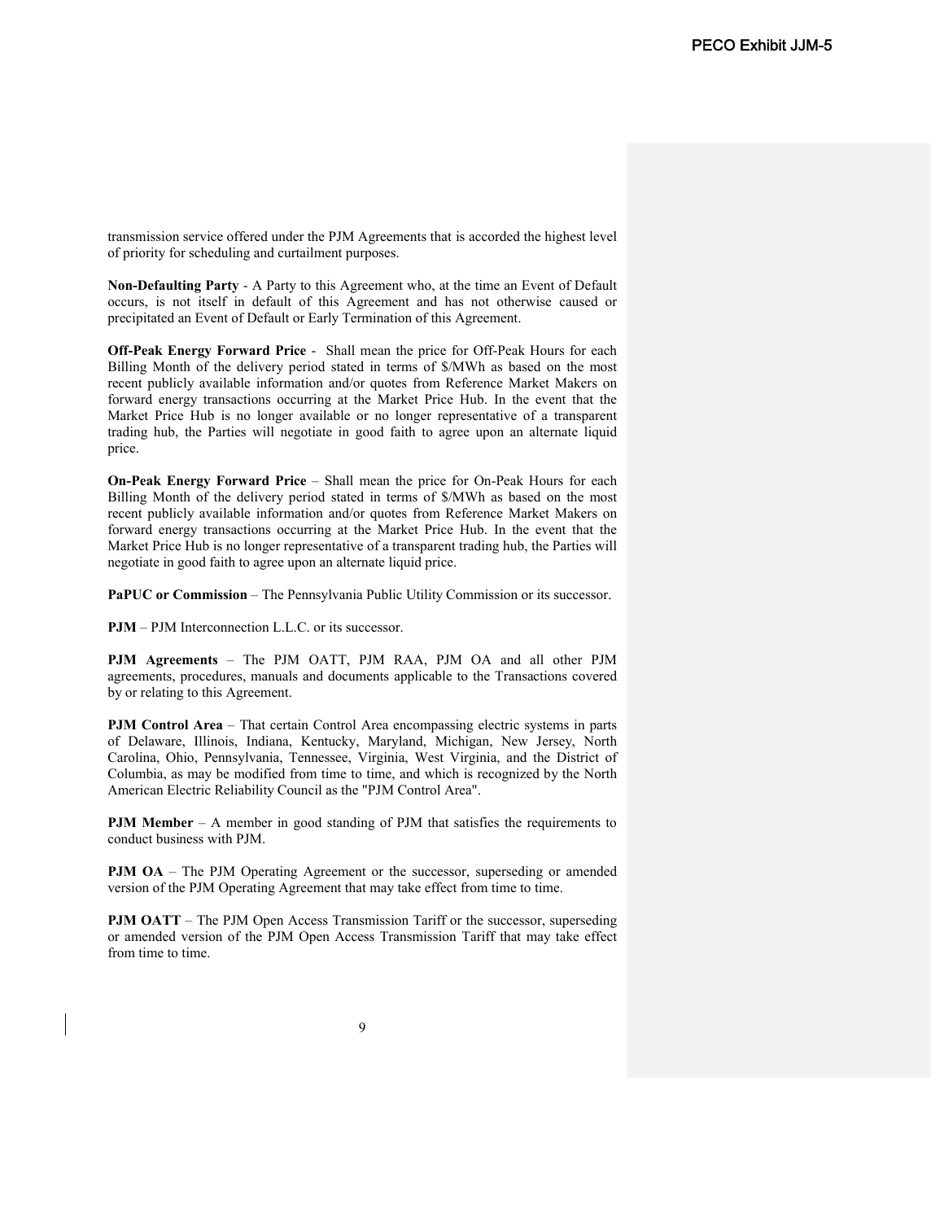transmission service offered under the PJM Agreements that is accorded the highest level of priority for scheduling and curtailment purposes.

**Non-Defaulting Party** - A Party to this Agreement who, at the time an Event of Default occurs, is not itself in default of this Agreement and has not otherwise caused or precipitated an Event of Default or Early Termination of this Agreement.

**Off-Peak Energy Forward Price** - Shall mean the price for Off-Peak Hours for each Billing Month of the delivery period stated in terms of $/MWh as based on the most recent publicly available information and/or quotes from Reference Market Makers on forward energy transactions occurring at the Market Price Hub. In the event that the Market Price Hub is no longer available or no longer representative of a transparent trading hub, the Parties will negotiate in good faith to agree upon an alternate liquid price.

**On-Peak Energy Forward Price** – Shall mean the price for On-Peak Hours for each Billing Month of the delivery period stated in terms of $/MWh as based on the most recent publicly available information and/or quotes from Reference Market Makers on forward energy transactions occurring at the Market Price Hub. In the event that the Market Price Hub is no longer representative of a transparent trading hub, the Parties will negotiate in good faith to agree upon an alternate liquid price.

**PaPUC or Commission** – The Pennsylvania Public Utility Commission or its successor.

**PJM** – PJM Interconnection L.L.C. or its successor.

**PJM Agreements** – The PJM OATT, PJM RAA, PJM OA and all other PJM agreements, procedures, manuals and documents applicable to the Transactions covered by or relating to this Agreement.

**PJM Control Area** – That certain Control Area encompassing electric systems in parts of Delaware, Illinois, Indiana, Kentucky, Maryland, Michigan, New Jersey, North Carolina, Ohio, Pennsylvania, Tennessee, Virginia, West Virginia, and the District of Columbia, as may be modified from time to time, and which is recognized by the North American Electric Reliability Council as the "PJM Control Area".

**PJM Member** – A member in good standing of PJM that satisfies the requirements to conduct business with PJM.

**PJM OA** – The PJM Operating Agreement or the successor, superseding or amended version of the PJM Operating Agreement that may take effect from time to time.

**PJM OATT** – The PJM Open Access Transmission Tariff or the successor, superseding or amended version of the PJM Open Access Transmission Tariff that may take effect from time to time.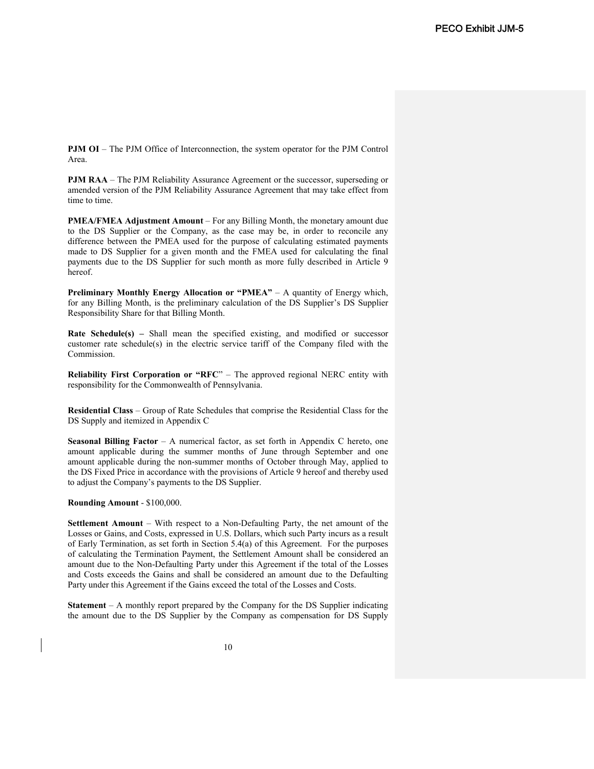**PJM OI** – The PJM Office of Interconnection, the system operator for the PJM Control Area.

**PJM RAA** – The PJM Reliability Assurance Agreement or the successor, superseding or amended version of the PJM Reliability Assurance Agreement that may take effect from time to time.

**PMEA/FMEA Adjustment Amount** – For any Billing Month, the monetary amount due to the DS Supplier or the Company, as the case may be, in order to reconcile any difference between the PMEA used for the purpose of calculating estimated payments made to DS Supplier for a given month and the FMEA used for calculating the final payments due to the DS Supplier for such month as more fully described in Article 9 hereof.

**Preliminary Monthly Energy Allocation or "PMEA"** – A quantity of Energy which, for any Billing Month, is the preliminary calculation of the DS Supplier's DS Supplier Responsibility Share for that Billing Month.

**Rate Schedule(s) –** Shall mean the specified existing, and modified or successor customer rate schedule(s) in the electric service tariff of the Company filed with the Commission.

**Reliability First Corporation or "RFC"** – The approved regional NERC entity with responsibility for the Commonwealth of Pennsylvania.

**Residential Class** – Group of Rate Schedules that comprise the Residential Class for the DS Supply and itemized in Appendix C

**Seasonal Billing Factor** – A numerical factor, as set forth in Appendix C hereto, one amount applicable during the summer months of June through September and one amount applicable during the non-summer months of October through May, applied to the DS Fixed Price in accordance with the provisions of Article 9 hereof and thereby used to adjust the Company's payments to the DS Supplier.

**Rounding Amount** - $100,000.

**Settlement Amount** – With respect to a Non-Defaulting Party, the net amount of the Losses or Gains, and Costs, expressed in U.S. Dollars, which such Party incurs as a result of Early Termination, as set forth in Section 5.4(a) of this Agreement. For the purposes of calculating the Termination Payment, the Settlement Amount shall be considered an amount due to the Non-Defaulting Party under this Agreement if the total of the Losses and Costs exceeds the Gains and shall be considered an amount due to the Defaulting Party under this Agreement if the Gains exceed the total of the Losses and Costs.

**Statement** – A monthly report prepared by the Company for the DS Supplier indicating the amount due to the DS Supplier by the Company as compensation for DS Supply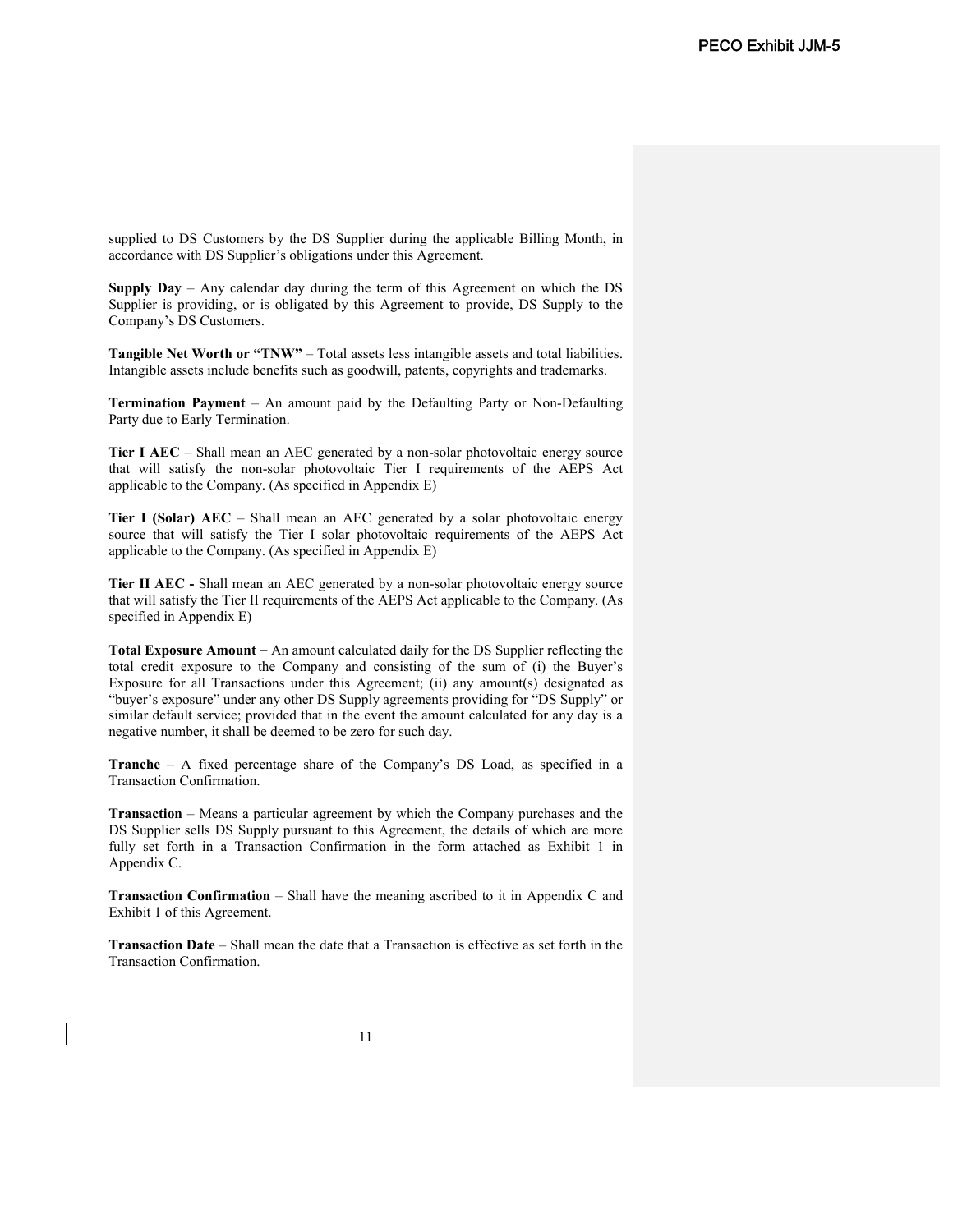supplied to DS Customers by the DS Supplier during the applicable Billing Month, in accordance with DS Supplier's obligations under this Agreement.

**Supply Day** – Any calendar day during the term of this Agreement on which the DS Supplier is providing, or is obligated by this Agreement to provide, DS Supply to the Company's DS Customers.

**Tangible Net Worth or "TNW"** – Total assets less intangible assets and total liabilities. Intangible assets include benefits such as goodwill, patents, copyrights and trademarks.

**Termination Payment** – An amount paid by the Defaulting Party or Non-Defaulting Party due to Early Termination.

**Tier I AEC** – Shall mean an AEC generated by a non-solar photovoltaic energy source that will satisfy the non-solar photovoltaic Tier I requirements of the AEPS Act applicable to the Company. (As specified in Appendix E)

**Tier I (Solar) AEC** – Shall mean an AEC generated by a solar photovoltaic energy source that will satisfy the Tier I solar photovoltaic requirements of the AEPS Act applicable to the Company. (As specified in Appendix E)

**Tier II AEC -** Shall mean an AEC generated by a non-solar photovoltaic energy source that will satisfy the Tier II requirements of the AEPS Act applicable to the Company. (As specified in Appendix E)

**Total Exposure Amount** – An amount calculated daily for the DS Supplier reflecting the total credit exposure to the Company and consisting of the sum of (i) the Buyer's Exposure for all Transactions under this Agreement; (ii) any amount(s) designated as "buyer's exposure" under any other DS Supply agreements providing for "DS Supply" or similar default service; provided that in the event the amount calculated for any day is a negative number, it shall be deemed to be zero for such day.

**Tranche** – A fixed percentage share of the Company's DS Load, as specified in a Transaction Confirmation.

**Transaction** – Means a particular agreement by which the Company purchases and the DS Supplier sells DS Supply pursuant to this Agreement, the details of which are more fully set forth in a Transaction Confirmation in the form attached as Exhibit 1 in Appendix C.

**Transaction Confirmation** – Shall have the meaning ascribed to it in Appendix C and Exhibit 1 of this Agreement.

**Transaction Date** – Shall mean the date that a Transaction is effective as set forth in the Transaction Confirmation.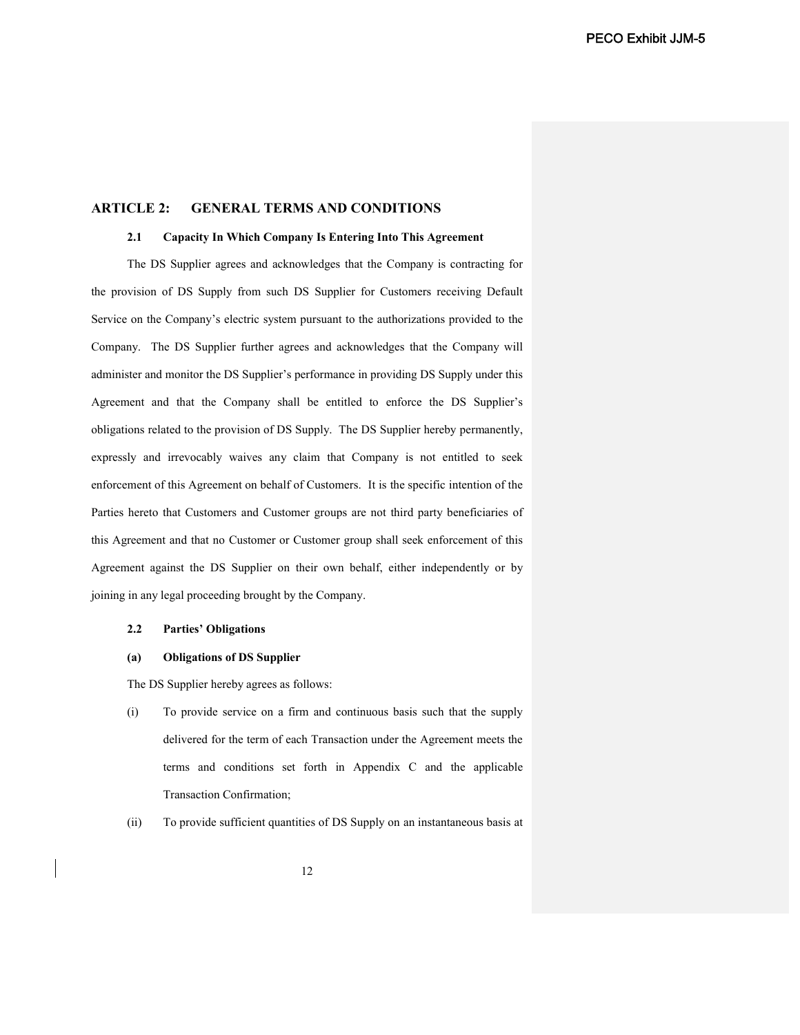## ARTICLE 2: GENERAL TERMS AND CONDITIONS

### 2.1 Capacity In Which Company Is Entering Into This Agreement

The DS Supplier agrees and acknowledges that the Company is contracting for the provision of DS Supply from such DS Supplier for Customers receiving Default Service on the Company's electric system pursuant to the authorizations provided to the Company. The DS Supplier further agrees and acknowledges that the Company will administer and monitor the DS Supplier's performance in providing DS Supply under this Agreement and that the Company shall be entitled to enforce the DS Supplier's obligations related to the provision of DS Supply. The DS Supplier hereby permanently, expressly and irrevocably waives any claim that Company is not entitled to seek enforcement of this Agreement on behalf of Customers. It is the specific intention of the Parties hereto that Customers and Customer groups are not third party beneficiaries of this Agreement and that no Customer or Customer group shall seek enforcement of this Agreement against the DS Supplier on their own behalf, either independently or by joining in any legal proceeding brought by the Company.

### 2.2 Parties' Obligations

**(a) Obligations of DS Supplier**

The DS Supplier hereby agrees as follows:

(i) To provide service on a firm and continuous basis such that the supply delivered for the term of each Transaction under the Agreement meets the terms and conditions set forth in Appendix C and the applicable Transaction Confirmation;

(ii) To provide sufficient quantities of DS Supply on an instantaneous basis at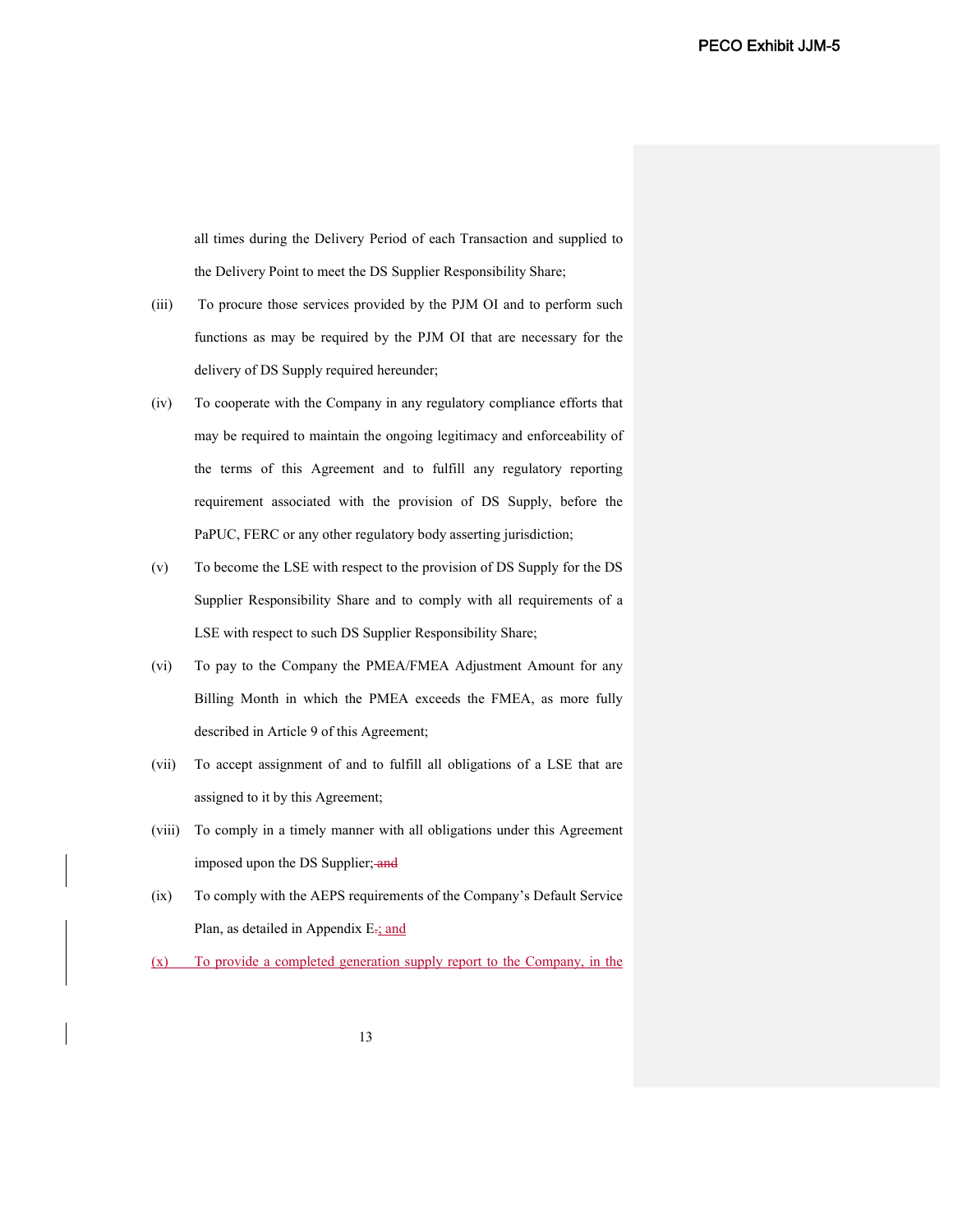all times during the Delivery Period of each Transaction and supplied to the Delivery Point to meet the DS Supplier Responsibility Share;

(iii) To procure those services provided by the PJM OI and to perform such functions as may be required by the PJM OI that are necessary for the delivery of DS Supply required hereunder;

(iv) To cooperate with the Company in any regulatory compliance efforts that may be required to maintain the ongoing legitimacy and enforceability of the terms of this Agreement and to fulfill any regulatory reporting requirement associated with the provision of DS Supply, before the PaPUC, FERC or any other regulatory body asserting jurisdiction;

(v) To become the LSE with respect to the provision of DS Supply for the DS Supplier Responsibility Share and to comply with all requirements of a LSE with respect to such DS Supplier Responsibility Share;

(vi) To pay to the Company the PMEA/FMEA Adjustment Amount for any Billing Month in which the PMEA exceeds the FMEA, as more fully described in Article 9 of this Agreement;

(vii) To accept assignment of and to fulfill all obligations of a LSE that are assigned to it by this Agreement;

(viii) To comply in a timely manner with all obligations under this Agreement imposed upon the DS Supplier; ~~and~~

(ix) To comply with the AEPS requirements of the Company's Default Service Plan, as detailed in Appendix E~~.~~; and

(x) To provide a completed generation supply report to the Company, in the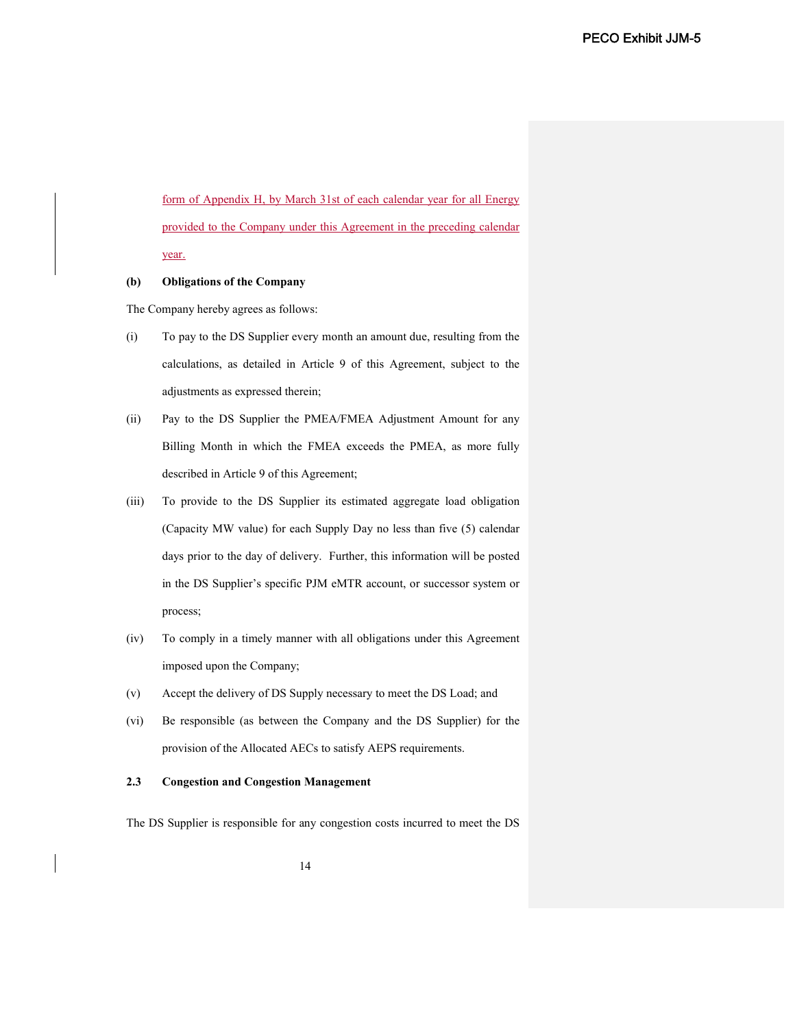form of Appendix H, by March 31st of each calendar year for all Energy provided to the Company under this Agreement in the preceding calendar year.

**(b) Obligations of the Company**

The Company hereby agrees as follows:

(i) To pay to the DS Supplier every month an amount due, resulting from the calculations, as detailed in Article 9 of this Agreement, subject to the adjustments as expressed therein;

(ii) Pay to the DS Supplier the PMEA/FMEA Adjustment Amount for any Billing Month in which the FMEA exceeds the PMEA, as more fully described in Article 9 of this Agreement;

(iii) To provide to the DS Supplier its estimated aggregate load obligation (Capacity MW value) for each Supply Day no less than five (5) calendar days prior to the day of delivery. Further, this information will be posted in the DS Supplier's specific PJM eMTR account, or successor system or process;

(iv) To comply in a timely manner with all obligations under this Agreement imposed upon the Company;

(v) Accept the delivery of DS Supply necessary to meet the DS Load; and

(vi) Be responsible (as between the Company and the DS Supplier) for the provision of the Allocated AECs to satisfy AEPS requirements.

**2.3 Congestion and Congestion Management**

The DS Supplier is responsible for any congestion costs incurred to meet the DS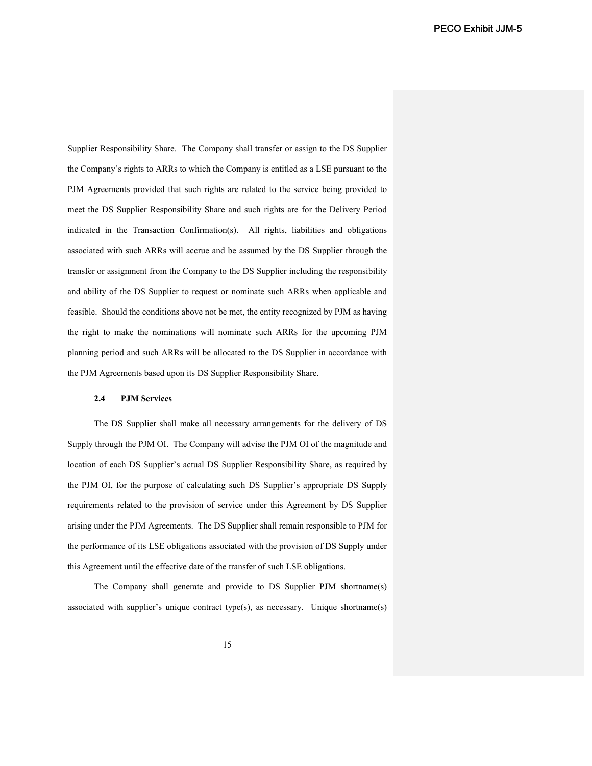Supplier Responsibility Share. The Company shall transfer or assign to the DS Supplier the Company's rights to ARRs to which the Company is entitled as a LSE pursuant to the PJM Agreements provided that such rights are related to the service being provided to meet the DS Supplier Responsibility Share and such rights are for the Delivery Period indicated in the Transaction Confirmation(s). All rights, liabilities and obligations associated with such ARRs will accrue and be assumed by the DS Supplier through the transfer or assignment from the Company to the DS Supplier including the responsibility and ability of the DS Supplier to request or nominate such ARRs when applicable and feasible. Should the conditions above not be met, the entity recognized by PJM as having the right to make the nominations will nominate such ARRs for the upcoming PJM planning period and such ARRs will be allocated to the DS Supplier in accordance with the PJM Agreements based upon its DS Supplier Responsibility Share.

### 2.4 PJM Services

The DS Supplier shall make all necessary arrangements for the delivery of DS Supply through the PJM OI. The Company will advise the PJM OI of the magnitude and location of each DS Supplier's actual DS Supplier Responsibility Share, as required by the PJM OI, for the purpose of calculating such DS Supplier's appropriate DS Supply requirements related to the provision of service under this Agreement by DS Supplier arising under the PJM Agreements. The DS Supplier shall remain responsible to PJM for the performance of its LSE obligations associated with the provision of DS Supply under this Agreement until the effective date of the transfer of such LSE obligations.

The Company shall generate and provide to DS Supplier PJM shortname(s) associated with supplier's unique contract type(s), as necessary. Unique shortname(s)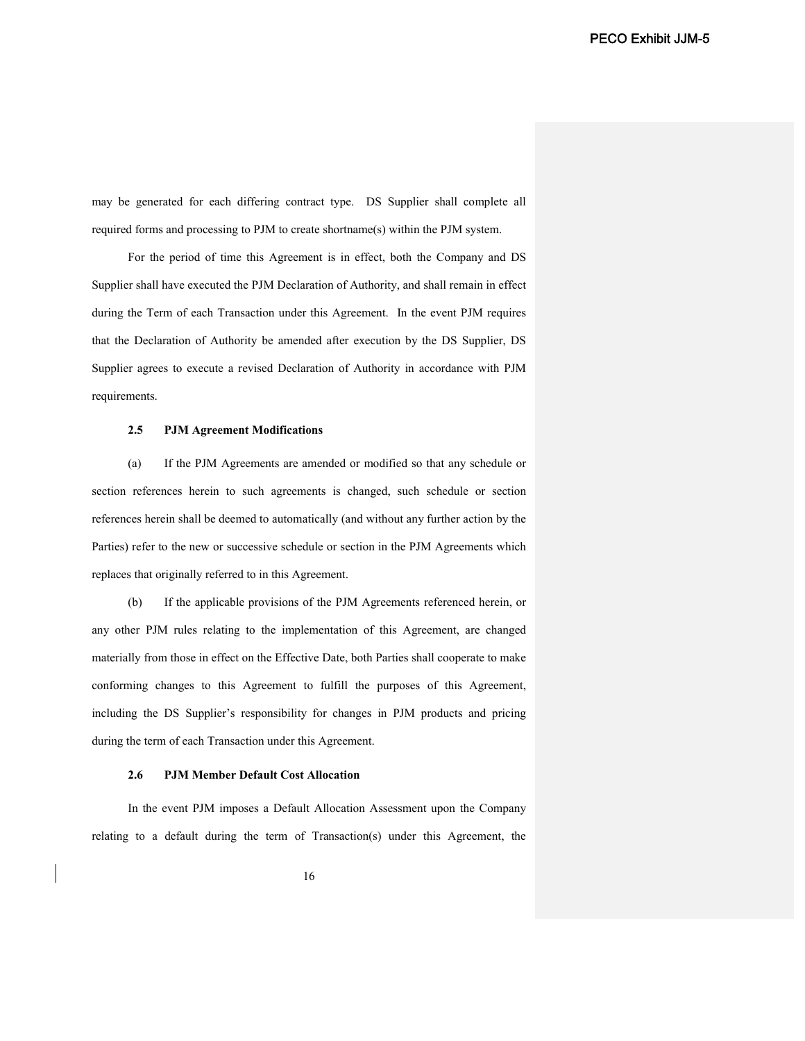may be generated for each differing contract type. DS Supplier shall complete all required forms and processing to PJM to create shortname(s) within the PJM system.

For the period of time this Agreement is in effect, both the Company and DS Supplier shall have executed the PJM Declaration of Authority, and shall remain in effect during the Term of each Transaction under this Agreement. In the event PJM requires that the Declaration of Authority be amended after execution by the DS Supplier, DS Supplier agrees to execute a revised Declaration of Authority in accordance with PJM requirements.

**2.5 PJM Agreement Modifications**

(a) If the PJM Agreements are amended or modified so that any schedule or section references herein to such agreements is changed, such schedule or section references herein shall be deemed to automatically (and without any further action by the Parties) refer to the new or successive schedule or section in the PJM Agreements which replaces that originally referred to in this Agreement.

(b) If the applicable provisions of the PJM Agreements referenced herein, or any other PJM rules relating to the implementation of this Agreement, are changed materially from those in effect on the Effective Date, both Parties shall cooperate to make conforming changes to this Agreement to fulfill the purposes of this Agreement, including the DS Supplier's responsibility for changes in PJM products and pricing during the term of each Transaction under this Agreement.

**2.6 PJM Member Default Cost Allocation**

In the event PJM imposes a Default Allocation Assessment upon the Company relating to a default during the term of Transaction(s) under this Agreement, the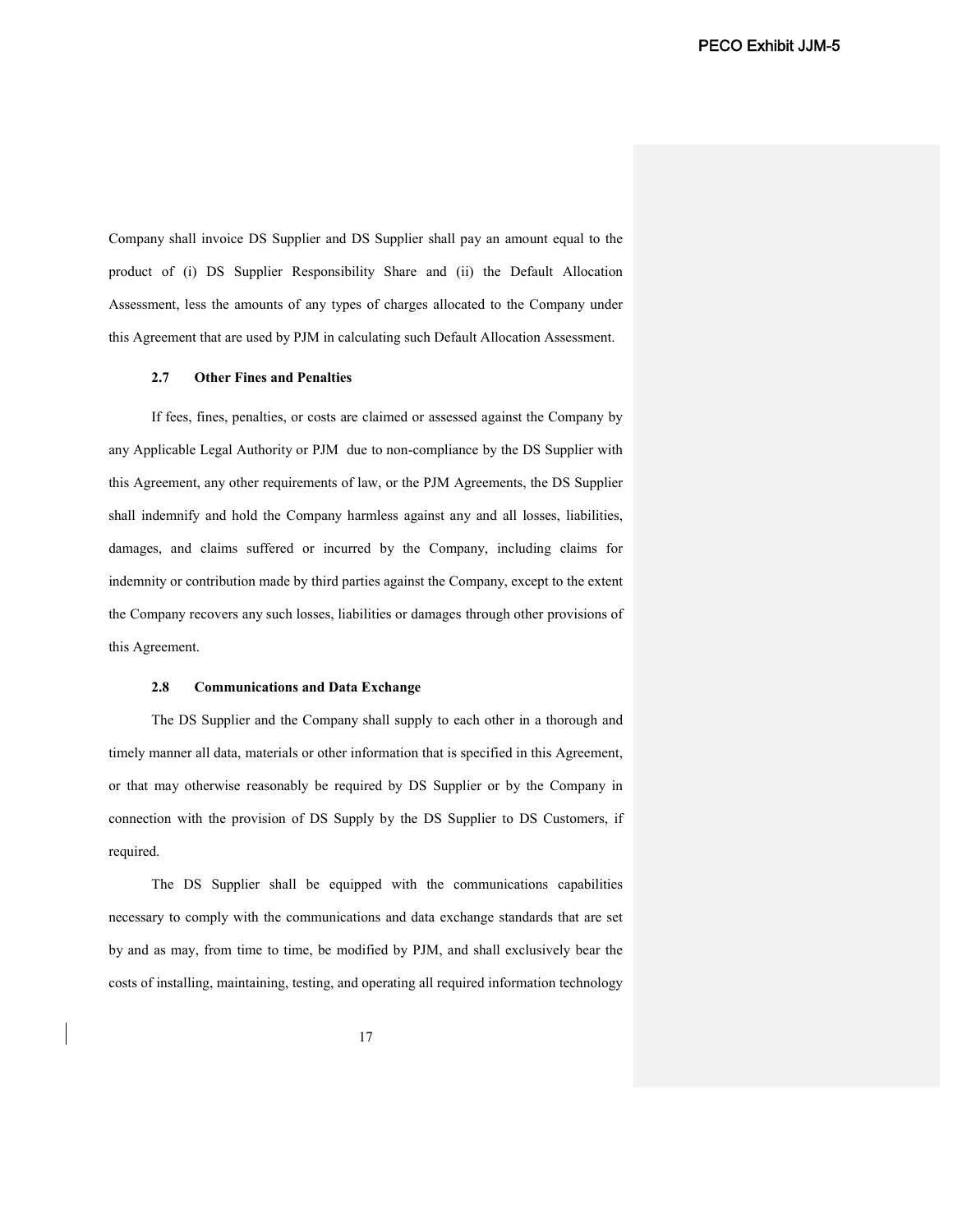Company shall invoice DS Supplier and DS Supplier shall pay an amount equal to the product of (i) DS Supplier Responsibility Share and (ii) the Default Allocation Assessment, less the amounts of any types of charges allocated to the Company under this Agreement that are used by PJM in calculating such Default Allocation Assessment.

**2.7 Other Fines and Penalties**

If fees, fines, penalties, or costs are claimed or assessed against the Company by any Applicable Legal Authority or PJM due to non-compliance by the DS Supplier with this Agreement, any other requirements of law, or the PJM Agreements, the DS Supplier shall indemnify and hold the Company harmless against any and all losses, liabilities, damages, and claims suffered or incurred by the Company, including claims for indemnity or contribution made by third parties against the Company, except to the extent the Company recovers any such losses, liabilities or damages through other provisions of this Agreement.

**2.8 Communications and Data Exchange**

The DS Supplier and the Company shall supply to each other in a thorough and timely manner all data, materials or other information that is specified in this Agreement, or that may otherwise reasonably be required by DS Supplier or by the Company in connection with the provision of DS Supply by the DS Supplier to DS Customers, if required.

The DS Supplier shall be equipped with the communications capabilities necessary to comply with the communications and data exchange standards that are set by and as may, from time to time, be modified by PJM, and shall exclusively bear the costs of installing, maintaining, testing, and operating all required information technology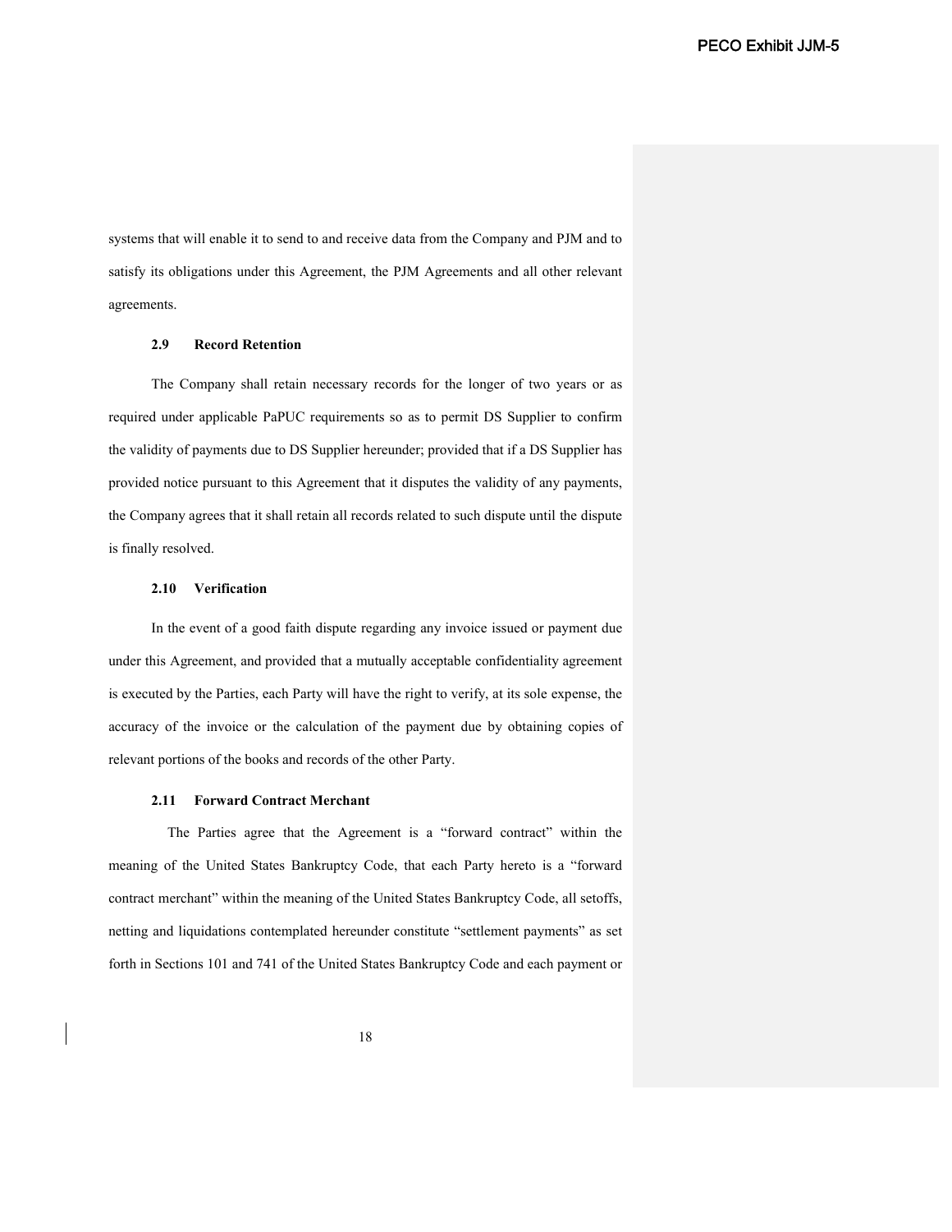systems that will enable it to send to and receive data from the Company and PJM and to satisfy its obligations under this Agreement, the PJM Agreements and all other relevant agreements.

**2.9 Record Retention**

The Company shall retain necessary records for the longer of two years or as required under applicable PaPUC requirements so as to permit DS Supplier to confirm the validity of payments due to DS Supplier hereunder; provided that if a DS Supplier has provided notice pursuant to this Agreement that it disputes the validity of any payments, the Company agrees that it shall retain all records related to such dispute until the dispute is finally resolved.

**2.10 Verification**

In the event of a good faith dispute regarding any invoice issued or payment due under this Agreement, and provided that a mutually acceptable confidentiality agreement is executed by the Parties, each Party will have the right to verify, at its sole expense, the accuracy of the invoice or the calculation of the payment due by obtaining copies of relevant portions of the books and records of the other Party.

**2.11 Forward Contract Merchant**

The Parties agree that the Agreement is a "forward contract" within the meaning of the United States Bankruptcy Code, that each Party hereto is a "forward contract merchant" within the meaning of the United States Bankruptcy Code, all setoffs, netting and liquidations contemplated hereunder constitute "settlement payments" as set forth in Sections 101 and 741 of the United States Bankruptcy Code and each payment or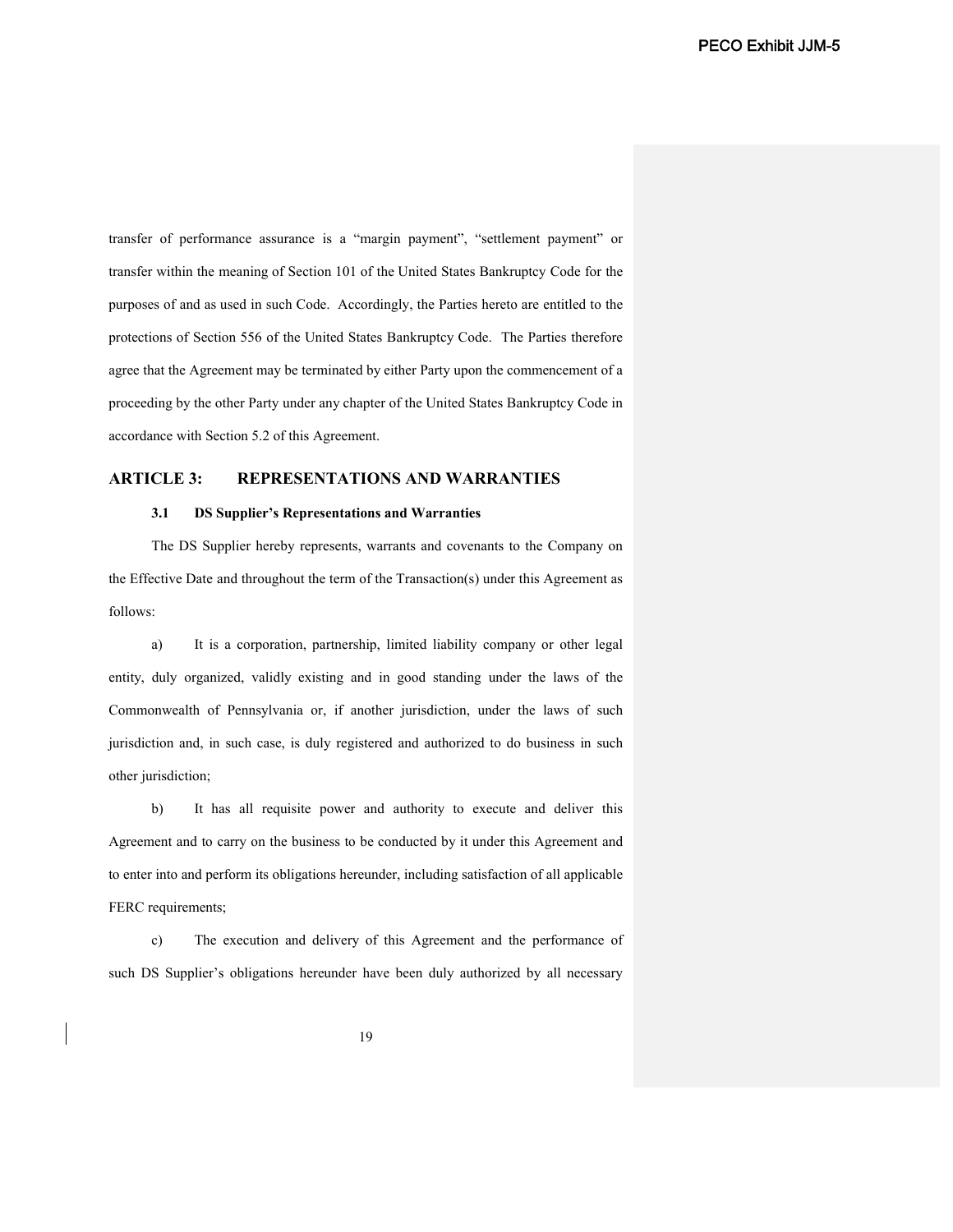transfer of performance assurance is a "margin payment", "settlement payment" or transfer within the meaning of Section 101 of the United States Bankruptcy Code for the purposes of and as used in such Code. Accordingly, the Parties hereto are entitled to the protections of Section 556 of the United States Bankruptcy Code. The Parties therefore agree that the Agreement may be terminated by either Party upon the commencement of a proceeding by the other Party under any chapter of the United States Bankruptcy Code in accordance with Section 5.2 of this Agreement.

## ARTICLE 3: REPRESENTATIONS AND WARRANTIES

### 3.1 DS Supplier's Representations and Warranties

The DS Supplier hereby represents, warrants and covenants to the Company on the Effective Date and throughout the term of the Transaction(s) under this Agreement as follows:

a) It is a corporation, partnership, limited liability company or other legal entity, duly organized, validly existing and in good standing under the laws of the Commonwealth of Pennsylvania or, if another jurisdiction, under the laws of such jurisdiction and, in such case, is duly registered and authorized to do business in such other jurisdiction;

b) It has all requisite power and authority to execute and deliver this Agreement and to carry on the business to be conducted by it under this Agreement and to enter into and perform its obligations hereunder, including satisfaction of all applicable FERC requirements;

c) The execution and delivery of this Agreement and the performance of such DS Supplier's obligations hereunder have been duly authorized by all necessary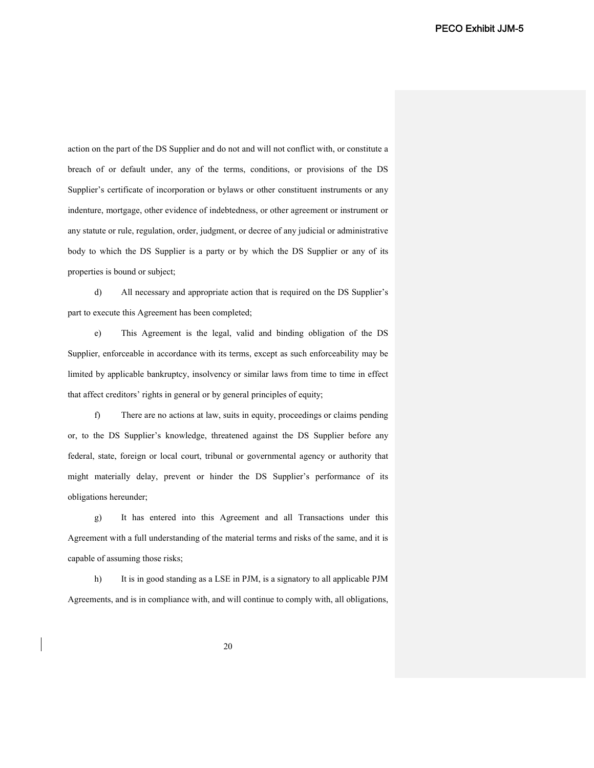action on the part of the DS Supplier and do not and will not conflict with, or constitute a breach of or default under, any of the terms, conditions, or provisions of the DS Supplier's certificate of incorporation or bylaws or other constituent instruments or any indenture, mortgage, other evidence of indebtedness, or other agreement or instrument or any statute or rule, regulation, order, judgment, or decree of any judicial or administrative body to which the DS Supplier is a party or by which the DS Supplier or any of its properties is bound or subject;

d) All necessary and appropriate action that is required on the DS Supplier's part to execute this Agreement has been completed;

e) This Agreement is the legal, valid and binding obligation of the DS Supplier, enforceable in accordance with its terms, except as such enforceability may be limited by applicable bankruptcy, insolvency or similar laws from time to time in effect that affect creditors' rights in general or by general principles of equity;

f) There are no actions at law, suits in equity, proceedings or claims pending or, to the DS Supplier's knowledge, threatened against the DS Supplier before any federal, state, foreign or local court, tribunal or governmental agency or authority that might materially delay, prevent or hinder the DS Supplier's performance of its obligations hereunder;

g) It has entered into this Agreement and all Transactions under this Agreement with a full understanding of the material terms and risks of the same, and it is capable of assuming those risks;

h) It is in good standing as a LSE in PJM, is a signatory to all applicable PJM Agreements, and is in compliance with, and will continue to comply with, all obligations,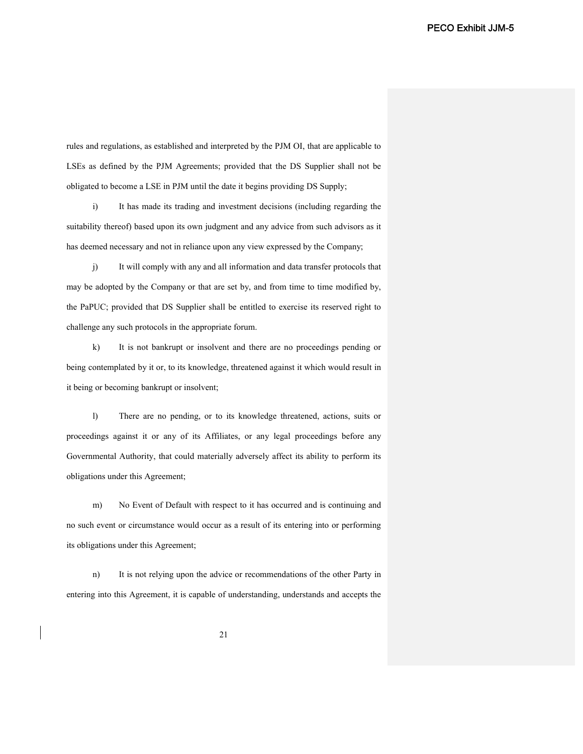rules and regulations, as established and interpreted by the PJM OI, that are applicable to LSEs as defined by the PJM Agreements; provided that the DS Supplier shall not be obligated to become a LSE in PJM until the date it begins providing DS Supply;

i) It has made its trading and investment decisions (including regarding the suitability thereof) based upon its own judgment and any advice from such advisors as it has deemed necessary and not in reliance upon any view expressed by the Company;

j) It will comply with any and all information and data transfer protocols that may be adopted by the Company or that are set by, and from time to time modified by, the PaPUC; provided that DS Supplier shall be entitled to exercise its reserved right to challenge any such protocols in the appropriate forum.

k) It is not bankrupt or insolvent and there are no proceedings pending or being contemplated by it or, to its knowledge, threatened against it which would result in it being or becoming bankrupt or insolvent;

l) There are no pending, or to its knowledge threatened, actions, suits or proceedings against it or any of its Affiliates, or any legal proceedings before any Governmental Authority, that could materially adversely affect its ability to perform its obligations under this Agreement;

m) No Event of Default with respect to it has occurred and is continuing and no such event or circumstance would occur as a result of its entering into or performing its obligations under this Agreement;

n) It is not relying upon the advice or recommendations of the other Party in entering into this Agreement, it is capable of understanding, understands and accepts the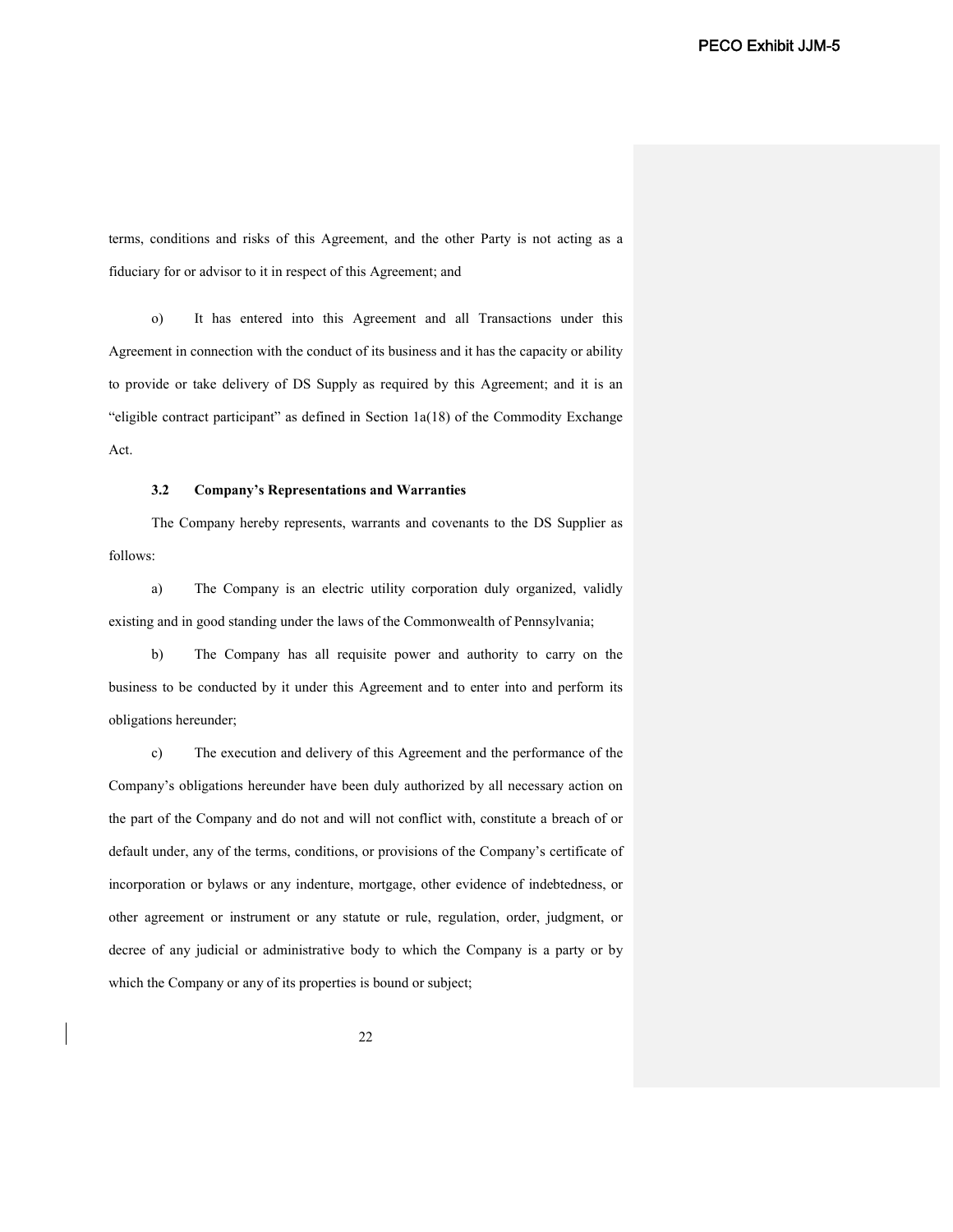terms, conditions and risks of this Agreement, and the other Party is not acting as a fiduciary for or advisor to it in respect of this Agreement; and

o) It has entered into this Agreement and all Transactions under this Agreement in connection with the conduct of its business and it has the capacity or ability to provide or take delivery of DS Supply as required by this Agreement; and it is an "eligible contract participant" as defined in Section 1a(18) of the Commodity Exchange Act.

**3.2 Company's Representations and Warranties**

The Company hereby represents, warrants and covenants to the DS Supplier as follows:

a) The Company is an electric utility corporation duly organized, validly existing and in good standing under the laws of the Commonwealth of Pennsylvania;

b) The Company has all requisite power and authority to carry on the business to be conducted by it under this Agreement and to enter into and perform its obligations hereunder;

c) The execution and delivery of this Agreement and the performance of the Company's obligations hereunder have been duly authorized by all necessary action on the part of the Company and do not and will not conflict with, constitute a breach of or default under, any of the terms, conditions, or provisions of the Company's certificate of incorporation or bylaws or any indenture, mortgage, other evidence of indebtedness, or other agreement or instrument or any statute or rule, regulation, order, judgment, or decree of any judicial or administrative body to which the Company is a party or by which the Company or any of its properties is bound or subject;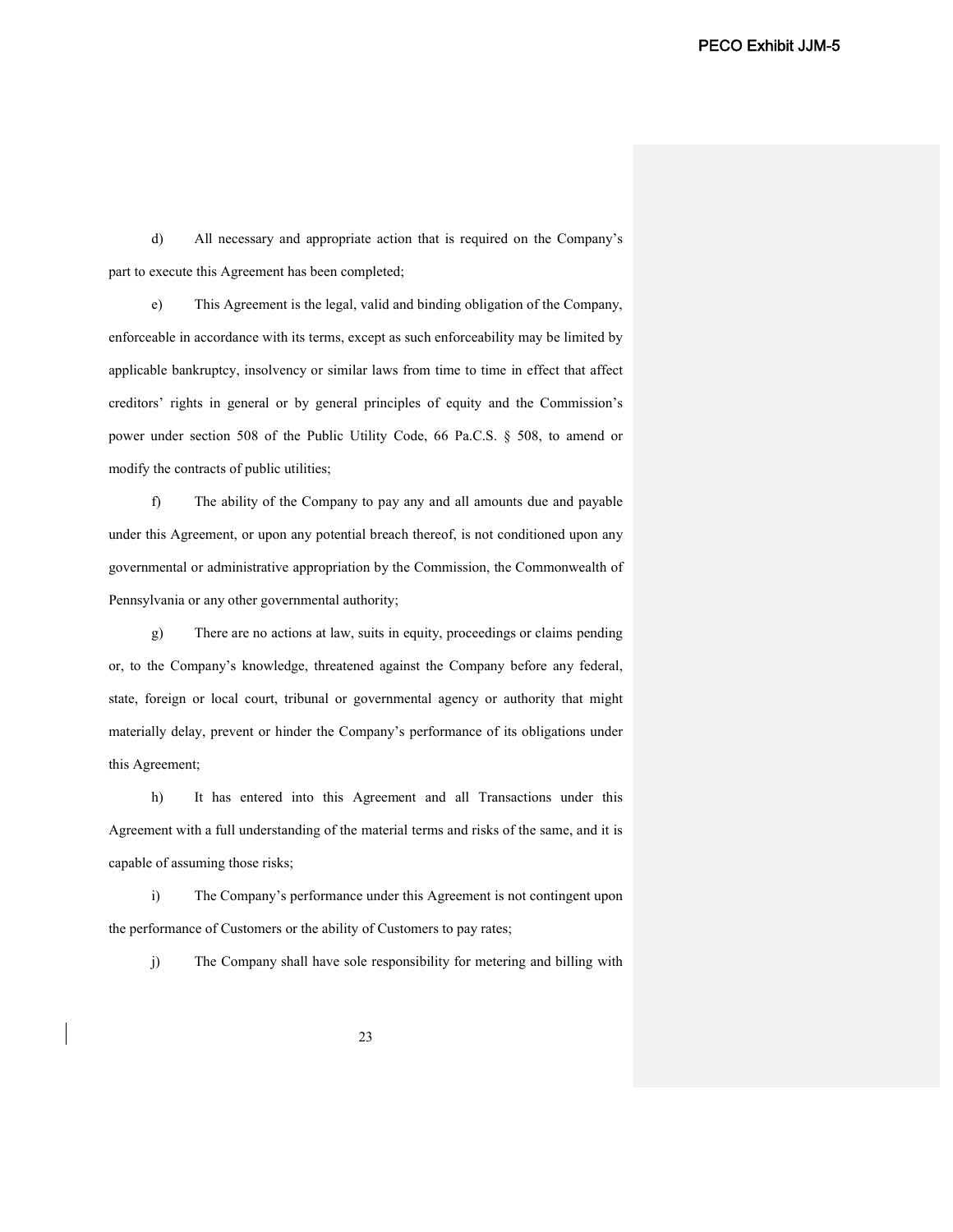d) All necessary and appropriate action that is required on the Company's part to execute this Agreement has been completed;

e) This Agreement is the legal, valid and binding obligation of the Company, enforceable in accordance with its terms, except as such enforceability may be limited by applicable bankruptcy, insolvency or similar laws from time to time in effect that affect creditors' rights in general or by general principles of equity and the Commission's power under section 508 of the Public Utility Code, 66 Pa.C.S. § 508, to amend or modify the contracts of public utilities;

f) The ability of the Company to pay any and all amounts due and payable under this Agreement, or upon any potential breach thereof, is not conditioned upon any governmental or administrative appropriation by the Commission, the Commonwealth of Pennsylvania or any other governmental authority;

g) There are no actions at law, suits in equity, proceedings or claims pending or, to the Company's knowledge, threatened against the Company before any federal, state, foreign or local court, tribunal or governmental agency or authority that might materially delay, prevent or hinder the Company's performance of its obligations under this Agreement;

h) It has entered into this Agreement and all Transactions under this Agreement with a full understanding of the material terms and risks of the same, and it is capable of assuming those risks;

i) The Company's performance under this Agreement is not contingent upon the performance of Customers or the ability of Customers to pay rates;

j) The Company shall have sole responsibility for metering and billing with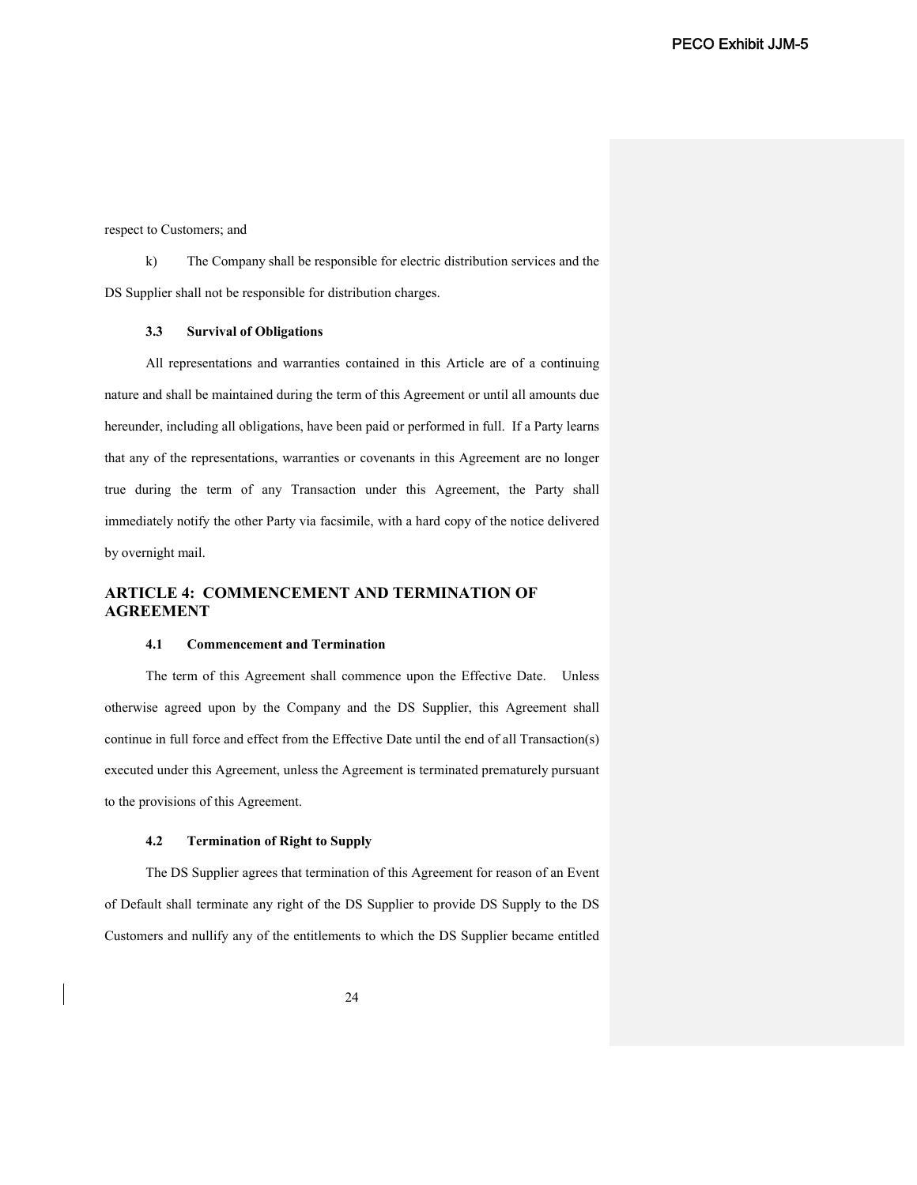respect to Customers; and

k) The Company shall be responsible for electric distribution services and the DS Supplier shall not be responsible for distribution charges.

### 3.3 Survival of Obligations

All representations and warranties contained in this Article are of a continuing nature and shall be maintained during the term of this Agreement or until all amounts due hereunder, including all obligations, have been paid or performed in full. If a Party learns that any of the representations, warranties or covenants in this Agreement are no longer true during the term of any Transaction under this Agreement, the Party shall immediately notify the other Party via facsimile, with a hard copy of the notice delivered by overnight mail.

## ARTICLE 4: COMMENCEMENT AND TERMINATION OF AGREEMENT

### 4.1 Commencement and Termination

The term of this Agreement shall commence upon the Effective Date. Unless otherwise agreed upon by the Company and the DS Supplier, this Agreement shall continue in full force and effect from the Effective Date until the end of all Transaction(s) executed under this Agreement, unless the Agreement is terminated prematurely pursuant to the provisions of this Agreement.

### 4.2 Termination of Right to Supply

The DS Supplier agrees that termination of this Agreement for reason of an Event of Default shall terminate any right of the DS Supplier to provide DS Supply to the DS Customers and nullify any of the entitlements to which the DS Supplier became entitled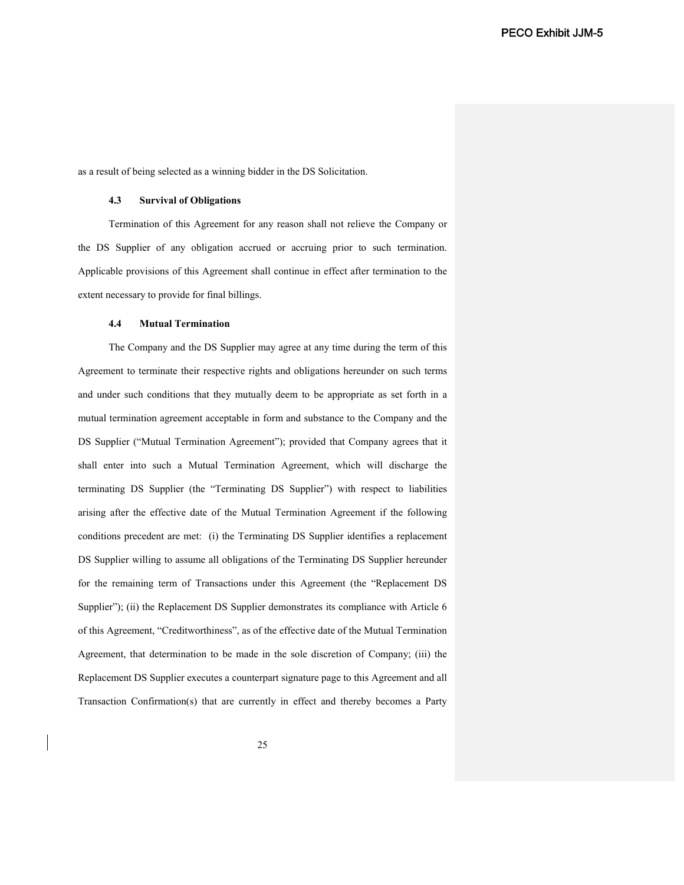as a result of being selected as a winning bidder in the DS Solicitation.

### 4.3 Survival of Obligations

Termination of this Agreement for any reason shall not relieve the Company or the DS Supplier of any obligation accrued or accruing prior to such termination. Applicable provisions of this Agreement shall continue in effect after termination to the extent necessary to provide for final billings.

### 4.4 Mutual Termination

The Company and the DS Supplier may agree at any time during the term of this Agreement to terminate their respective rights and obligations hereunder on such terms and under such conditions that they mutually deem to be appropriate as set forth in a mutual termination agreement acceptable in form and substance to the Company and the DS Supplier ("Mutual Termination Agreement"); provided that Company agrees that it shall enter into such a Mutual Termination Agreement, which will discharge the terminating DS Supplier (the "Terminating DS Supplier") with respect to liabilities arising after the effective date of the Mutual Termination Agreement if the following conditions precedent are met: (i) the Terminating DS Supplier identifies a replacement DS Supplier willing to assume all obligations of the Terminating DS Supplier hereunder for the remaining term of Transactions under this Agreement (the "Replacement DS Supplier"); (ii) the Replacement DS Supplier demonstrates its compliance with Article 6 of this Agreement, "Creditworthiness", as of the effective date of the Mutual Termination Agreement, that determination to be made in the sole discretion of Company; (iii) the Replacement DS Supplier executes a counterpart signature page to this Agreement and all Transaction Confirmation(s) that are currently in effect and thereby becomes a Party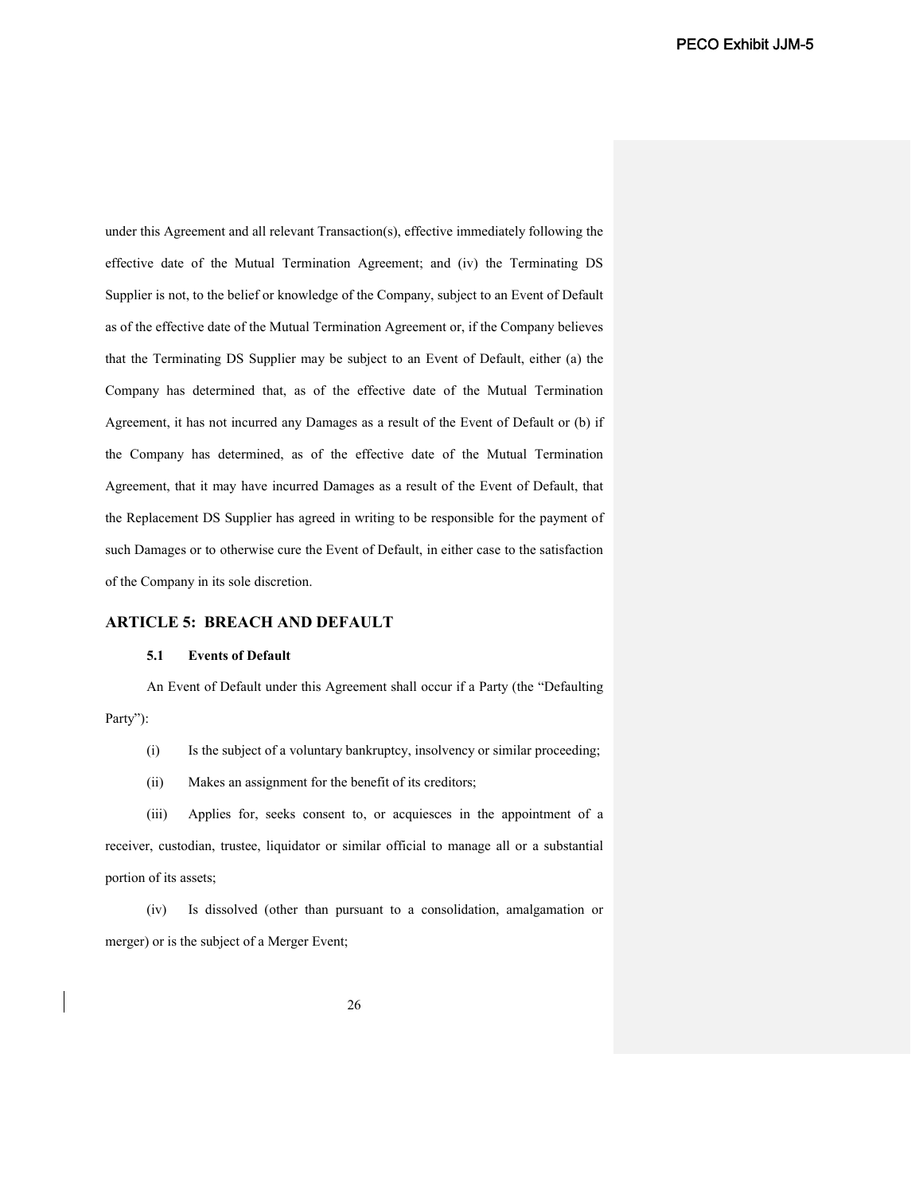under this Agreement and all relevant Transaction(s), effective immediately following the effective date of the Mutual Termination Agreement; and (iv) the Terminating DS Supplier is not, to the belief or knowledge of the Company, subject to an Event of Default as of the effective date of the Mutual Termination Agreement or, if the Company believes that the Terminating DS Supplier may be subject to an Event of Default, either (a) the Company has determined that, as of the effective date of the Mutual Termination Agreement, it has not incurred any Damages as a result of the Event of Default or (b) if the Company has determined, as of the effective date of the Mutual Termination Agreement, that it may have incurred Damages as a result of the Event of Default, that the Replacement DS Supplier has agreed in writing to be responsible for the payment of such Damages or to otherwise cure the Event of Default, in either case to the satisfaction of the Company in its sole discretion.

## ARTICLE 5: BREACH AND DEFAULT

### 5.1 Events of Default

An Event of Default under this Agreement shall occur if a Party (the "Defaulting Party"):

(i) Is the subject of a voluntary bankruptcy, insolvency or similar proceeding;

(ii) Makes an assignment for the benefit of its creditors;

(iii) Applies for, seeks consent to, or acquiesces in the appointment of a receiver, custodian, trustee, liquidator or similar official to manage all or a substantial portion of its assets;

(iv) Is dissolved (other than pursuant to a consolidation, amalgamation or merger) or is the subject of a Merger Event;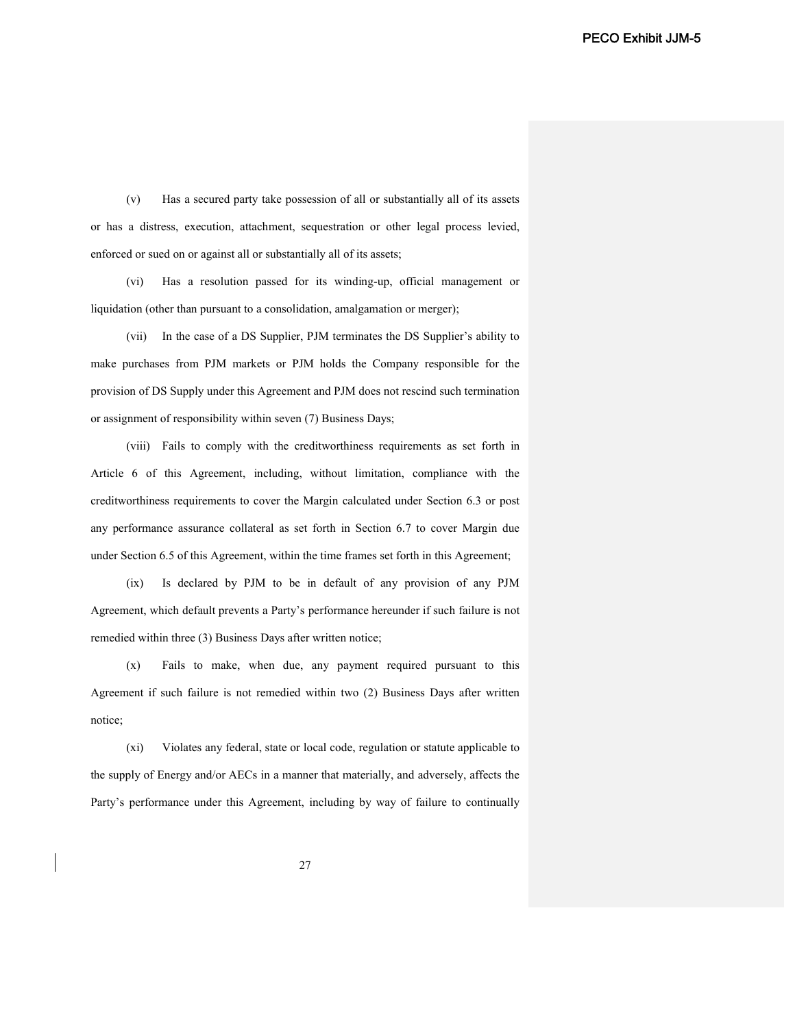(v) Has a secured party take possession of all or substantially all of its assets or has a distress, execution, attachment, sequestration or other legal process levied, enforced or sued on or against all or substantially all of its assets;

(vi) Has a resolution passed for its winding-up, official management or liquidation (other than pursuant to a consolidation, amalgamation or merger);

(vii) In the case of a DS Supplier, PJM terminates the DS Supplier's ability to make purchases from PJM markets or PJM holds the Company responsible for the provision of DS Supply under this Agreement and PJM does not rescind such termination or assignment of responsibility within seven (7) Business Days;

(viii) Fails to comply with the creditworthiness requirements as set forth in Article 6 of this Agreement, including, without limitation, compliance with the creditworthiness requirements to cover the Margin calculated under Section 6.3 or post any performance assurance collateral as set forth in Section 6.7 to cover Margin due under Section 6.5 of this Agreement, within the time frames set forth in this Agreement;

(ix) Is declared by PJM to be in default of any provision of any PJM Agreement, which default prevents a Party's performance hereunder if such failure is not remedied within three (3) Business Days after written notice;

(x) Fails to make, when due, any payment required pursuant to this Agreement if such failure is not remedied within two (2) Business Days after written notice;

(xi) Violates any federal, state or local code, regulation or statute applicable to the supply of Energy and/or AECs in a manner that materially, and adversely, affects the Party's performance under this Agreement, including by way of failure to continually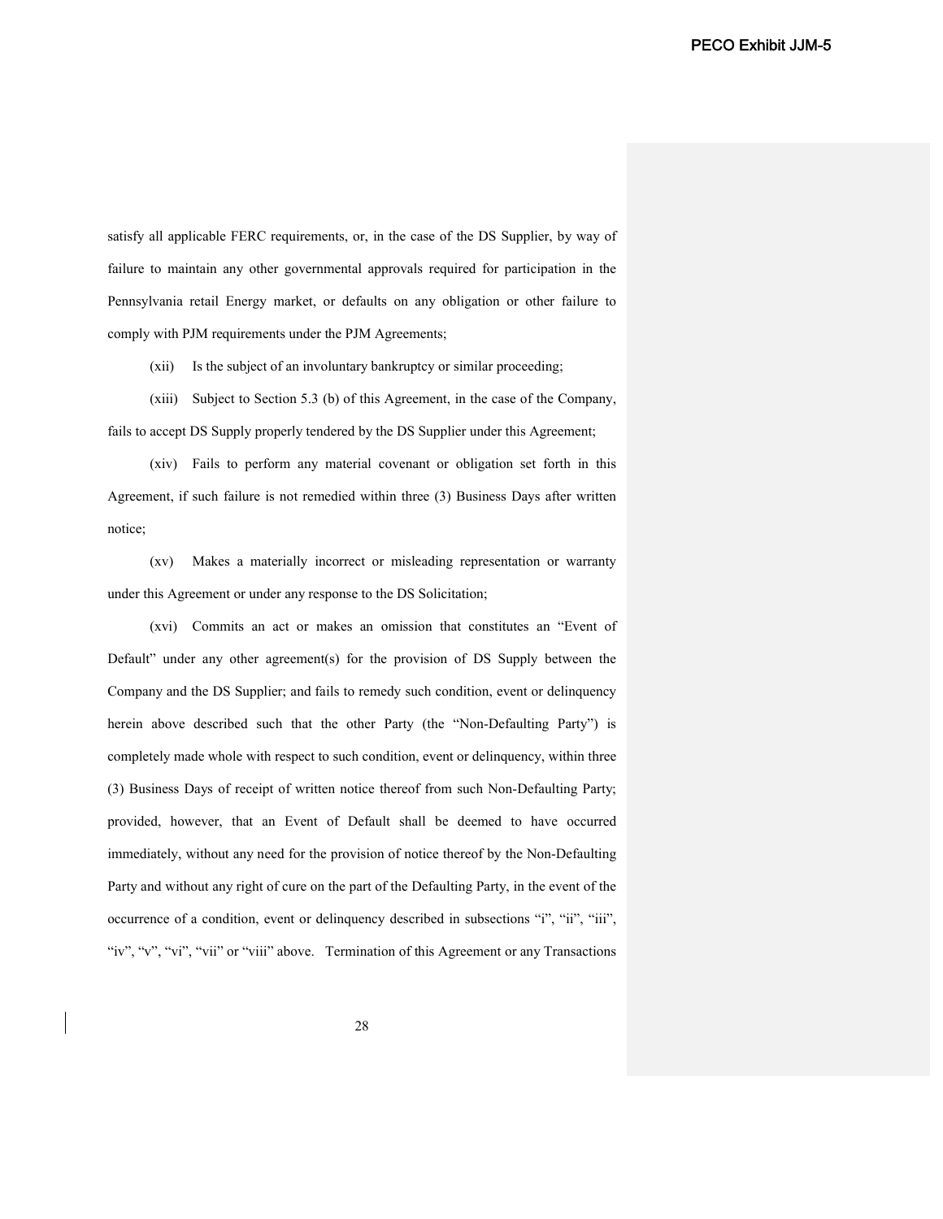satisfy all applicable FERC requirements, or, in the case of the DS Supplier, by way of failure to maintain any other governmental approvals required for participation in the Pennsylvania retail Energy market, or defaults on any obligation or other failure to comply with PJM requirements under the PJM Agreements;

(xii) Is the subject of an involuntary bankruptcy or similar proceeding;

(xiii) Subject to Section 5.3 (b) of this Agreement, in the case of the Company, fails to accept DS Supply properly tendered by the DS Supplier under this Agreement;

(xiv) Fails to perform any material covenant or obligation set forth in this Agreement, if such failure is not remedied within three (3) Business Days after written notice;

(xv) Makes a materially incorrect or misleading representation or warranty under this Agreement or under any response to the DS Solicitation;

(xvi) Commits an act or makes an omission that constitutes an "Event of Default" under any other agreement(s) for the provision of DS Supply between the Company and the DS Supplier; and fails to remedy such condition, event or delinquency herein above described such that the other Party (the "Non-Defaulting Party") is completely made whole with respect to such condition, event or delinquency, within three (3) Business Days of receipt of written notice thereof from such Non-Defaulting Party; provided, however, that an Event of Default shall be deemed to have occurred immediately, without any need for the provision of notice thereof by the Non-Defaulting Party and without any right of cure on the part of the Defaulting Party, in the event of the occurrence of a condition, event or delinquency described in subsections "i", "ii", "iii", "iv", "v", "vi", "vii" or "viii" above. Termination of this Agreement or any Transactions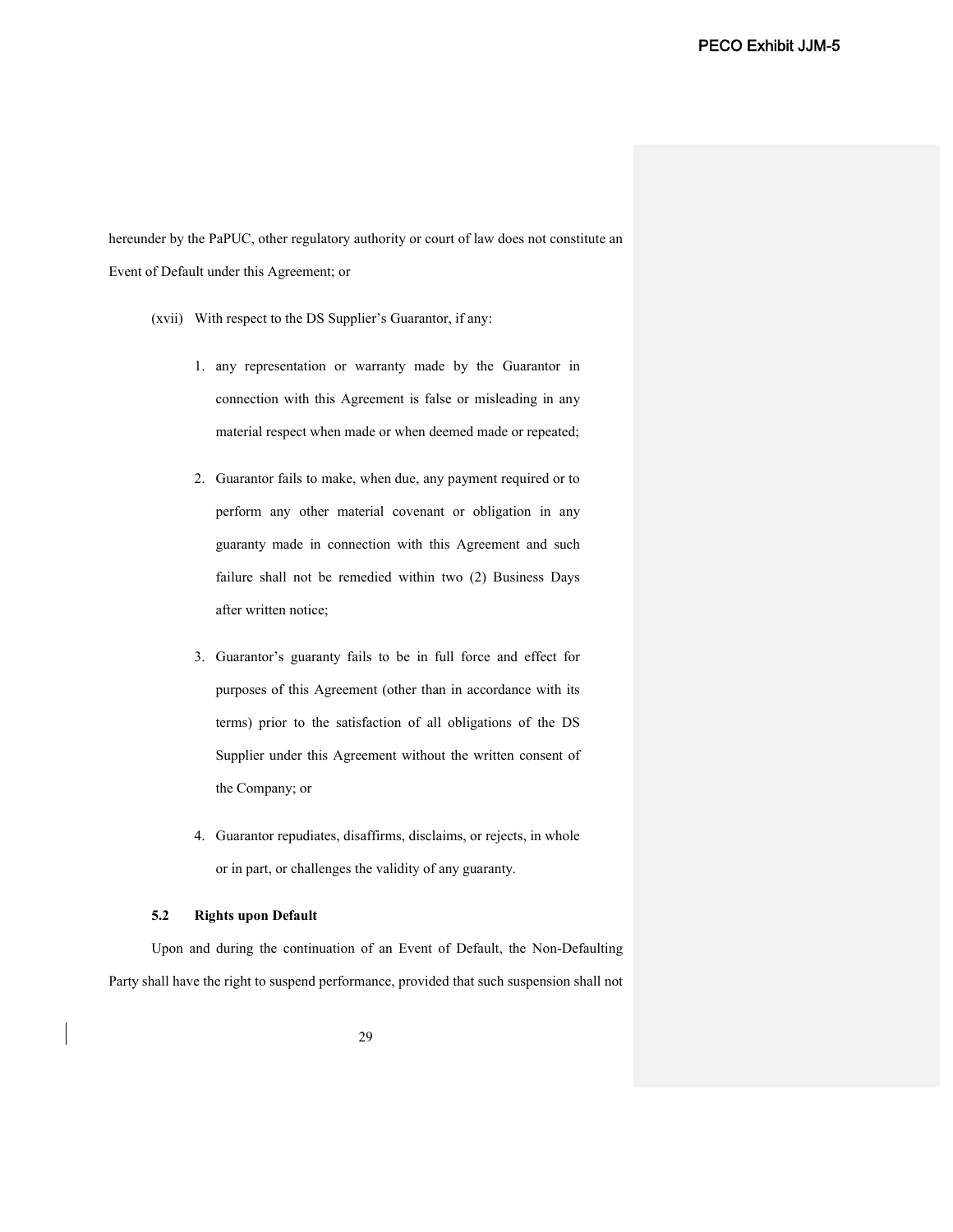hereunder by the PaPUC, other regulatory authority or court of law does not constitute an Event of Default under this Agreement; or

(xvii) With respect to the DS Supplier's Guarantor, if any:

1. any representation or warranty made by the Guarantor in connection with this Agreement is false or misleading in any material respect when made or when deemed made or repeated;
2. Guarantor fails to make, when due, any payment required or to perform any other material covenant or obligation in any guaranty made in connection with this Agreement and such failure shall not be remedied within two (2) Business Days after written notice;
3. Guarantor's guaranty fails to be in full force and effect for purposes of this Agreement (other than in accordance with its terms) prior to the satisfaction of all obligations of the DS Supplier under this Agreement without the written consent of the Company; or
4. Guarantor repudiates, disaffirms, disclaims, or rejects, in whole or in part, or challenges the validity of any guaranty.

**5.2 Rights upon Default**

Upon and during the continuation of an Event of Default, the Non-Defaulting Party shall have the right to suspend performance, provided that such suspension shall not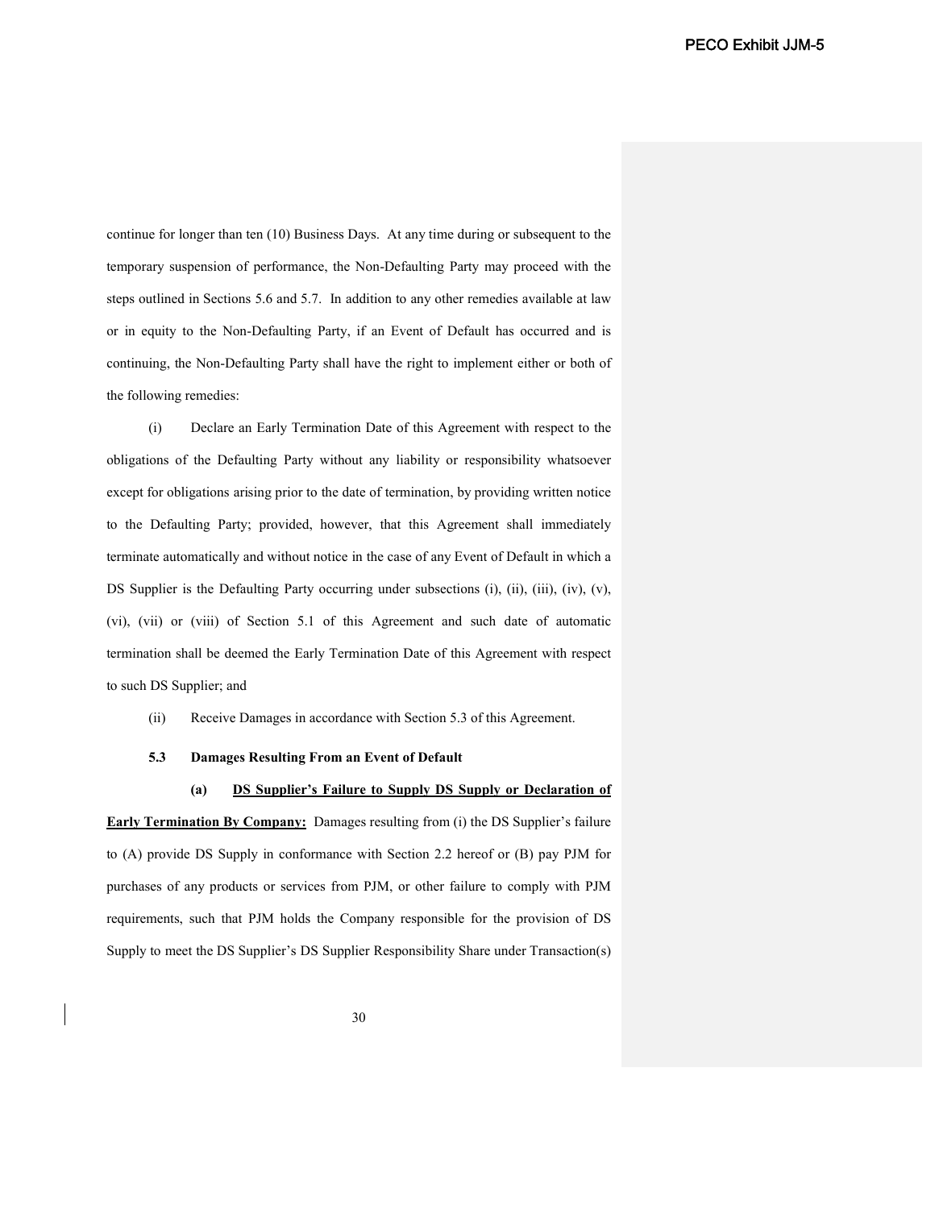continue for longer than ten (10) Business Days. At any time during or subsequent to the temporary suspension of performance, the Non-Defaulting Party may proceed with the steps outlined in Sections 5.6 and 5.7. In addition to any other remedies available at law or in equity to the Non-Defaulting Party, if an Event of Default has occurred and is continuing, the Non-Defaulting Party shall have the right to implement either or both of the following remedies:

(i) Declare an Early Termination Date of this Agreement with respect to the obligations of the Defaulting Party without any liability or responsibility whatsoever except for obligations arising prior to the date of termination, by providing written notice to the Defaulting Party; provided, however, that this Agreement shall immediately terminate automatically and without notice in the case of any Event of Default in which a DS Supplier is the Defaulting Party occurring under subsections (i), (ii), (iii), (iv), (v), (vi), (vii) or (viii) of Section 5.1 of this Agreement and such date of automatic termination shall be deemed the Early Termination Date of this Agreement with respect to such DS Supplier; and

(ii) Receive Damages in accordance with Section 5.3 of this Agreement.

**5.3 Damages Resulting From an Event of Default**

**(a) <u>DS Supplier's Failure to Supply DS Supply or Declaration of Early Termination By Company:</u>** Damages resulting from (i) the DS Supplier's failure to (A) provide DS Supply in conformance with Section 2.2 hereof or (B) pay PJM for purchases of any products or services from PJM, or other failure to comply with PJM requirements, such that PJM holds the Company responsible for the provision of DS Supply to meet the DS Supplier's DS Supplier Responsibility Share under Transaction(s)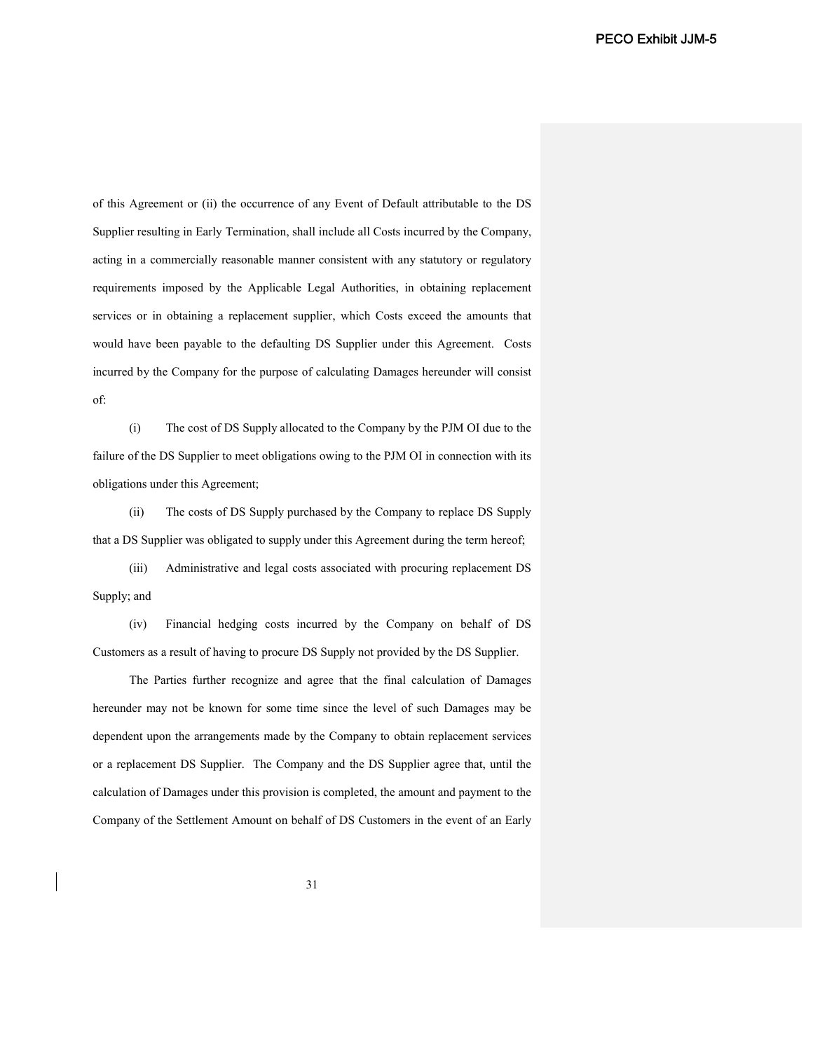of this Agreement or (ii) the occurrence of any Event of Default attributable to the DS Supplier resulting in Early Termination, shall include all Costs incurred by the Company, acting in a commercially reasonable manner consistent with any statutory or regulatory requirements imposed by the Applicable Legal Authorities, in obtaining replacement services or in obtaining a replacement supplier, which Costs exceed the amounts that would have been payable to the defaulting DS Supplier under this Agreement. Costs incurred by the Company for the purpose of calculating Damages hereunder will consist of:

(i) The cost of DS Supply allocated to the Company by the PJM OI due to the failure of the DS Supplier to meet obligations owing to the PJM OI in connection with its obligations under this Agreement;

(ii) The costs of DS Supply purchased by the Company to replace DS Supply that a DS Supplier was obligated to supply under this Agreement during the term hereof;

(iii) Administrative and legal costs associated with procuring replacement DS Supply; and

(iv) Financial hedging costs incurred by the Company on behalf of DS Customers as a result of having to procure DS Supply not provided by the DS Supplier.

The Parties further recognize and agree that the final calculation of Damages hereunder may not be known for some time since the level of such Damages may be dependent upon the arrangements made by the Company to obtain replacement services or a replacement DS Supplier. The Company and the DS Supplier agree that, until the calculation of Damages under this provision is completed, the amount and payment to the Company of the Settlement Amount on behalf of DS Customers in the event of an Early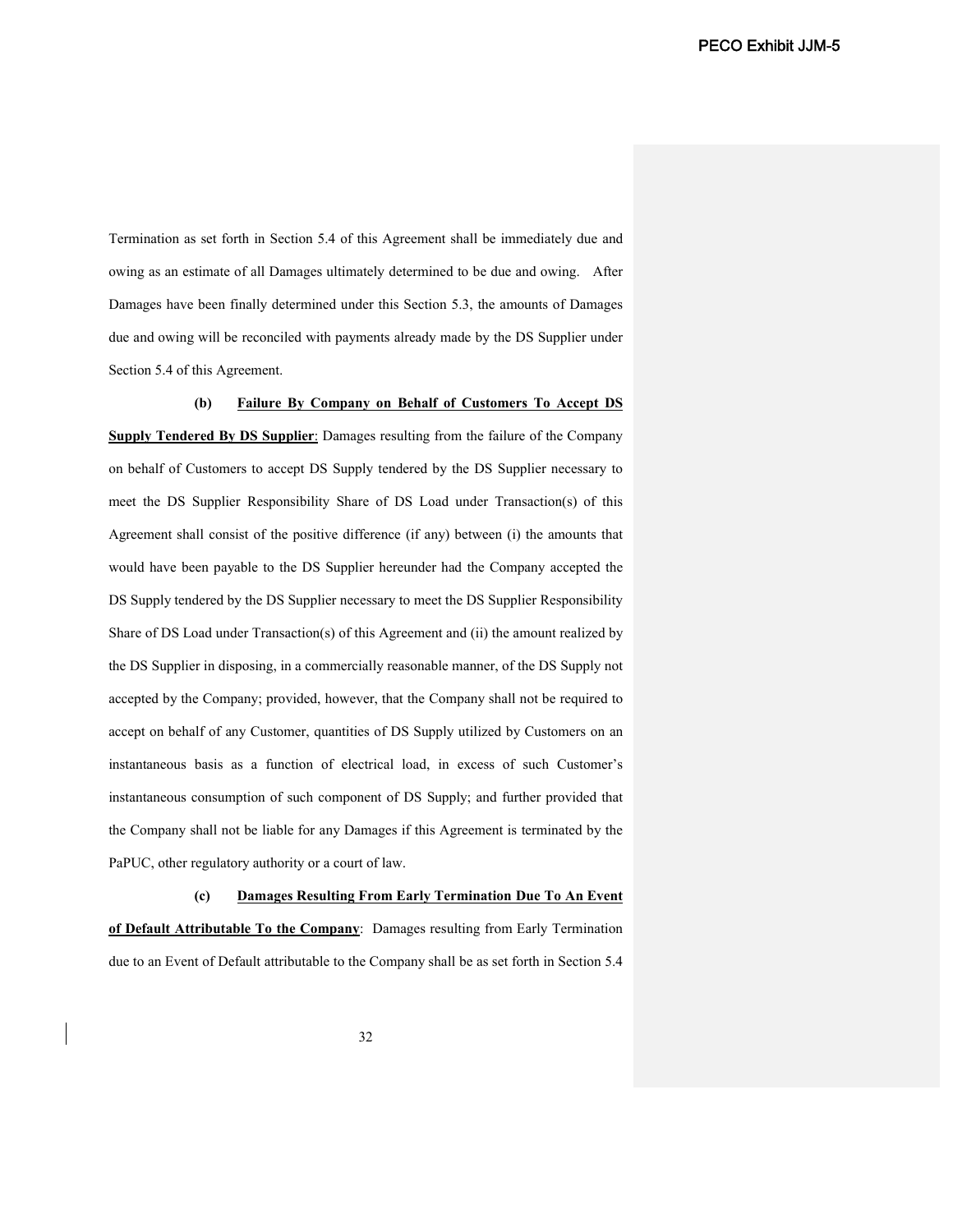Termination as set forth in Section 5.4 of this Agreement shall be immediately due and owing as an estimate of all Damages ultimately determined to be due and owing. After Damages have been finally determined under this Section 5.3, the amounts of Damages due and owing will be reconciled with payments already made by the DS Supplier under Section 5.4 of this Agreement.

**(b) <u>Failure By Company on Behalf of Customers To Accept DS Supply Tendered By DS Supplier</u>**: Damages resulting from the failure of the Company on behalf of Customers to accept DS Supply tendered by the DS Supplier necessary to meet the DS Supplier Responsibility Share of DS Load under Transaction(s) of this Agreement shall consist of the positive difference (if any) between (i) the amounts that would have been payable to the DS Supplier hereunder had the Company accepted the DS Supply tendered by the DS Supplier necessary to meet the DS Supplier Responsibility Share of DS Load under Transaction(s) of this Agreement and (ii) the amount realized by the DS Supplier in disposing, in a commercially reasonable manner, of the DS Supply not accepted by the Company; provided, however, that the Company shall not be required to accept on behalf of any Customer, quantities of DS Supply utilized by Customers on an instantaneous basis as a function of electrical load, in excess of such Customer's instantaneous consumption of such component of DS Supply; and further provided that the Company shall not be liable for any Damages if this Agreement is terminated by the PaPUC, other regulatory authority or a court of law.

**(c) <u>Damages Resulting From Early Termination Due To An Event of Default Attributable To the Company</u>**: Damages resulting from Early Termination due to an Event of Default attributable to the Company shall be as set forth in Section 5.4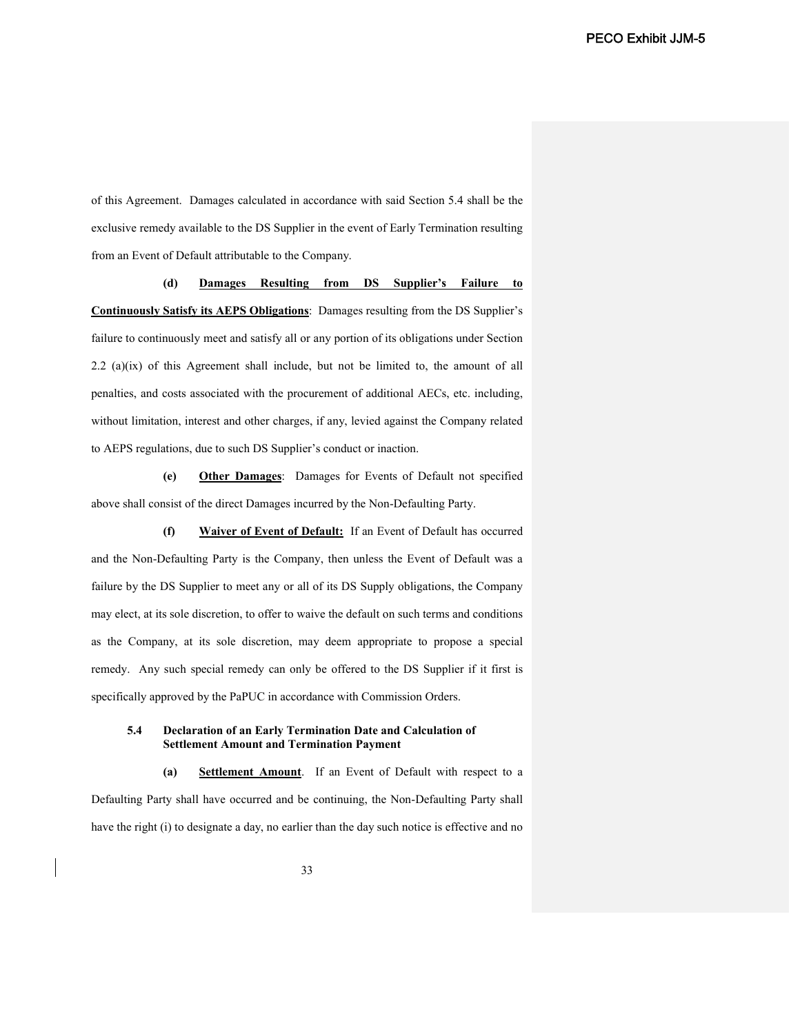of this Agreement. Damages calculated in accordance with said Section 5.4 shall be the exclusive remedy available to the DS Supplier in the event of Early Termination resulting from an Event of Default attributable to the Company.

**(d)** **Damages Resulting from DS Supplier's Failure to Continuously Satisfy its AEPS Obligations**: Damages resulting from the DS Supplier's failure to continuously meet and satisfy all or any portion of its obligations under Section 2.2 (a)(ix) of this Agreement shall include, but not be limited to, the amount of all penalties, and costs associated with the procurement of additional AECs, etc. including, without limitation, interest and other charges, if any, levied against the Company related to AEPS regulations, due to such DS Supplier's conduct or inaction.

**(e)** **Other Damages**: Damages for Events of Default not specified above shall consist of the direct Damages incurred by the Non-Defaulting Party.

**(f)** **Waiver of Event of Default:** If an Event of Default has occurred and the Non-Defaulting Party is the Company, then unless the Event of Default was a failure by the DS Supplier to meet any or all of its DS Supply obligations, the Company may elect, at its sole discretion, to offer to waive the default on such terms and conditions as the Company, at its sole discretion, may deem appropriate to propose a special remedy. Any such special remedy can only be offered to the DS Supplier if it first is specifically approved by the PaPUC in accordance with Commission Orders.

### 5.4 Declaration of an Early Termination Date and Calculation of Settlement Amount and Termination Payment

**(a)** **Settlement Amount**. If an Event of Default with respect to a Defaulting Party shall have occurred and be continuing, the Non-Defaulting Party shall have the right (i) to designate a day, no earlier than the day such notice is effective and no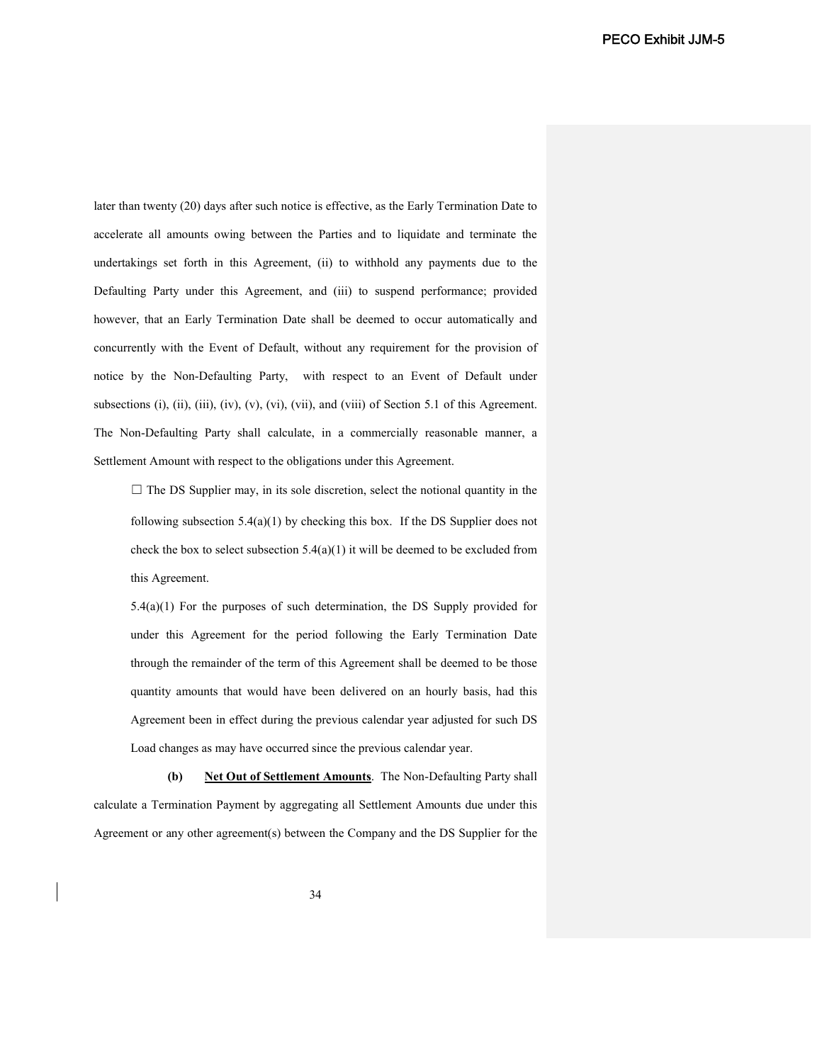later than twenty (20) days after such notice is effective, as the Early Termination Date to accelerate all amounts owing between the Parties and to liquidate and terminate the undertakings set forth in this Agreement, (ii) to withhold any payments due to the Defaulting Party under this Agreement, and (iii) to suspend performance; provided however, that an Early Termination Date shall be deemed to occur automatically and concurrently with the Event of Default, without any requirement for the provision of notice by the Non-Defaulting Party, with respect to an Event of Default under subsections (i), (ii), (iii), (iv), (v), (vi), (vii), and (viii) of Section 5.1 of this Agreement. The Non-Defaulting Party shall calculate, in a commercially reasonable manner, a Settlement Amount with respect to the obligations under this Agreement.

> ☐ The DS Supplier may, in its sole discretion, select the notional quantity in the following subsection 5.4(a)(1) by checking this box. If the DS Supplier does not check the box to select subsection 5.4(a)(1) it will be deemed to be excluded from this Agreement.
>
> 5.4(a)(1) For the purposes of such determination, the DS Supply provided for under this Agreement for the period following the Early Termination Date through the remainder of the term of this Agreement shall be deemed to be those quantity amounts that would have been delivered on an hourly basis, had this Agreement been in effect during the previous calendar year adjusted for such DS Load changes as may have occurred since the previous calendar year.

**(b)** **<u>Net Out of Settlement Amounts</u>**. The Non-Defaulting Party shall calculate a Termination Payment by aggregating all Settlement Amounts due under this Agreement or any other agreement(s) between the Company and the DS Supplier for the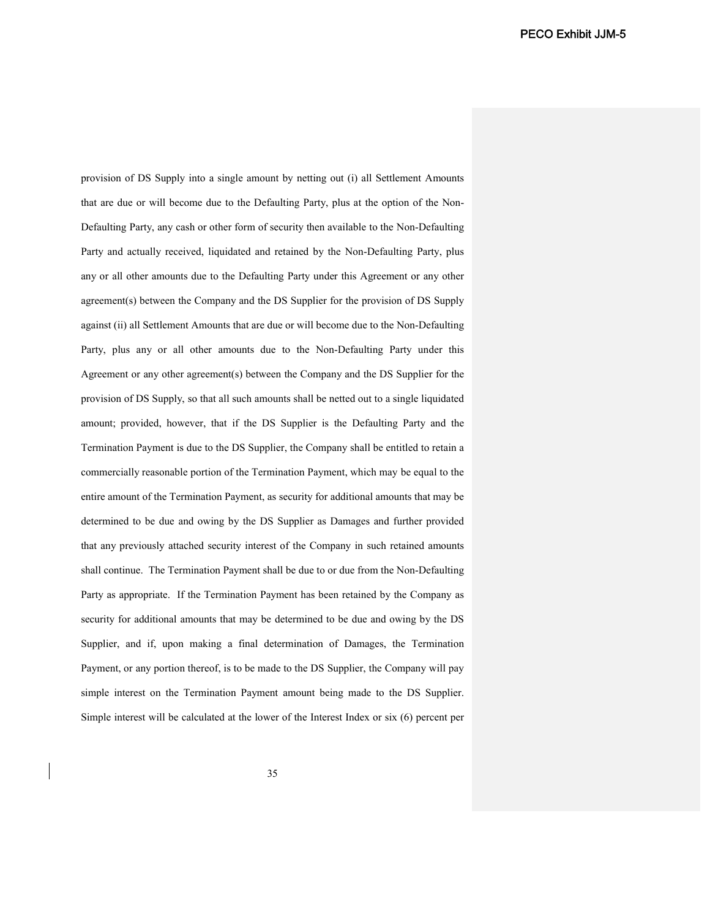provision of DS Supply into a single amount by netting out (i) all Settlement Amounts that are due or will become due to the Defaulting Party, plus at the option of the Non-Defaulting Party, any cash or other form of security then available to the Non-Defaulting Party and actually received, liquidated and retained by the Non-Defaulting Party, plus any or all other amounts due to the Defaulting Party under this Agreement or any other agreement(s) between the Company and the DS Supplier for the provision of DS Supply against (ii) all Settlement Amounts that are due or will become due to the Non-Defaulting Party, plus any or all other amounts due to the Non-Defaulting Party under this Agreement or any other agreement(s) between the Company and the DS Supplier for the provision of DS Supply, so that all such amounts shall be netted out to a single liquidated amount; provided, however, that if the DS Supplier is the Defaulting Party and the Termination Payment is due to the DS Supplier, the Company shall be entitled to retain a commercially reasonable portion of the Termination Payment, which may be equal to the entire amount of the Termination Payment, as security for additional amounts that may be determined to be due and owing by the DS Supplier as Damages and further provided that any previously attached security interest of the Company in such retained amounts shall continue. The Termination Payment shall be due to or due from the Non-Defaulting Party as appropriate. If the Termination Payment has been retained by the Company as security for additional amounts that may be determined to be due and owing by the DS Supplier, and if, upon making a final determination of Damages, the Termination Payment, or any portion thereof, is to be made to the DS Supplier, the Company will pay simple interest on the Termination Payment amount being made to the DS Supplier. Simple interest will be calculated at the lower of the Interest Index or six (6) percent per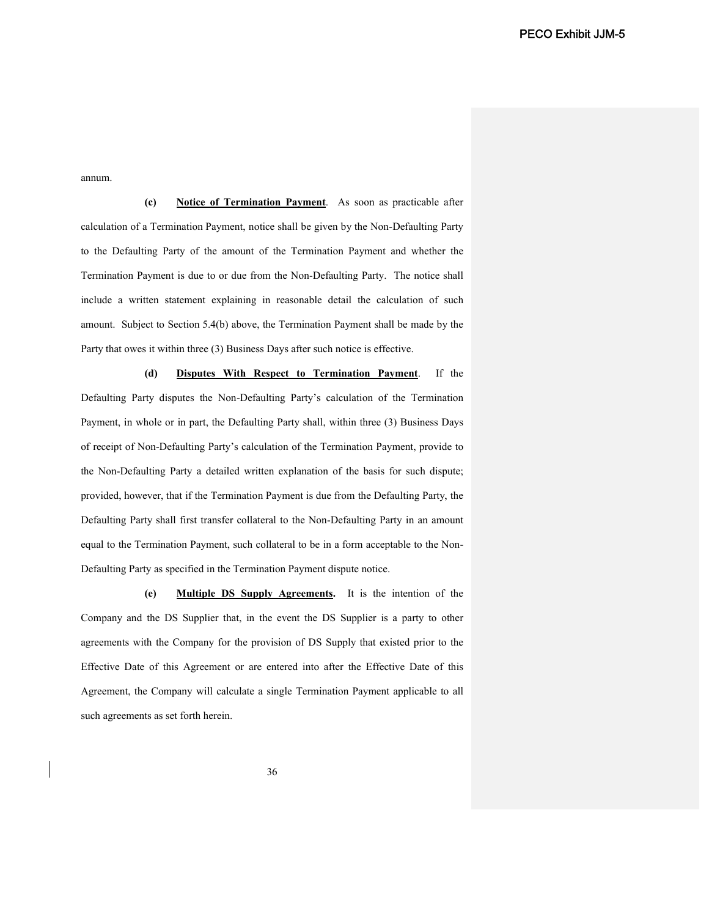annum.

**(c) Notice of Termination Payment**. As soon as practicable after calculation of a Termination Payment, notice shall be given by the Non-Defaulting Party to the Defaulting Party of the amount of the Termination Payment and whether the Termination Payment is due to or due from the Non-Defaulting Party. The notice shall include a written statement explaining in reasonable detail the calculation of such amount. Subject to Section 5.4(b) above, the Termination Payment shall be made by the Party that owes it within three (3) Business Days after such notice is effective.

**(d) Disputes With Respect to Termination Payment**. If the Defaulting Party disputes the Non-Defaulting Party's calculation of the Termination Payment, in whole or in part, the Defaulting Party shall, within three (3) Business Days of receipt of Non-Defaulting Party's calculation of the Termination Payment, provide to the Non-Defaulting Party a detailed written explanation of the basis for such dispute; provided, however, that if the Termination Payment is due from the Defaulting Party, the Defaulting Party shall first transfer collateral to the Non-Defaulting Party in an amount equal to the Termination Payment, such collateral to be in a form acceptable to the Non-Defaulting Party as specified in the Termination Payment dispute notice.

**(e) Multiple DS Supply Agreements.** It is the intention of the Company and the DS Supplier that, in the event the DS Supplier is a party to other agreements with the Company for the provision of DS Supply that existed prior to the Effective Date of this Agreement or are entered into after the Effective Date of this Agreement, the Company will calculate a single Termination Payment applicable to all such agreements as set forth herein.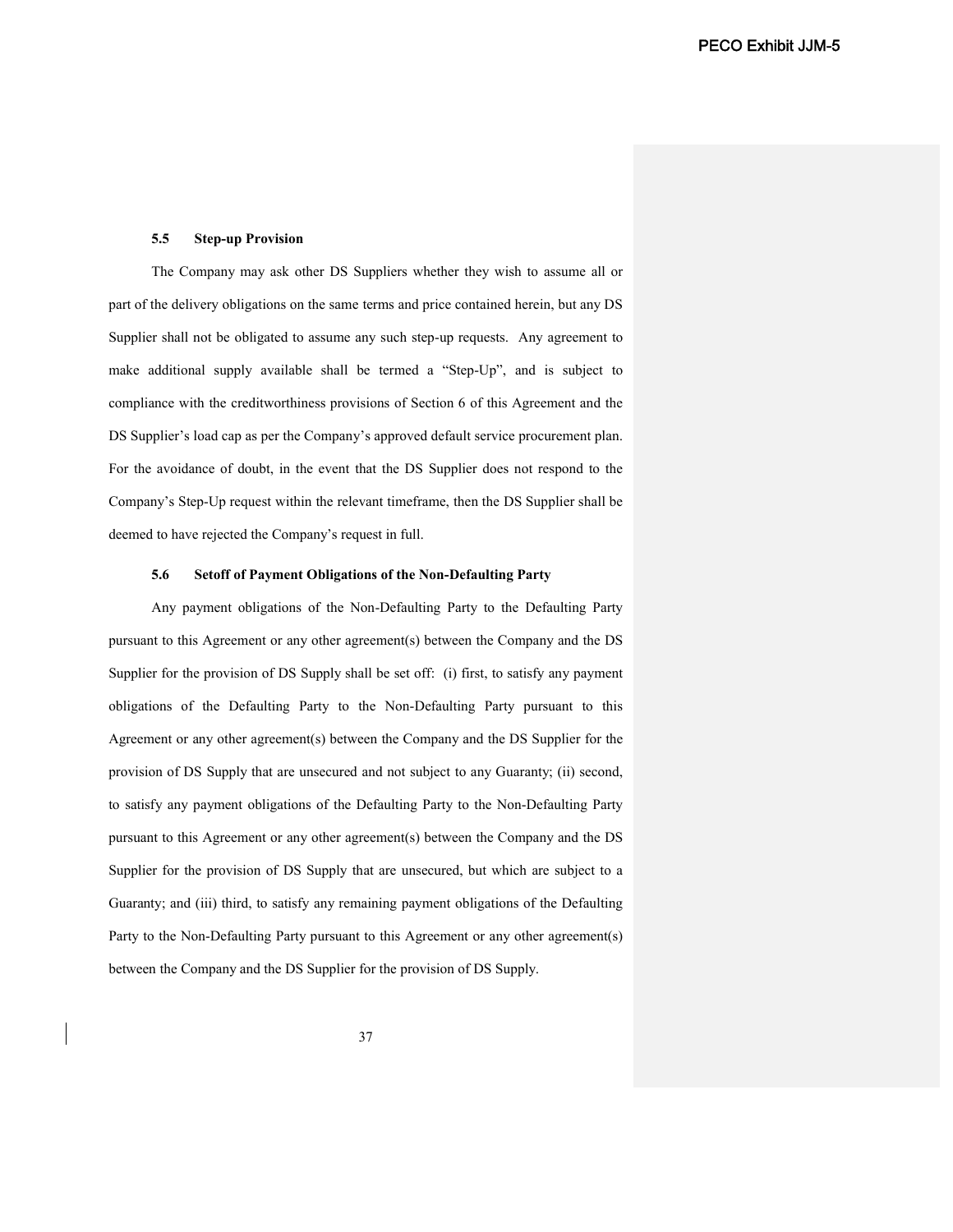### 5.5 Step-up Provision

The Company may ask other DS Suppliers whether they wish to assume all or part of the delivery obligations on the same terms and price contained herein, but any DS Supplier shall not be obligated to assume any such step-up requests. Any agreement to make additional supply available shall be termed a "Step-Up", and is subject to compliance with the creditworthiness provisions of Section 6 of this Agreement and the DS Supplier's load cap as per the Company's approved default service procurement plan. For the avoidance of doubt, in the event that the DS Supplier does not respond to the Company's Step-Up request within the relevant timeframe, then the DS Supplier shall be deemed to have rejected the Company's request in full.

### 5.6 Setoff of Payment Obligations of the Non-Defaulting Party

Any payment obligations of the Non-Defaulting Party to the Defaulting Party pursuant to this Agreement or any other agreement(s) between the Company and the DS Supplier for the provision of DS Supply shall be set off: (i) first, to satisfy any payment obligations of the Defaulting Party to the Non-Defaulting Party pursuant to this Agreement or any other agreement(s) between the Company and the DS Supplier for the provision of DS Supply that are unsecured and not subject to any Guaranty; (ii) second, to satisfy any payment obligations of the Defaulting Party to the Non-Defaulting Party pursuant to this Agreement or any other agreement(s) between the Company and the DS Supplier for the provision of DS Supply that are unsecured, but which are subject to a Guaranty; and (iii) third, to satisfy any remaining payment obligations of the Defaulting Party to the Non-Defaulting Party pursuant to this Agreement or any other agreement(s) between the Company and the DS Supplier for the provision of DS Supply.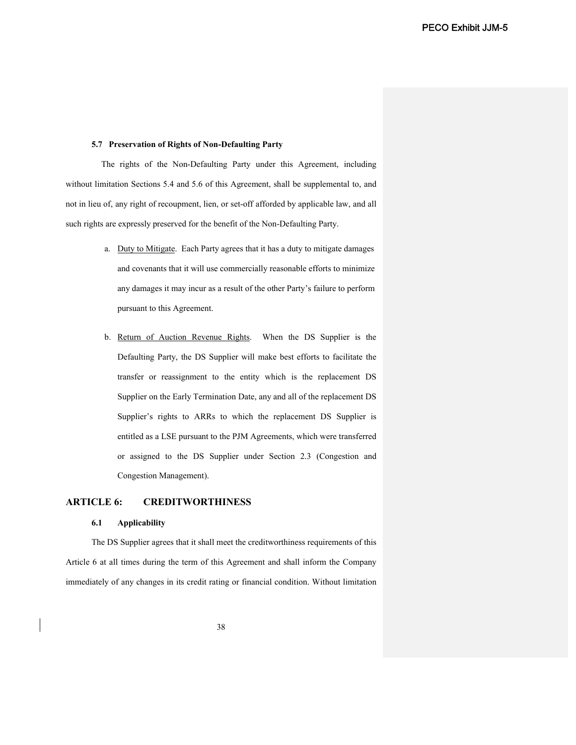### 5.7 Preservation of Rights of Non-Defaulting Party

The rights of the Non-Defaulting Party under this Agreement, including without limitation Sections 5.4 and 5.6 of this Agreement, shall be supplemental to, and not in lieu of, any right of recoupment, lien, or set-off afforded by applicable law, and all such rights are expressly preserved for the benefit of the Non-Defaulting Party.

a. Duty to Mitigate. Each Party agrees that it has a duty to mitigate damages and covenants that it will use commercially reasonable efforts to minimize any damages it may incur as a result of the other Party's failure to perform pursuant to this Agreement.

b. Return of Auction Revenue Rights. When the DS Supplier is the Defaulting Party, the DS Supplier will make best efforts to facilitate the transfer or reassignment to the entity which is the replacement DS Supplier on the Early Termination Date, any and all of the replacement DS Supplier's rights to ARRs to which the replacement DS Supplier is entitled as a LSE pursuant to the PJM Agreements, which were transferred or assigned to the DS Supplier under Section 2.3 (Congestion and Congestion Management).

## ARTICLE 6: CREDITWORTHINESS

### 6.1 Applicability

The DS Supplier agrees that it shall meet the creditworthiness requirements of this Article 6 at all times during the term of this Agreement and shall inform the Company immediately of any changes in its credit rating or financial condition. Without limitation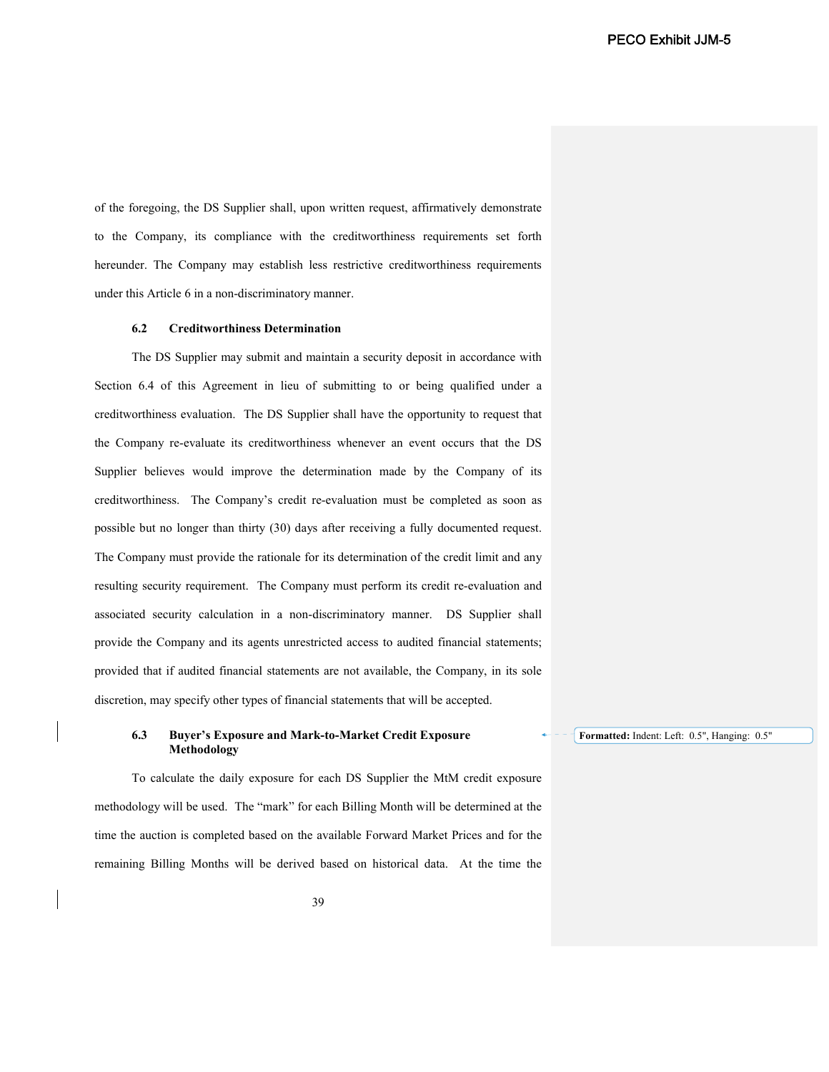of the foregoing, the DS Supplier shall, upon written request, affirmatively demonstrate to the Company, its compliance with the creditworthiness requirements set forth hereunder. The Company may establish less restrictive creditworthiness requirements under this Article 6 in a non-discriminatory manner.

### 6.2 Creditworthiness Determination

The DS Supplier may submit and maintain a security deposit in accordance with Section 6.4 of this Agreement in lieu of submitting to or being qualified under a creditworthiness evaluation. The DS Supplier shall have the opportunity to request that the Company re-evaluate its creditworthiness whenever an event occurs that the DS Supplier believes would improve the determination made by the Company of its creditworthiness. The Company's credit re-evaluation must be completed as soon as possible but no longer than thirty (30) days after receiving a fully documented request. The Company must provide the rationale for its determination of the credit limit and any resulting security requirement. The Company must perform its credit re-evaluation and associated security calculation in a non-discriminatory manner. DS Supplier shall provide the Company and its agents unrestricted access to audited financial statements; provided that if audited financial statements are not available, the Company, in its sole discretion, may specify other types of financial statements that will be accepted.

### 6.3 Buyer's Exposure and Mark-to-Market Credit Exposure Methodology

To calculate the daily exposure for each DS Supplier the MtM credit exposure methodology will be used. The "mark" for each Billing Month will be determined at the time the auction is completed based on the available Forward Market Prices and for the remaining Billing Months will be derived based on historical data. At the time the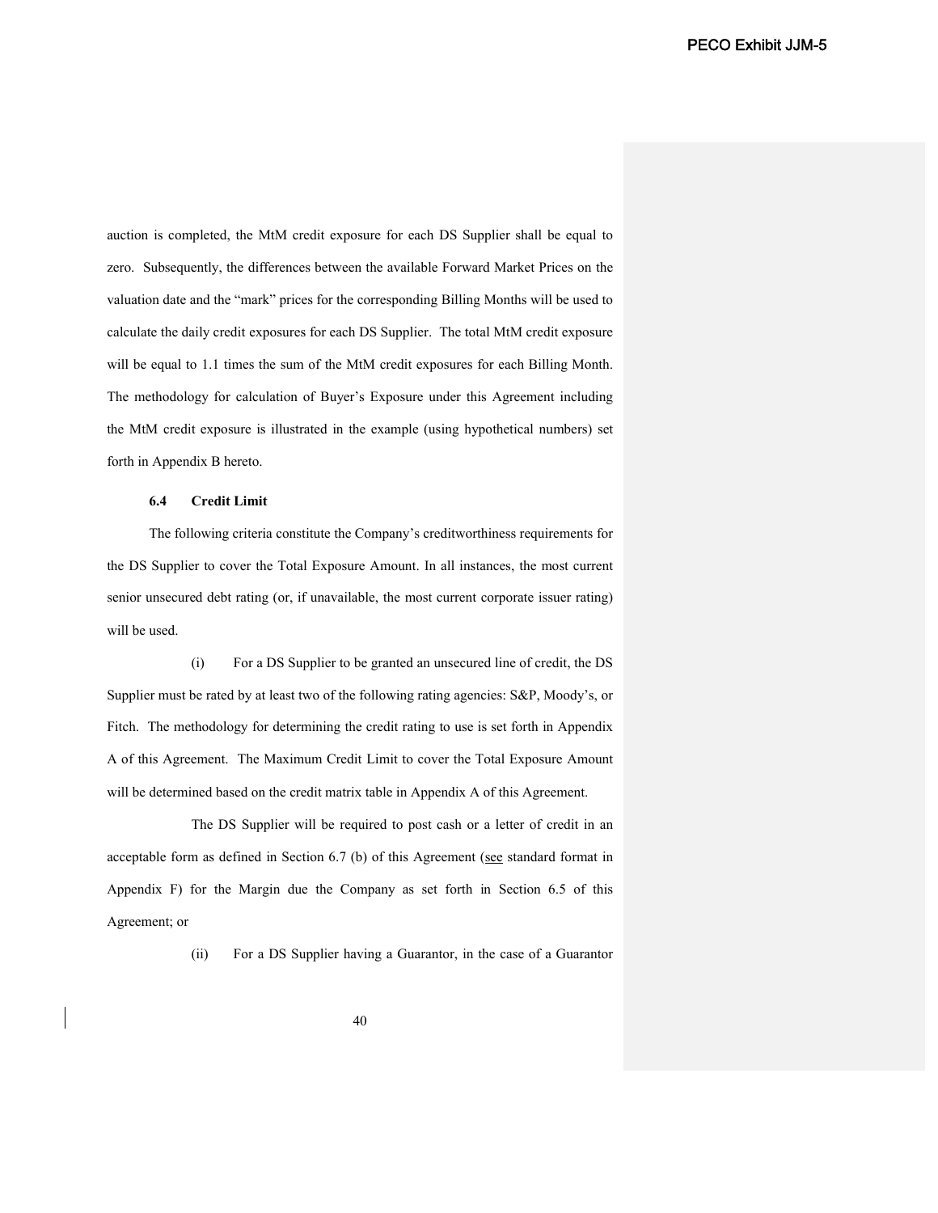auction is completed, the MtM credit exposure for each DS Supplier shall be equal to zero. Subsequently, the differences between the available Forward Market Prices on the valuation date and the "mark" prices for the corresponding Billing Months will be used to calculate the daily credit exposures for each DS Supplier. The total MtM credit exposure will be equal to 1.1 times the sum of the MtM credit exposures for each Billing Month. The methodology for calculation of Buyer's Exposure under this Agreement including the MtM credit exposure is illustrated in the example (using hypothetical numbers) set forth in Appendix B hereto.

**6.4 Credit Limit**

The following criteria constitute the Company's creditworthiness requirements for the DS Supplier to cover the Total Exposure Amount. In all instances, the most current senior unsecured debt rating (or, if unavailable, the most current corporate issuer rating) will be used.

(i) For a DS Supplier to be granted an unsecured line of credit, the DS Supplier must be rated by at least two of the following rating agencies: S&P, Moody's, or Fitch. The methodology for determining the credit rating to use is set forth in Appendix A of this Agreement. The Maximum Credit Limit to cover the Total Exposure Amount will be determined based on the credit matrix table in Appendix A of this Agreement.

The DS Supplier will be required to post cash or a letter of credit in an acceptable form as defined in Section 6.7 (b) of this Agreement (see standard format in Appendix F) for the Margin due the Company as set forth in Section 6.5 of this Agreement; or

(ii) For a DS Supplier having a Guarantor, in the case of a Guarantor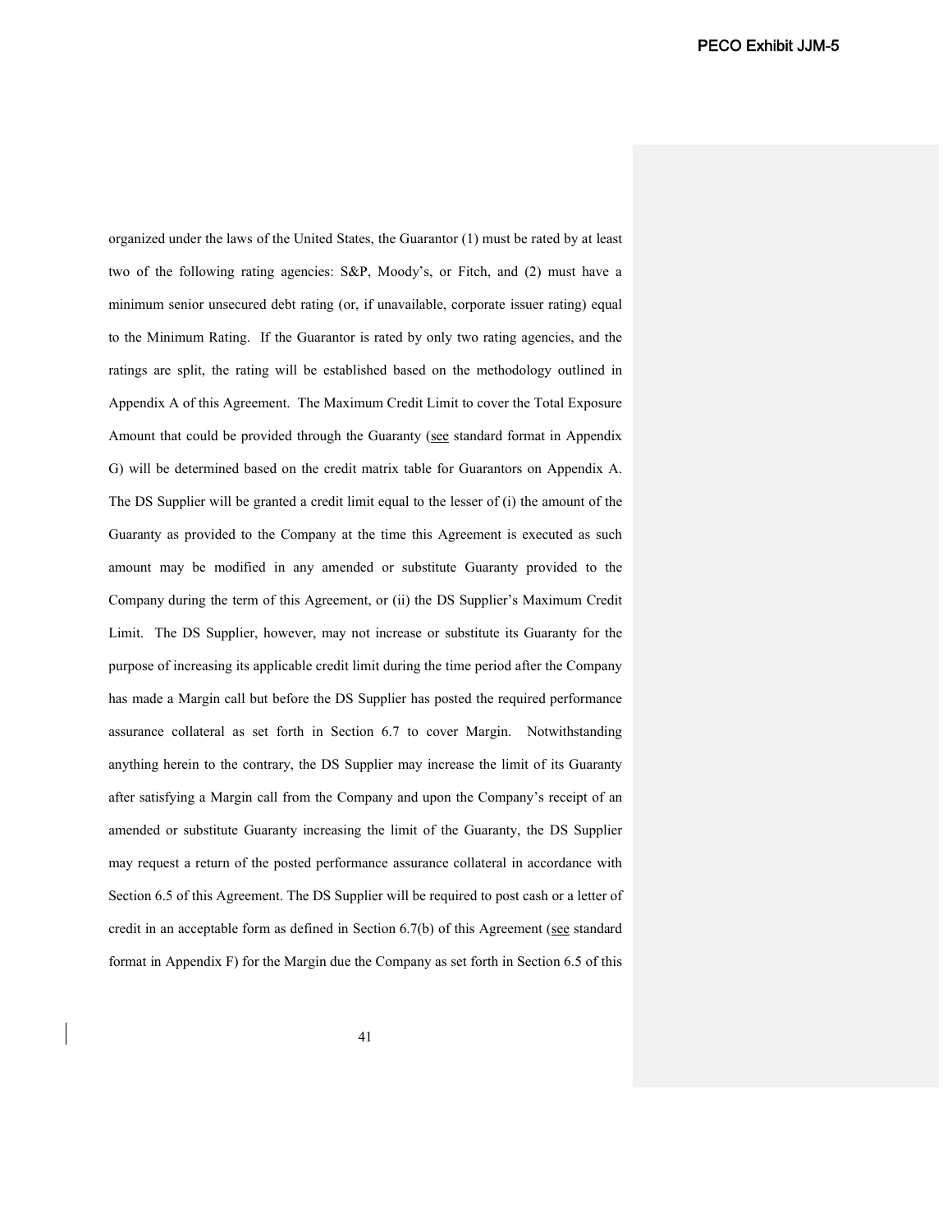organized under the laws of the United States, the Guarantor (1) must be rated by at least two of the following rating agencies: S&P, Moody's, or Fitch, and (2) must have a minimum senior unsecured debt rating (or, if unavailable, corporate issuer rating) equal to the Minimum Rating. If the Guarantor is rated by only two rating agencies, and the ratings are split, the rating will be established based on the methodology outlined in Appendix A of this Agreement. The Maximum Credit Limit to cover the Total Exposure Amount that could be provided through the Guaranty (see standard format in Appendix G) will be determined based on the credit matrix table for Guarantors on Appendix A. The DS Supplier will be granted a credit limit equal to the lesser of (i) the amount of the Guaranty as provided to the Company at the time this Agreement is executed as such amount may be modified in any amended or substitute Guaranty provided to the Company during the term of this Agreement, or (ii) the DS Supplier's Maximum Credit Limit. The DS Supplier, however, may not increase or substitute its Guaranty for the purpose of increasing its applicable credit limit during the time period after the Company has made a Margin call but before the DS Supplier has posted the required performance assurance collateral as set forth in Section 6.7 to cover Margin. Notwithstanding anything herein to the contrary, the DS Supplier may increase the limit of its Guaranty after satisfying a Margin call from the Company and upon the Company's receipt of an amended or substitute Guaranty increasing the limit of the Guaranty, the DS Supplier may request a return of the posted performance assurance collateral in accordance with Section 6.5 of this Agreement. The DS Supplier will be required to post cash or a letter of credit in an acceptable form as defined in Section 6.7(b) of this Agreement (see standard format in Appendix F) for the Margin due the Company as set forth in Section 6.5 of this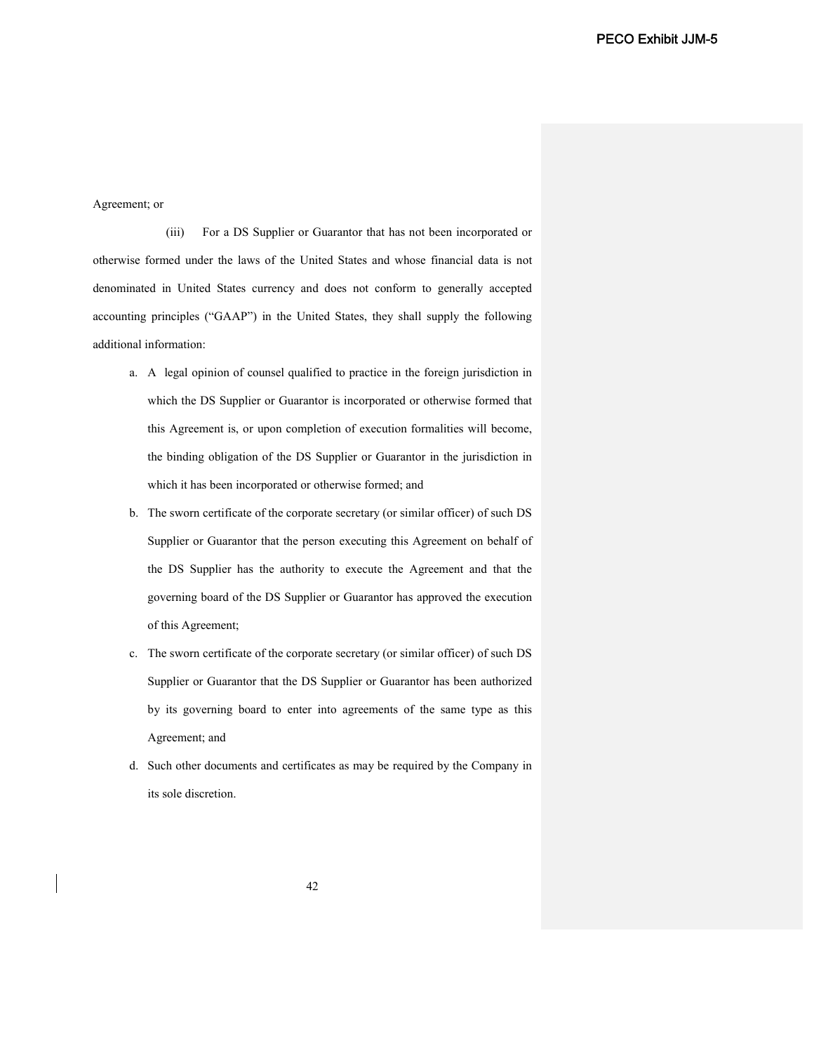Agreement; or

(iii) For a DS Supplier or Guarantor that has not been incorporated or otherwise formed under the laws of the United States and whose financial data is not denominated in United States currency and does not conform to generally accepted accounting principles ("GAAP") in the United States, they shall supply the following additional information:

a. A legal opinion of counsel qualified to practice in the foreign jurisdiction in which the DS Supplier or Guarantor is incorporated or otherwise formed that this Agreement is, or upon completion of execution formalities will become, the binding obligation of the DS Supplier or Guarantor in the jurisdiction in which it has been incorporated or otherwise formed; and

b. The sworn certificate of the corporate secretary (or similar officer) of such DS Supplier or Guarantor that the person executing this Agreement on behalf of the DS Supplier has the authority to execute the Agreement and that the governing board of the DS Supplier or Guarantor has approved the execution of this Agreement;

c. The sworn certificate of the corporate secretary (or similar officer) of such DS Supplier or Guarantor that the DS Supplier or Guarantor has been authorized by its governing board to enter into agreements of the same type as this Agreement; and

d. Such other documents and certificates as may be required by the Company in its sole discretion.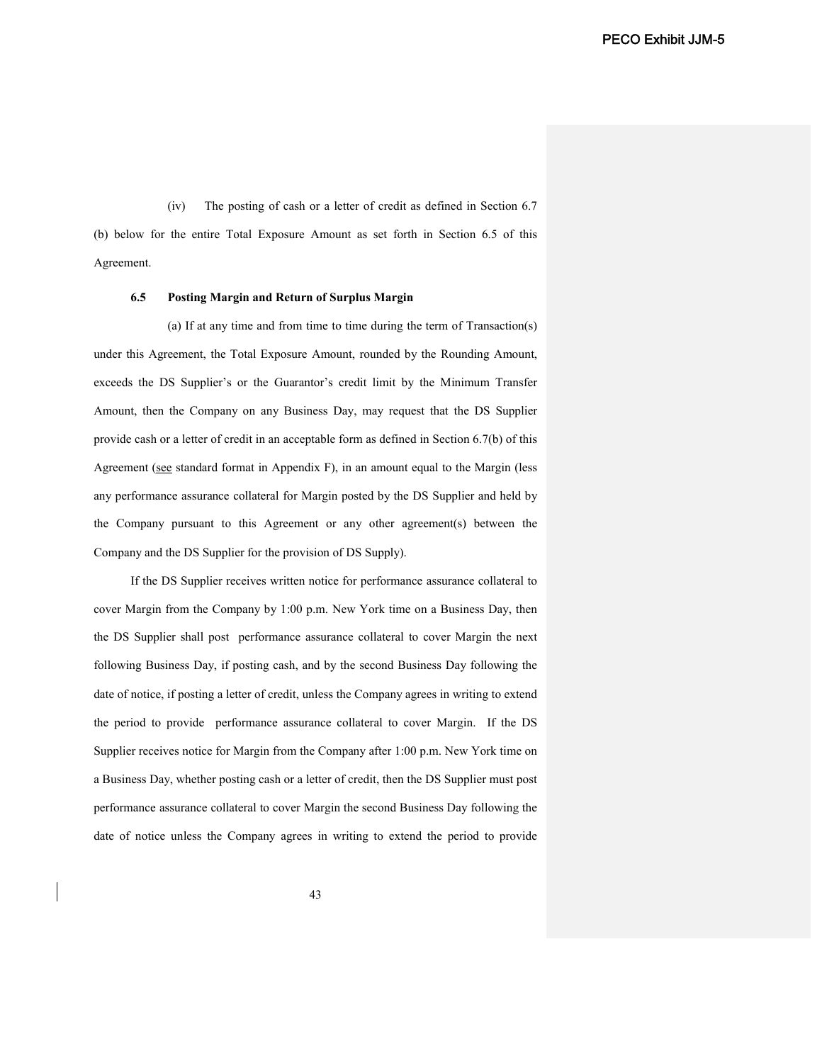(iv) The posting of cash or a letter of credit as defined in Section 6.7 (b) below for the entire Total Exposure Amount as set forth in Section 6.5 of this Agreement.

### 6.5 Posting Margin and Return of Surplus Margin

(a) If at any time and from time to time during the term of Transaction(s) under this Agreement, the Total Exposure Amount, rounded by the Rounding Amount, exceeds the DS Supplier's or the Guarantor's credit limit by the Minimum Transfer Amount, then the Company on any Business Day, may request that the DS Supplier provide cash or a letter of credit in an acceptable form as defined in Section 6.7(b) of this Agreement (see standard format in Appendix F), in an amount equal to the Margin (less any performance assurance collateral for Margin posted by the DS Supplier and held by the Company pursuant to this Agreement or any other agreement(s) between the Company and the DS Supplier for the provision of DS Supply).

If the DS Supplier receives written notice for performance assurance collateral to cover Margin from the Company by 1:00 p.m. New York time on a Business Day, then the DS Supplier shall post performance assurance collateral to cover Margin the next following Business Day, if posting cash, and by the second Business Day following the date of notice, if posting a letter of credit, unless the Company agrees in writing to extend the period to provide performance assurance collateral to cover Margin. If the DS Supplier receives notice for Margin from the Company after 1:00 p.m. New York time on a Business Day, whether posting cash or a letter of credit, then the DS Supplier must post performance assurance collateral to cover Margin the second Business Day following the date of notice unless the Company agrees in writing to extend the period to provide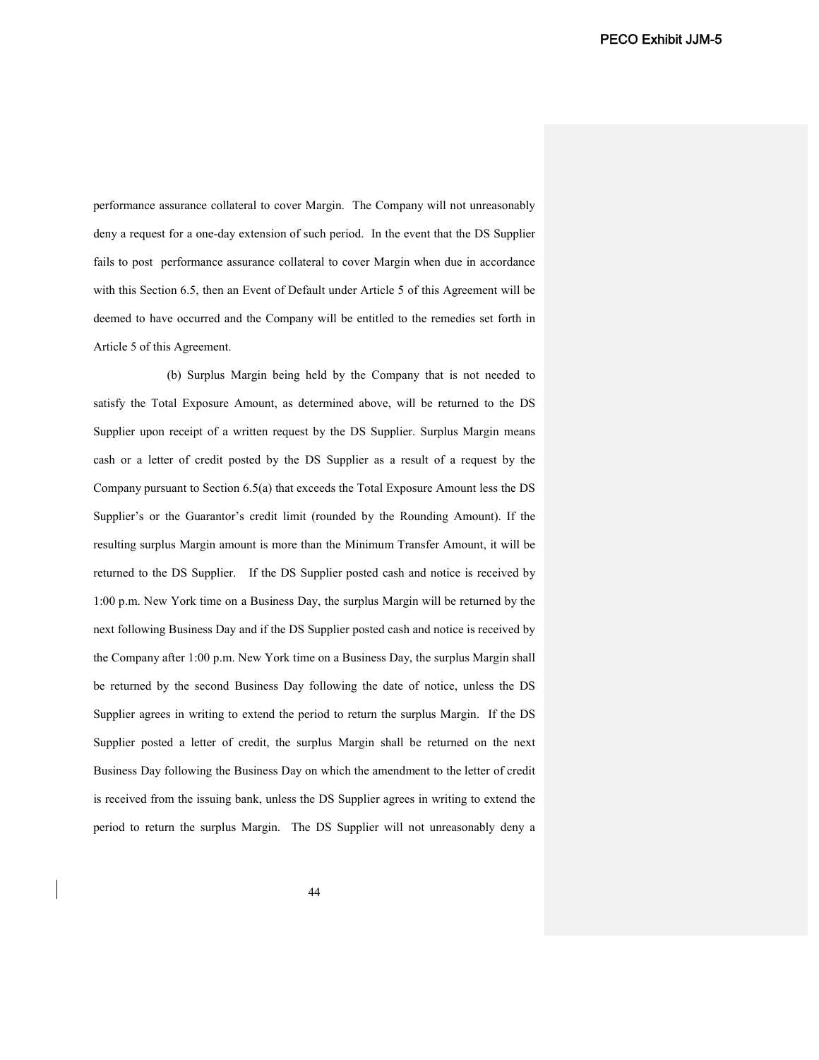performance assurance collateral to cover Margin. The Company will not unreasonably deny a request for a one-day extension of such period. In the event that the DS Supplier fails to post performance assurance collateral to cover Margin when due in accordance with this Section 6.5, then an Event of Default under Article 5 of this Agreement will be deemed to have occurred and the Company will be entitled to the remedies set forth in Article 5 of this Agreement.

(b) Surplus Margin being held by the Company that is not needed to satisfy the Total Exposure Amount, as determined above, will be returned to the DS Supplier upon receipt of a written request by the DS Supplier. Surplus Margin means cash or a letter of credit posted by the DS Supplier as a result of a request by the Company pursuant to Section 6.5(a) that exceeds the Total Exposure Amount less the DS Supplier's or the Guarantor's credit limit (rounded by the Rounding Amount). If the resulting surplus Margin amount is more than the Minimum Transfer Amount, it will be returned to the DS Supplier. If the DS Supplier posted cash and notice is received by 1:00 p.m. New York time on a Business Day, the surplus Margin will be returned by the next following Business Day and if the DS Supplier posted cash and notice is received by the Company after 1:00 p.m. New York time on a Business Day, the surplus Margin shall be returned by the second Business Day following the date of notice, unless the DS Supplier agrees in writing to extend the period to return the surplus Margin. If the DS Supplier posted a letter of credit, the surplus Margin shall be returned on the next Business Day following the Business Day on which the amendment to the letter of credit is received from the issuing bank, unless the DS Supplier agrees in writing to extend the period to return the surplus Margin. The DS Supplier will not unreasonably deny a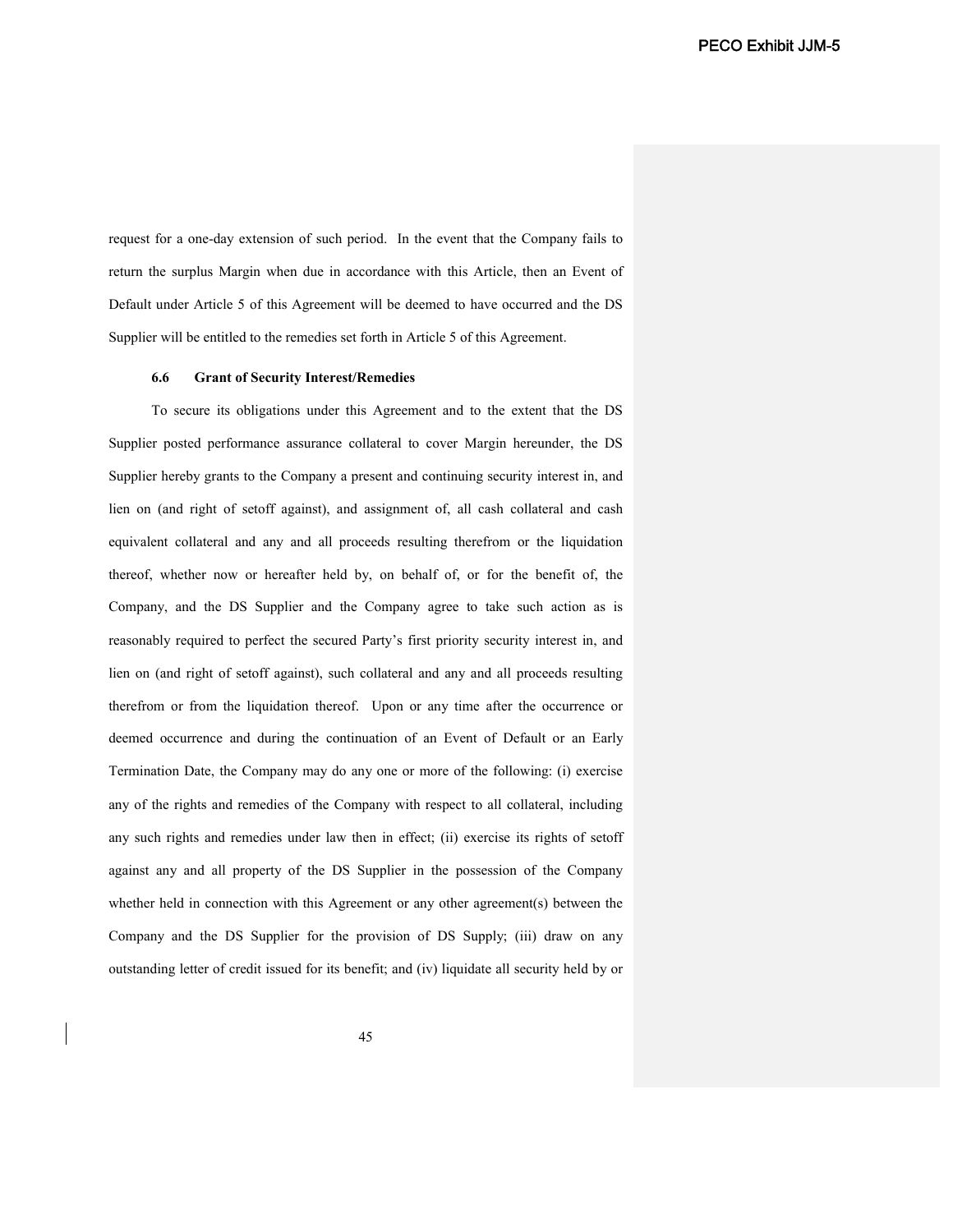request for a one-day extension of such period. In the event that the Company fails to return the surplus Margin when due in accordance with this Article, then an Event of Default under Article 5 of this Agreement will be deemed to have occurred and the DS Supplier will be entitled to the remedies set forth in Article 5 of this Agreement.

### 6.6 Grant of Security Interest/Remedies

To secure its obligations under this Agreement and to the extent that the DS Supplier posted performance assurance collateral to cover Margin hereunder, the DS Supplier hereby grants to the Company a present and continuing security interest in, and lien on (and right of setoff against), and assignment of, all cash collateral and cash equivalent collateral and any and all proceeds resulting therefrom or the liquidation thereof, whether now or hereafter held by, on behalf of, or for the benefit of, the Company, and the DS Supplier and the Company agree to take such action as is reasonably required to perfect the secured Party's first priority security interest in, and lien on (and right of setoff against), such collateral and any and all proceeds resulting therefrom or from the liquidation thereof. Upon or any time after the occurrence or deemed occurrence and during the continuation of an Event of Default or an Early Termination Date, the Company may do any one or more of the following: (i) exercise any of the rights and remedies of the Company with respect to all collateral, including any such rights and remedies under law then in effect; (ii) exercise its rights of setoff against any and all property of the DS Supplier in the possession of the Company whether held in connection with this Agreement or any other agreement(s) between the Company and the DS Supplier for the provision of DS Supply; (iii) draw on any outstanding letter of credit issued for its benefit; and (iv) liquidate all security held by or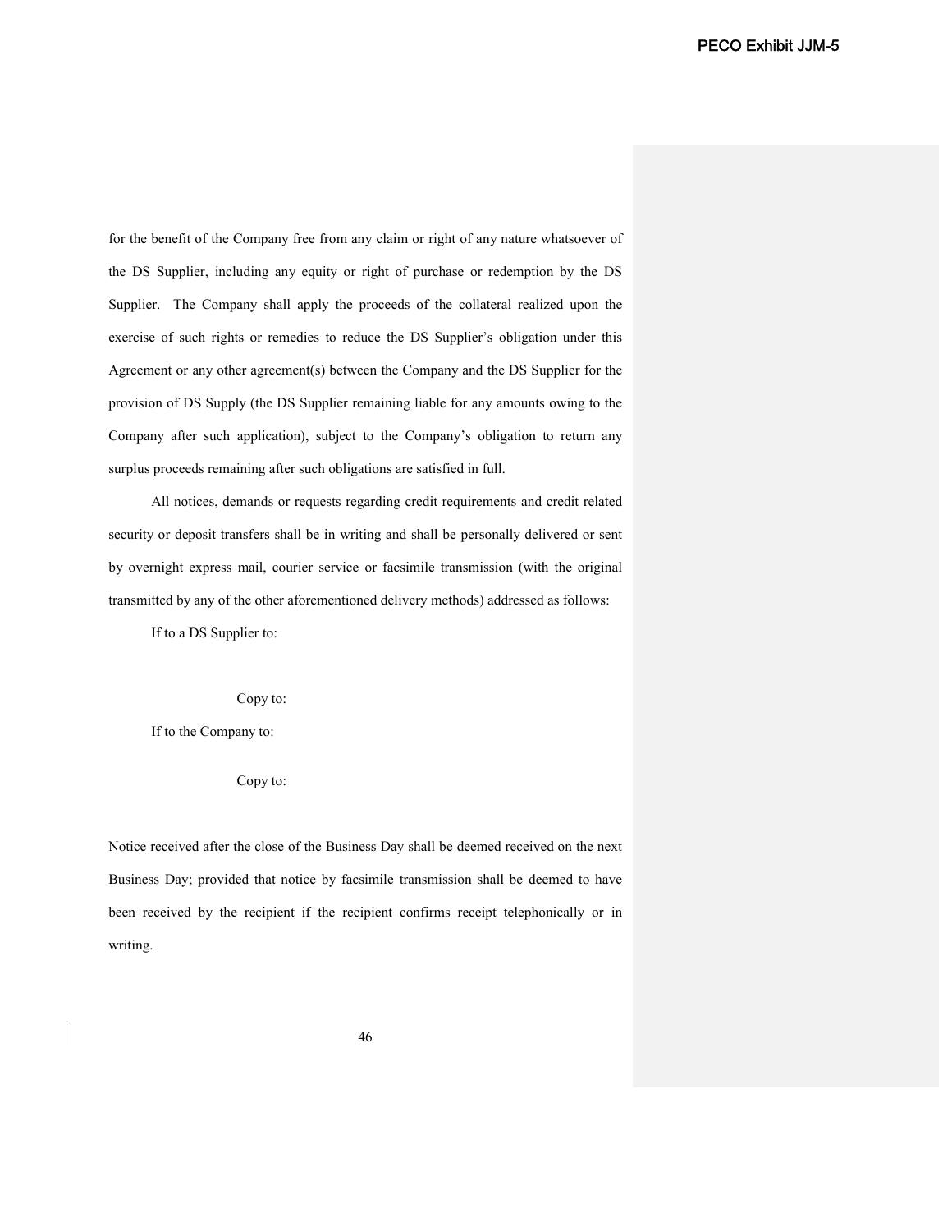for the benefit of the Company free from any claim or right of any nature whatsoever of the DS Supplier, including any equity or right of purchase or redemption by the DS Supplier. The Company shall apply the proceeds of the collateral realized upon the exercise of such rights or remedies to reduce the DS Supplier's obligation under this Agreement or any other agreement(s) between the Company and the DS Supplier for the provision of DS Supply (the DS Supplier remaining liable for any amounts owing to the Company after such application), subject to the Company's obligation to return any surplus proceeds remaining after such obligations are satisfied in full.

All notices, demands or requests regarding credit requirements and credit related security or deposit transfers shall be in writing and shall be personally delivered or sent by overnight express mail, courier service or facsimile transmission (with the original transmitted by any of the other aforementioned delivery methods) addressed as follows:

If to a DS Supplier to:

Copy to:

If to the Company to:

Copy to:

Notice received after the close of the Business Day shall be deemed received on the next Business Day; provided that notice by facsimile transmission shall be deemed to have been received by the recipient if the recipient confirms receipt telephonically or in writing.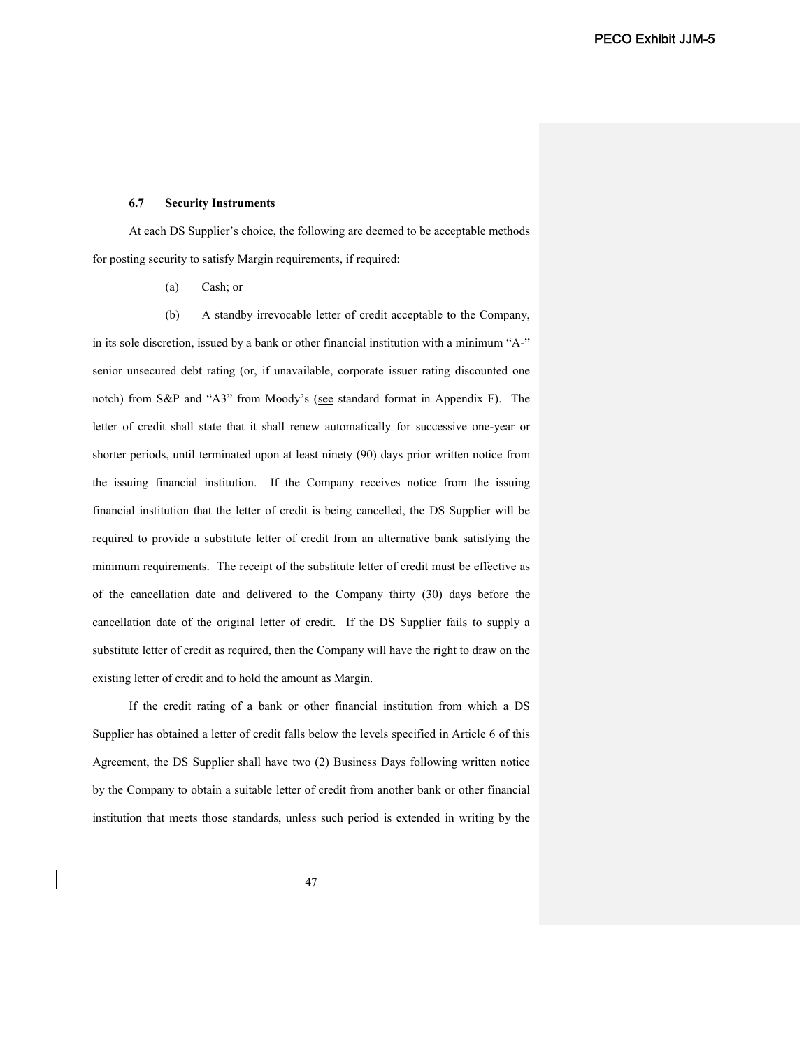### 6.7 Security Instruments

At each DS Supplier's choice, the following are deemed to be acceptable methods for posting security to satisfy Margin requirements, if required:

(a) Cash; or

(b) A standby irrevocable letter of credit acceptable to the Company, in its sole discretion, issued by a bank or other financial institution with a minimum "A-" senior unsecured debt rating (or, if unavailable, corporate issuer rating discounted one notch) from S&P and "A3" from Moody's (see standard format in Appendix F). The letter of credit shall state that it shall renew automatically for successive one-year or shorter periods, until terminated upon at least ninety (90) days prior written notice from the issuing financial institution. If the Company receives notice from the issuing financial institution that the letter of credit is being cancelled, the DS Supplier will be required to provide a substitute letter of credit from an alternative bank satisfying the minimum requirements. The receipt of the substitute letter of credit must be effective as of the cancellation date and delivered to the Company thirty (30) days before the cancellation date of the original letter of credit. If the DS Supplier fails to supply a substitute letter of credit as required, then the Company will have the right to draw on the existing letter of credit and to hold the amount as Margin.

If the credit rating of a bank or other financial institution from which a DS Supplier has obtained a letter of credit falls below the levels specified in Article 6 of this Agreement, the DS Supplier shall have two (2) Business Days following written notice by the Company to obtain a suitable letter of credit from another bank or other financial institution that meets those standards, unless such period is extended in writing by the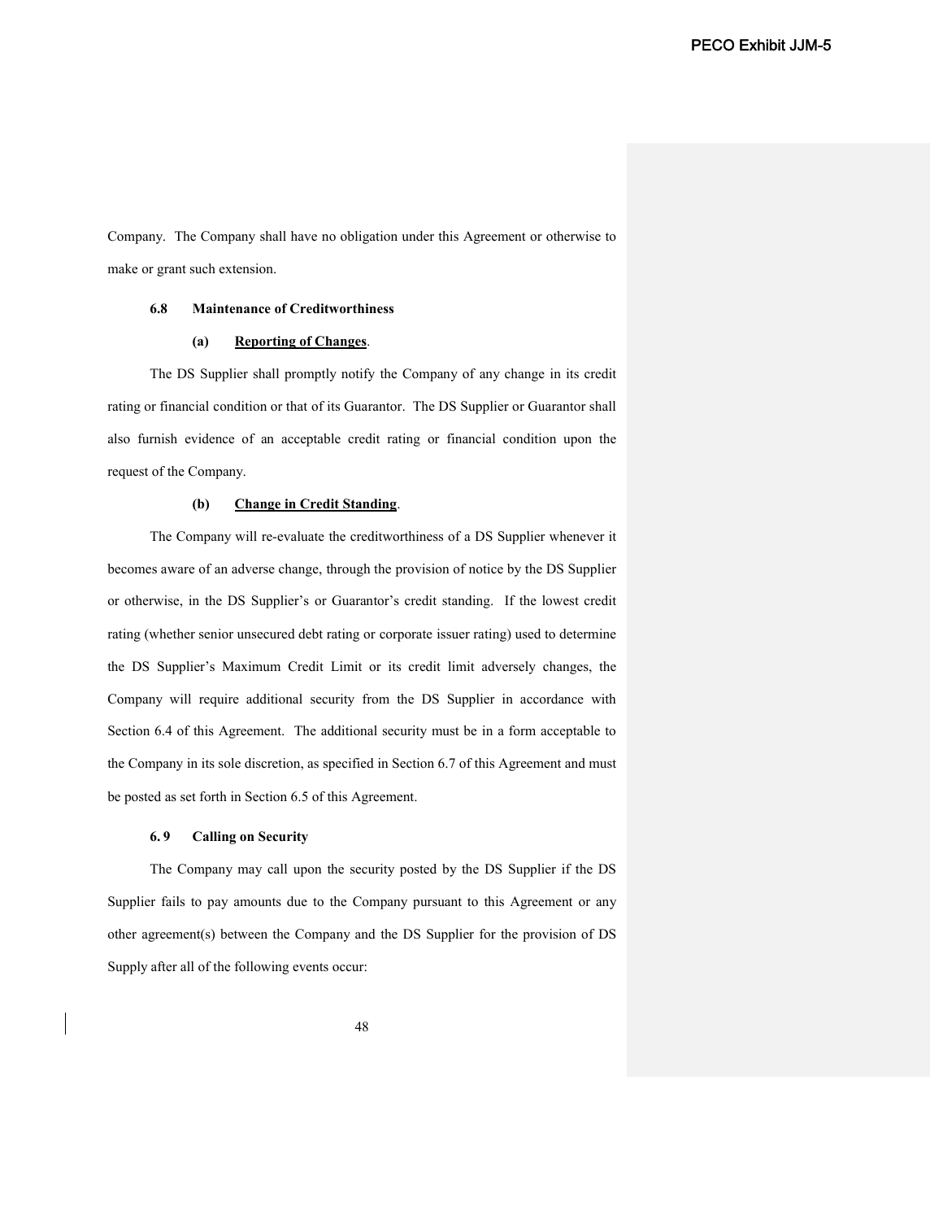Company. The Company shall have no obligation under this Agreement or otherwise to make or grant such extension.

### 6.8 Maintenance of Creditworthiness

#### (a) Reporting of Changes.

The DS Supplier shall promptly notify the Company of any change in its credit rating or financial condition or that of its Guarantor. The DS Supplier or Guarantor shall also furnish evidence of an acceptable credit rating or financial condition upon the request of the Company.

#### (b) Change in Credit Standing.

The Company will re-evaluate the creditworthiness of a DS Supplier whenever it becomes aware of an adverse change, through the provision of notice by the DS Supplier or otherwise, in the DS Supplier's or Guarantor's credit standing. If the lowest credit rating (whether senior unsecured debt rating or corporate issuer rating) used to determine the DS Supplier's Maximum Credit Limit or its credit limit adversely changes, the Company will require additional security from the DS Supplier in accordance with Section 6.4 of this Agreement. The additional security must be in a form acceptable to the Company in its sole discretion, as specified in Section 6.7 of this Agreement and must be posted as set forth in Section 6.5 of this Agreement.

### 6. 9 Calling on Security

The Company may call upon the security posted by the DS Supplier if the DS Supplier fails to pay amounts due to the Company pursuant to this Agreement or any other agreement(s) between the Company and the DS Supplier for the provision of DS Supply after all of the following events occur: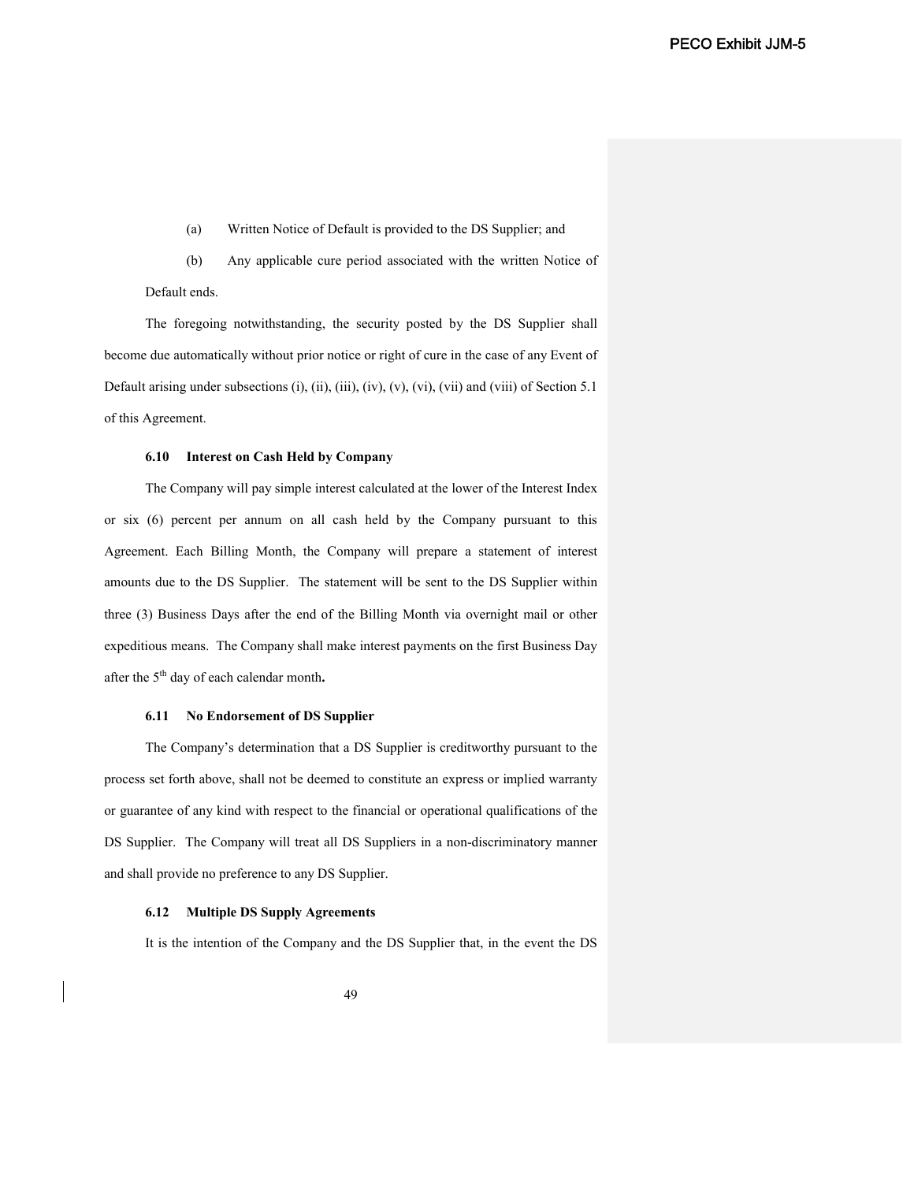(a) Written Notice of Default is provided to the DS Supplier; and

(b) Any applicable cure period associated with the written Notice of Default ends.

The foregoing notwithstanding, the security posted by the DS Supplier shall become due automatically without prior notice or right of cure in the case of any Event of Default arising under subsections (i), (ii), (iii), (iv), (v), (vi), (vii) and (viii) of Section 5.1 of this Agreement.

**6.10 Interest on Cash Held by Company**

The Company will pay simple interest calculated at the lower of the Interest Index or six (6) percent per annum on all cash held by the Company pursuant to this Agreement. Each Billing Month, the Company will prepare a statement of interest amounts due to the DS Supplier. The statement will be sent to the DS Supplier within three (3) Business Days after the end of the Billing Month via overnight mail or other expeditious means. The Company shall make interest payments on the first Business Day after the 5th day of each calendar month**.**

**6.11 No Endorsement of DS Supplier**

The Company's determination that a DS Supplier is creditworthy pursuant to the process set forth above, shall not be deemed to constitute an express or implied warranty or guarantee of any kind with respect to the financial or operational qualifications of the DS Supplier. The Company will treat all DS Suppliers in a non-discriminatory manner and shall provide no preference to any DS Supplier.

**6.12 Multiple DS Supply Agreements**

It is the intention of the Company and the DS Supplier that, in the event the DS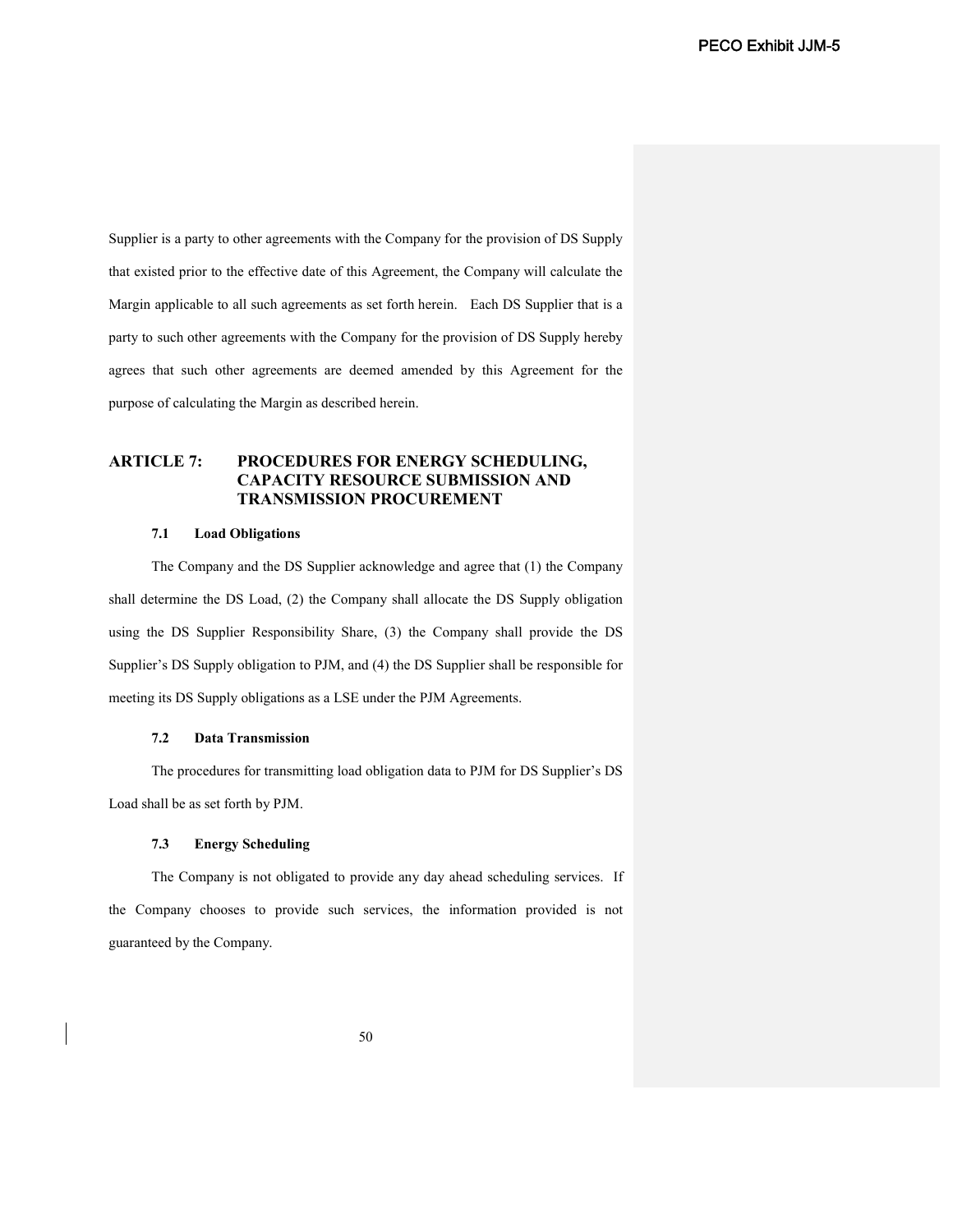Supplier is a party to other agreements with the Company for the provision of DS Supply that existed prior to the effective date of this Agreement, the Company will calculate the Margin applicable to all such agreements as set forth herein. Each DS Supplier that is a party to such other agreements with the Company for the provision of DS Supply hereby agrees that such other agreements are deemed amended by this Agreement for the purpose of calculating the Margin as described herein.

## ARTICLE 7: PROCEDURES FOR ENERGY SCHEDULING, CAPACITY RESOURCE SUBMISSION AND TRANSMISSION PROCUREMENT

### 7.1 Load Obligations

The Company and the DS Supplier acknowledge and agree that (1) the Company shall determine the DS Load, (2) the Company shall allocate the DS Supply obligation using the DS Supplier Responsibility Share, (3) the Company shall provide the DS Supplier's DS Supply obligation to PJM, and (4) the DS Supplier shall be responsible for meeting its DS Supply obligations as a LSE under the PJM Agreements.

### 7.2 Data Transmission

The procedures for transmitting load obligation data to PJM for DS Supplier's DS Load shall be as set forth by PJM.

### 7.3 Energy Scheduling

The Company is not obligated to provide any day ahead scheduling services. If the Company chooses to provide such services, the information provided is not guaranteed by the Company.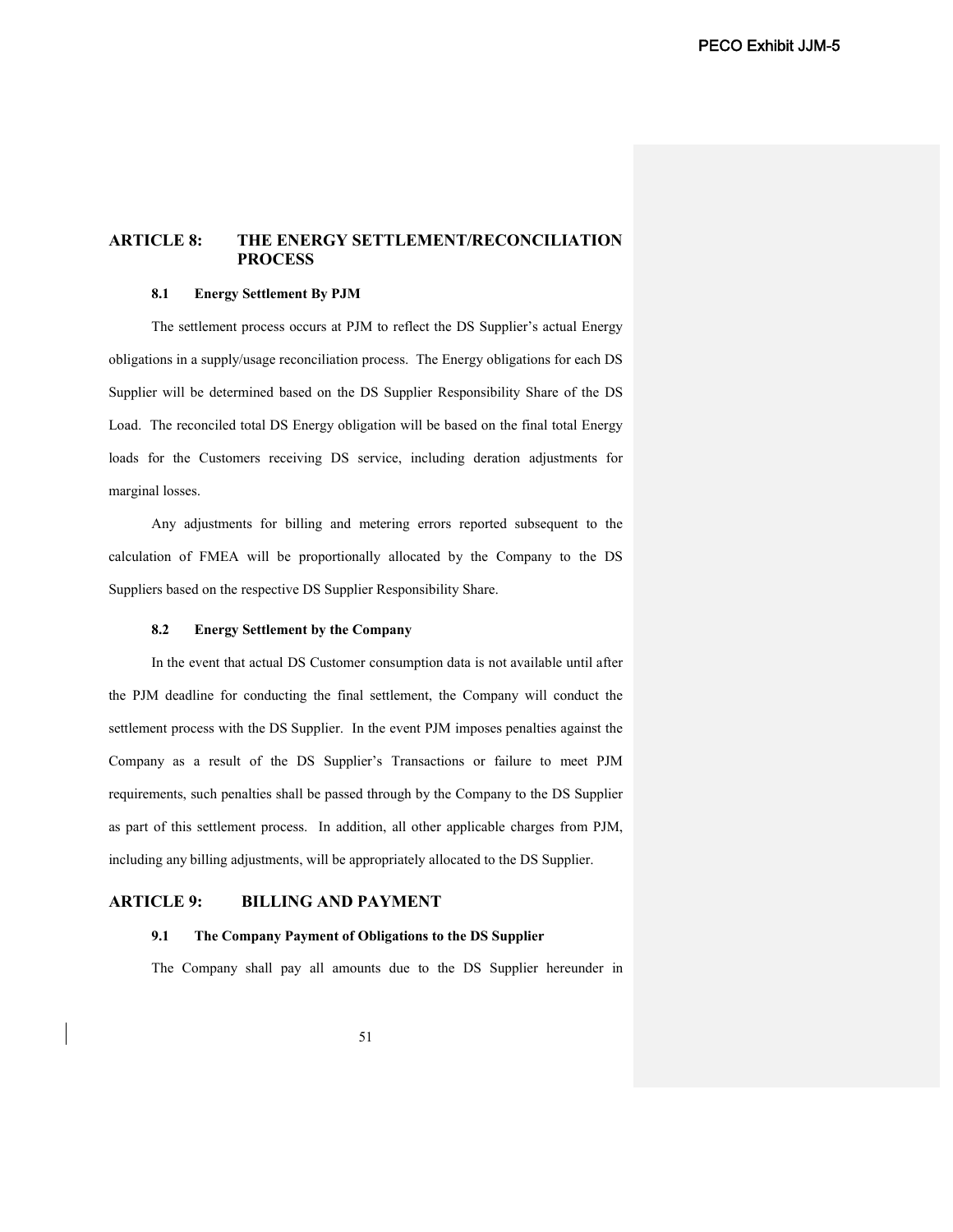## ARTICLE 8: THE ENERGY SETTLEMENT/RECONCILIATION PROCESS

### 8.1 Energy Settlement By PJM

The settlement process occurs at PJM to reflect the DS Supplier's actual Energy obligations in a supply/usage reconciliation process. The Energy obligations for each DS Supplier will be determined based on the DS Supplier Responsibility Share of the DS Load. The reconciled total DS Energy obligation will be based on the final total Energy loads for the Customers receiving DS service, including deration adjustments for marginal losses.

Any adjustments for billing and metering errors reported subsequent to the calculation of FMEA will be proportionally allocated by the Company to the DS Suppliers based on the respective DS Supplier Responsibility Share.

### 8.2 Energy Settlement by the Company

In the event that actual DS Customer consumption data is not available until after the PJM deadline for conducting the final settlement, the Company will conduct the settlement process with the DS Supplier. In the event PJM imposes penalties against the Company as a result of the DS Supplier's Transactions or failure to meet PJM requirements, such penalties shall be passed through by the Company to the DS Supplier as part of this settlement process. In addition, all other applicable charges from PJM, including any billing adjustments, will be appropriately allocated to the DS Supplier.

## ARTICLE 9: BILLING AND PAYMENT

### 9.1 The Company Payment of Obligations to the DS Supplier

The Company shall pay all amounts due to the DS Supplier hereunder in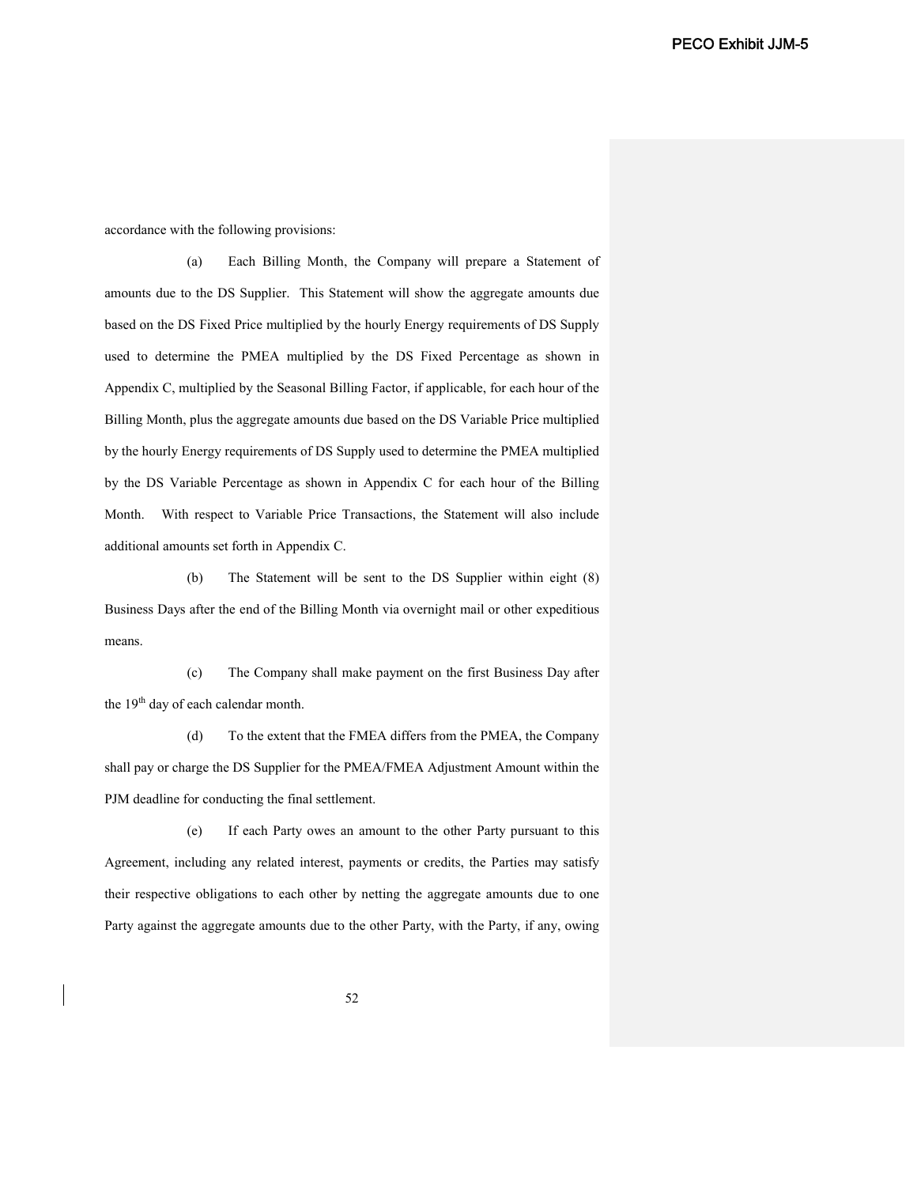accordance with the following provisions:

(a) Each Billing Month, the Company will prepare a Statement of amounts due to the DS Supplier. This Statement will show the aggregate amounts due based on the DS Fixed Price multiplied by the hourly Energy requirements of DS Supply used to determine the PMEA multiplied by the DS Fixed Percentage as shown in Appendix C, multiplied by the Seasonal Billing Factor, if applicable, for each hour of the Billing Month, plus the aggregate amounts due based on the DS Variable Price multiplied by the hourly Energy requirements of DS Supply used to determine the PMEA multiplied by the DS Variable Percentage as shown in Appendix C for each hour of the Billing Month. With respect to Variable Price Transactions, the Statement will also include additional amounts set forth in Appendix C.

(b) The Statement will be sent to the DS Supplier within eight (8) Business Days after the end of the Billing Month via overnight mail or other expeditious means.

(c) The Company shall make payment on the first Business Day after the 19th day of each calendar month.

(d) To the extent that the FMEA differs from the PMEA, the Company shall pay or charge the DS Supplier for the PMEA/FMEA Adjustment Amount within the PJM deadline for conducting the final settlement.

(e) If each Party owes an amount to the other Party pursuant to this Agreement, including any related interest, payments or credits, the Parties may satisfy their respective obligations to each other by netting the aggregate amounts due to one Party against the aggregate amounts due to the other Party, with the Party, if any, owing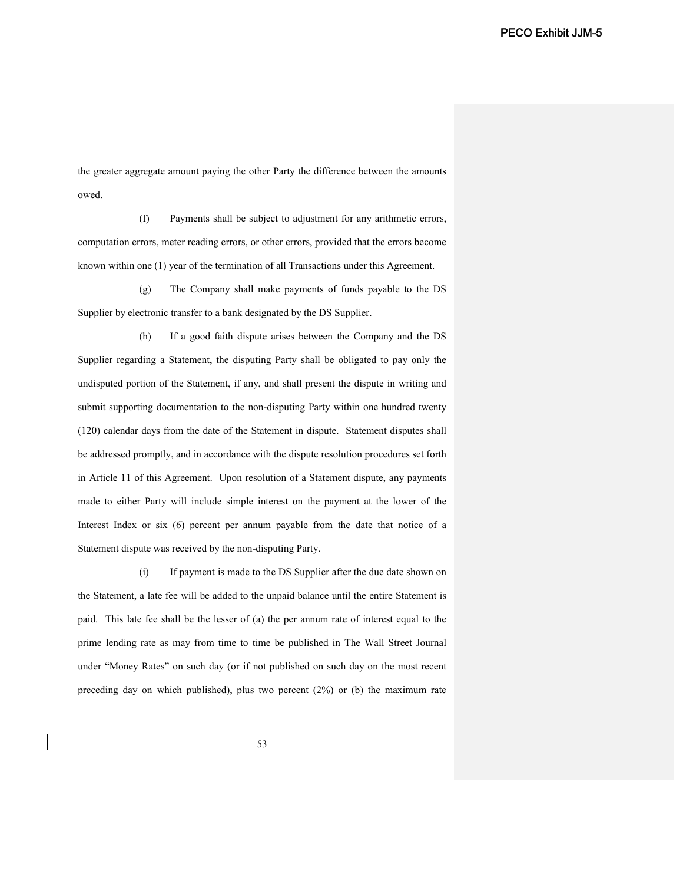the greater aggregate amount paying the other Party the difference between the amounts owed.

(f) Payments shall be subject to adjustment for any arithmetic errors, computation errors, meter reading errors, or other errors, provided that the errors become known within one (1) year of the termination of all Transactions under this Agreement.

(g) The Company shall make payments of funds payable to the DS Supplier by electronic transfer to a bank designated by the DS Supplier.

(h) If a good faith dispute arises between the Company and the DS Supplier regarding a Statement, the disputing Party shall be obligated to pay only the undisputed portion of the Statement, if any, and shall present the dispute in writing and submit supporting documentation to the non-disputing Party within one hundred twenty (120) calendar days from the date of the Statement in dispute. Statement disputes shall be addressed promptly, and in accordance with the dispute resolution procedures set forth in Article 11 of this Agreement. Upon resolution of a Statement dispute, any payments made to either Party will include simple interest on the payment at the lower of the Interest Index or six (6) percent per annum payable from the date that notice of a Statement dispute was received by the non-disputing Party.

(i) If payment is made to the DS Supplier after the due date shown on the Statement, a late fee will be added to the unpaid balance until the entire Statement is paid. This late fee shall be the lesser of (a) the per annum rate of interest equal to the prime lending rate as may from time to time be published in The Wall Street Journal under "Money Rates" on such day (or if not published on such day on the most recent preceding day on which published), plus two percent (2%) or (b) the maximum rate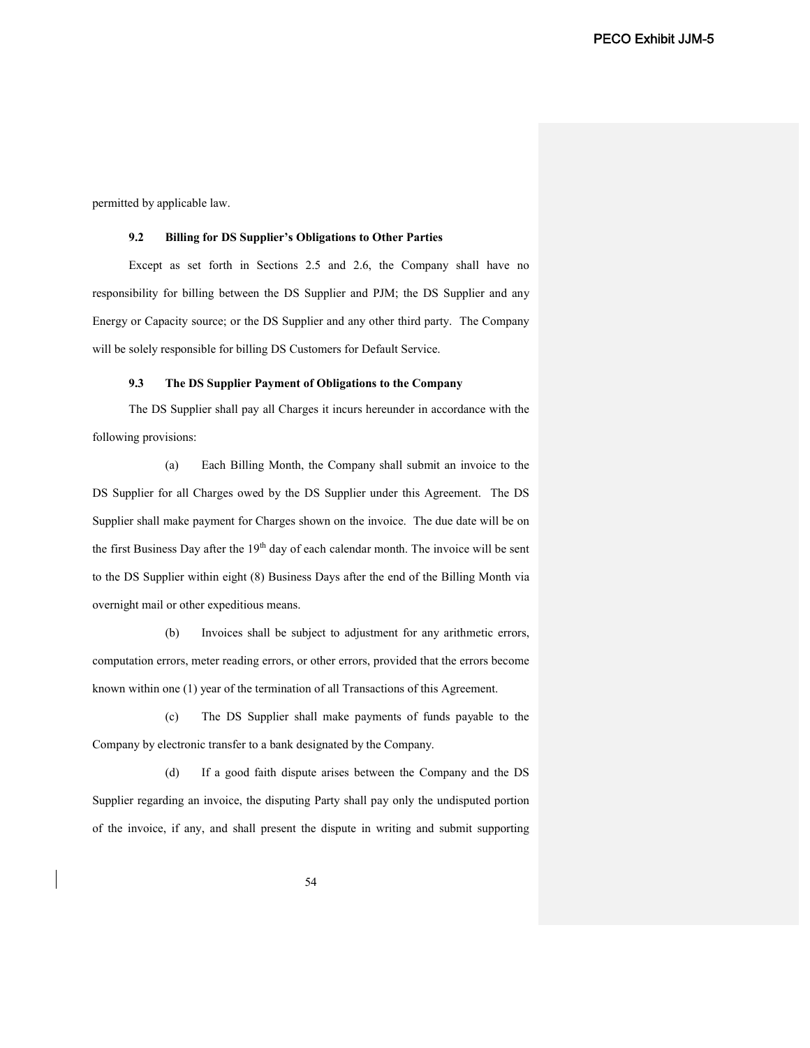permitted by applicable law.

### 9.2 Billing for DS Supplier's Obligations to Other Parties

Except as set forth in Sections 2.5 and 2.6, the Company shall have no responsibility for billing between the DS Supplier and PJM; the DS Supplier and any Energy or Capacity source; or the DS Supplier and any other third party. The Company will be solely responsible for billing DS Customers for Default Service.

### 9.3 The DS Supplier Payment of Obligations to the Company

The DS Supplier shall pay all Charges it incurs hereunder in accordance with the following provisions:

(a) Each Billing Month, the Company shall submit an invoice to the DS Supplier for all Charges owed by the DS Supplier under this Agreement. The DS Supplier shall make payment for Charges shown on the invoice. The due date will be on the first Business Day after the 19th day of each calendar month. The invoice will be sent to the DS Supplier within eight (8) Business Days after the end of the Billing Month via overnight mail or other expeditious means.

(b) Invoices shall be subject to adjustment for any arithmetic errors, computation errors, meter reading errors, or other errors, provided that the errors become known within one (1) year of the termination of all Transactions of this Agreement.

(c) The DS Supplier shall make payments of funds payable to the Company by electronic transfer to a bank designated by the Company.

(d) If a good faith dispute arises between the Company and the DS Supplier regarding an invoice, the disputing Party shall pay only the undisputed portion of the invoice, if any, and shall present the dispute in writing and submit supporting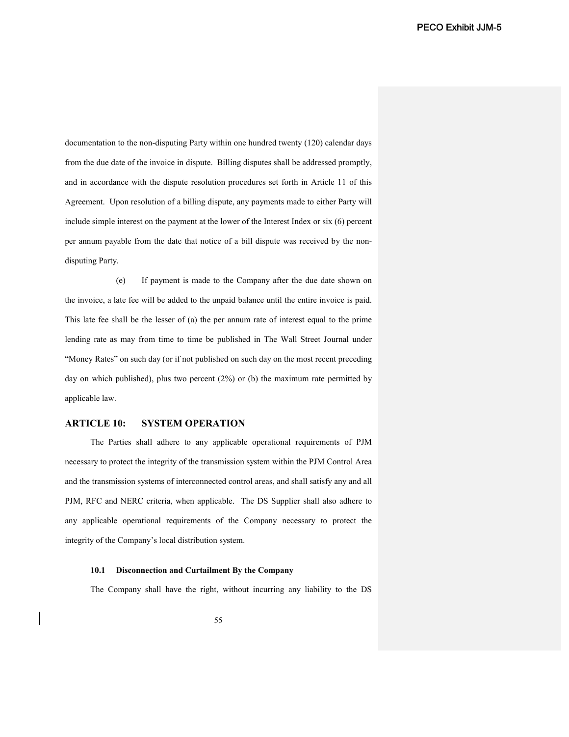documentation to the non-disputing Party within one hundred twenty (120) calendar days from the due date of the invoice in dispute. Billing disputes shall be addressed promptly, and in accordance with the dispute resolution procedures set forth in Article 11 of this Agreement. Upon resolution of a billing dispute, any payments made to either Party will include simple interest on the payment at the lower of the Interest Index or six (6) percent per annum payable from the date that notice of a bill dispute was received by the non-disputing Party.

(e) If payment is made to the Company after the due date shown on the invoice, a late fee will be added to the unpaid balance until the entire invoice is paid. This late fee shall be the lesser of (a) the per annum rate of interest equal to the prime lending rate as may from time to time be published in The Wall Street Journal under "Money Rates" on such day (or if not published on such day on the most recent preceding day on which published), plus two percent (2%) or (b) the maximum rate permitted by applicable law.

## ARTICLE 10: SYSTEM OPERATION

The Parties shall adhere to any applicable operational requirements of PJM necessary to protect the integrity of the transmission system within the PJM Control Area and the transmission systems of interconnected control areas, and shall satisfy any and all PJM, RFC and NERC criteria, when applicable. The DS Supplier shall also adhere to any applicable operational requirements of the Company necessary to protect the integrity of the Company's local distribution system.

### 10.1 Disconnection and Curtailment By the Company

The Company shall have the right, without incurring any liability to the DS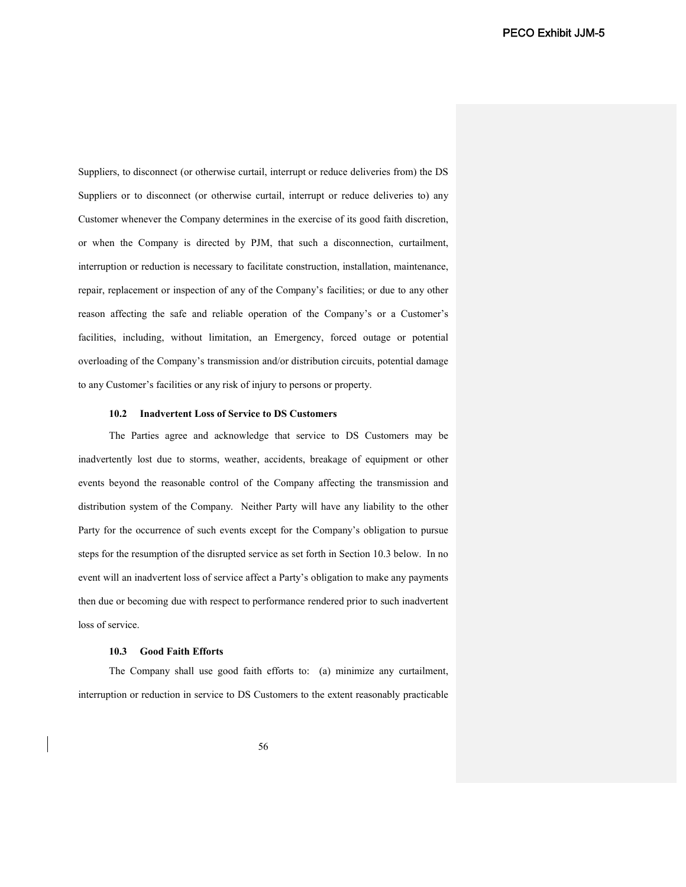Suppliers, to disconnect (or otherwise curtail, interrupt or reduce deliveries from) the DS Suppliers or to disconnect (or otherwise curtail, interrupt or reduce deliveries to) any Customer whenever the Company determines in the exercise of its good faith discretion, or when the Company is directed by PJM, that such a disconnection, curtailment, interruption or reduction is necessary to facilitate construction, installation, maintenance, repair, replacement or inspection of any of the Company's facilities; or due to any other reason affecting the safe and reliable operation of the Company's or a Customer's facilities, including, without limitation, an Emergency, forced outage or potential overloading of the Company's transmission and/or distribution circuits, potential damage to any Customer's facilities or any risk of injury to persons or property.

**10.2 Inadvertent Loss of Service to DS Customers**

The Parties agree and acknowledge that service to DS Customers may be inadvertently lost due to storms, weather, accidents, breakage of equipment or other events beyond the reasonable control of the Company affecting the transmission and distribution system of the Company. Neither Party will have any liability to the other Party for the occurrence of such events except for the Company's obligation to pursue steps for the resumption of the disrupted service as set forth in Section 10.3 below. In no event will an inadvertent loss of service affect a Party's obligation to make any payments then due or becoming due with respect to performance rendered prior to such inadvertent loss of service.

**10.3 Good Faith Efforts**

The Company shall use good faith efforts to: (a) minimize any curtailment, interruption or reduction in service to DS Customers to the extent reasonably practicable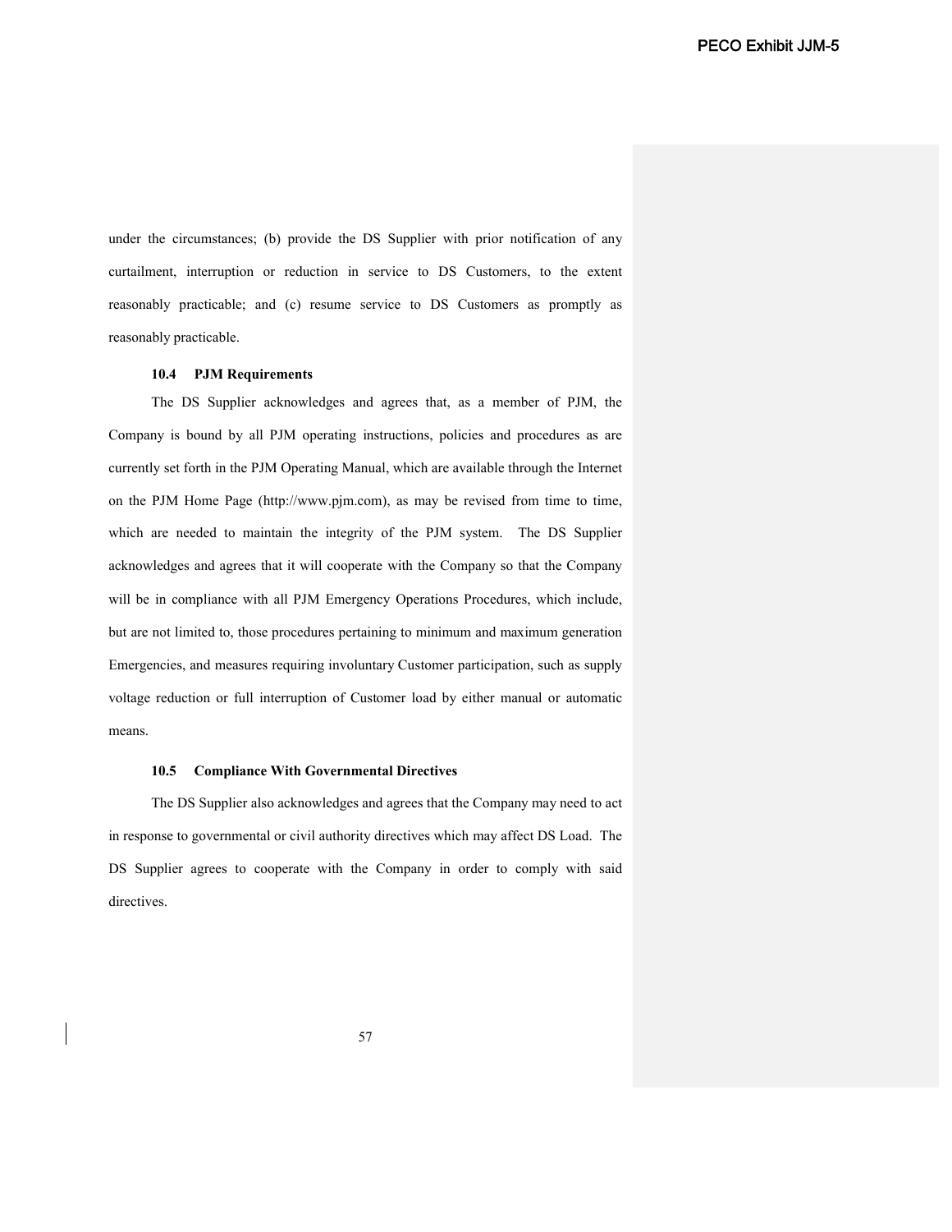under the circumstances; (b) provide the DS Supplier with prior notification of any curtailment, interruption or reduction in service to DS Customers, to the extent reasonably practicable; and (c) resume service to DS Customers as promptly as reasonably practicable.

### 10.4 PJM Requirements

The DS Supplier acknowledges and agrees that, as a member of PJM, the Company is bound by all PJM operating instructions, policies and procedures as are currently set forth in the PJM Operating Manual, which are available through the Internet on the PJM Home Page (http://www.pjm.com), as may be revised from time to time, which are needed to maintain the integrity of the PJM system. The DS Supplier acknowledges and agrees that it will cooperate with the Company so that the Company will be in compliance with all PJM Emergency Operations Procedures, which include, but are not limited to, those procedures pertaining to minimum and maximum generation Emergencies, and measures requiring involuntary Customer participation, such as supply voltage reduction or full interruption of Customer load by either manual or automatic means.

### 10.5 Compliance With Governmental Directives

The DS Supplier also acknowledges and agrees that the Company may need to act in response to governmental or civil authority directives which may affect DS Load. The DS Supplier agrees to cooperate with the Company in order to comply with said directives.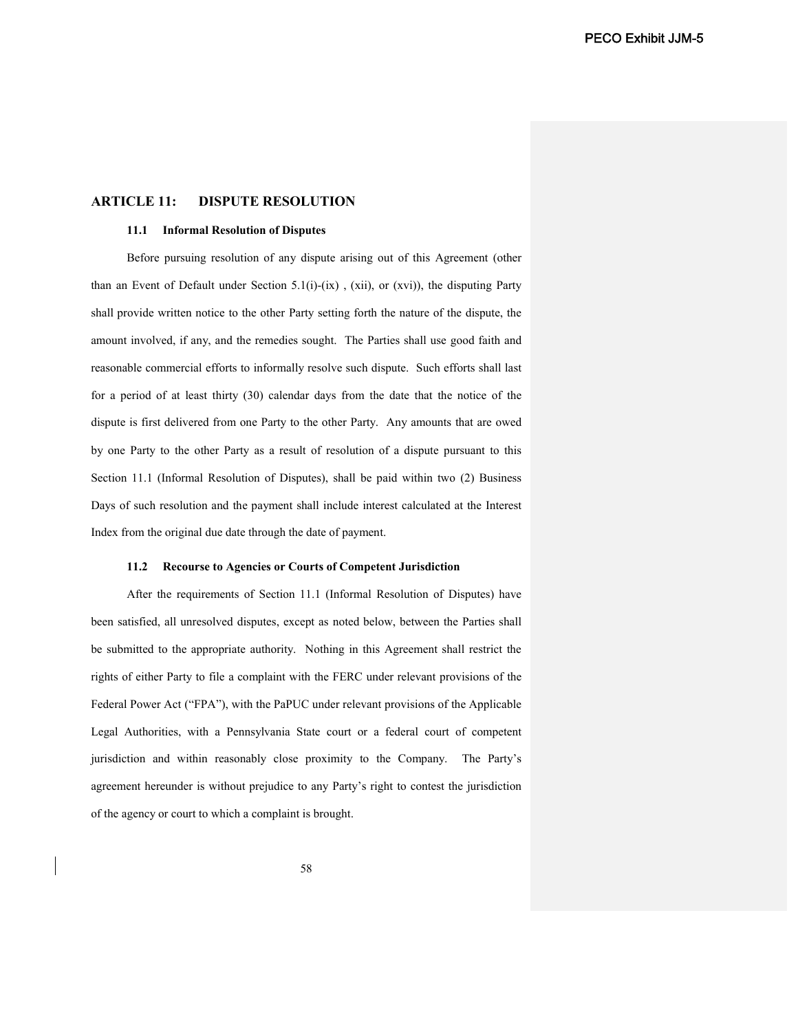## ARTICLE 11: DISPUTE RESOLUTION

### 11.1 Informal Resolution of Disputes

Before pursuing resolution of any dispute arising out of this Agreement (other than an Event of Default under Section 5.1(i)-(ix) , (xii), or (xvi)), the disputing Party shall provide written notice to the other Party setting forth the nature of the dispute, the amount involved, if any, and the remedies sought. The Parties shall use good faith and reasonable commercial efforts to informally resolve such dispute. Such efforts shall last for a period of at least thirty (30) calendar days from the date that the notice of the dispute is first delivered from one Party to the other Party. Any amounts that are owed by one Party to the other Party as a result of resolution of a dispute pursuant to this Section 11.1 (Informal Resolution of Disputes), shall be paid within two (2) Business Days of such resolution and the payment shall include interest calculated at the Interest Index from the original due date through the date of payment.

### 11.2 Recourse to Agencies or Courts of Competent Jurisdiction

After the requirements of Section 11.1 (Informal Resolution of Disputes) have been satisfied, all unresolved disputes, except as noted below, between the Parties shall be submitted to the appropriate authority. Nothing in this Agreement shall restrict the rights of either Party to file a complaint with the FERC under relevant provisions of the Federal Power Act ("FPA"), with the PaPUC under relevant provisions of the Applicable Legal Authorities, with a Pennsylvania State court or a federal court of competent jurisdiction and within reasonably close proximity to the Company. The Party's agreement hereunder is without prejudice to any Party's right to contest the jurisdiction of the agency or court to which a complaint is brought.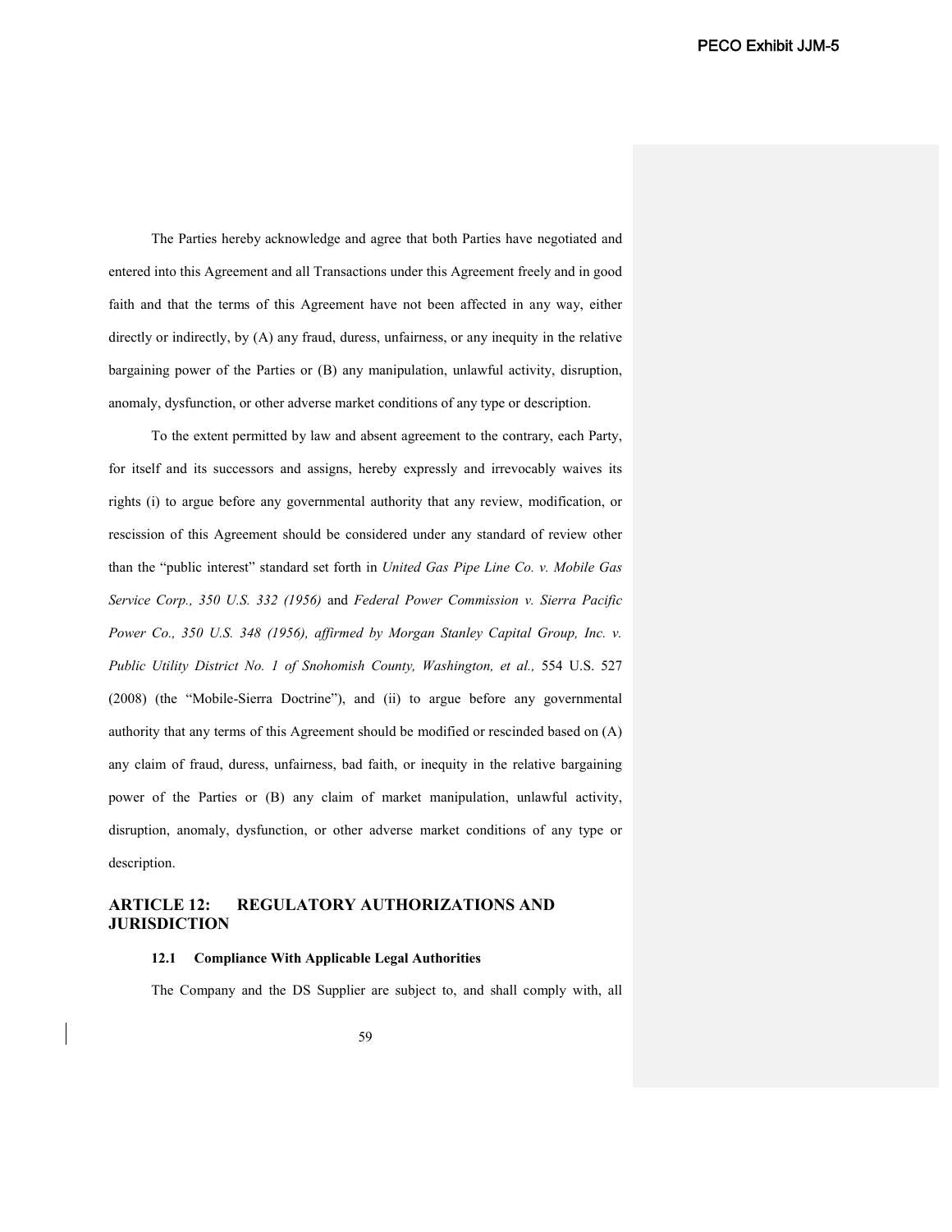The Parties hereby acknowledge and agree that both Parties have negotiated and entered into this Agreement and all Transactions under this Agreement freely and in good faith and that the terms of this Agreement have not been affected in any way, either directly or indirectly, by (A) any fraud, duress, unfairness, or any inequity in the relative bargaining power of the Parties or (B) any manipulation, unlawful activity, disruption, anomaly, dysfunction, or other adverse market conditions of any type or description.

To the extent permitted by law and absent agreement to the contrary, each Party, for itself and its successors and assigns, hereby expressly and irrevocably waives its rights (i) to argue before any governmental authority that any review, modification, or rescission of this Agreement should be considered under any standard of review other than the "public interest" standard set forth in *United Gas Pipe Line Co. v. Mobile Gas Service Corp., 350 U.S. 332 (1956)* and *Federal Power Commission v. Sierra Pacific Power Co., 350 U.S. 348 (1956), affirmed by Morgan Stanley Capital Group, Inc. v. Public Utility District No. 1 of Snohomish County, Washington, et al.,* 554 U.S. 527 (2008) (the "Mobile-Sierra Doctrine"), and (ii) to argue before any governmental authority that any terms of this Agreement should be modified or rescinded based on (A) any claim of fraud, duress, unfairness, bad faith, or inequity in the relative bargaining power of the Parties or (B) any claim of market manipulation, unlawful activity, disruption, anomaly, dysfunction, or other adverse market conditions of any type or description.

## ARTICLE 12: REGULATORY AUTHORIZATIONS AND JURISDICTION

### 12.1 Compliance With Applicable Legal Authorities

The Company and the DS Supplier are subject to, and shall comply with, all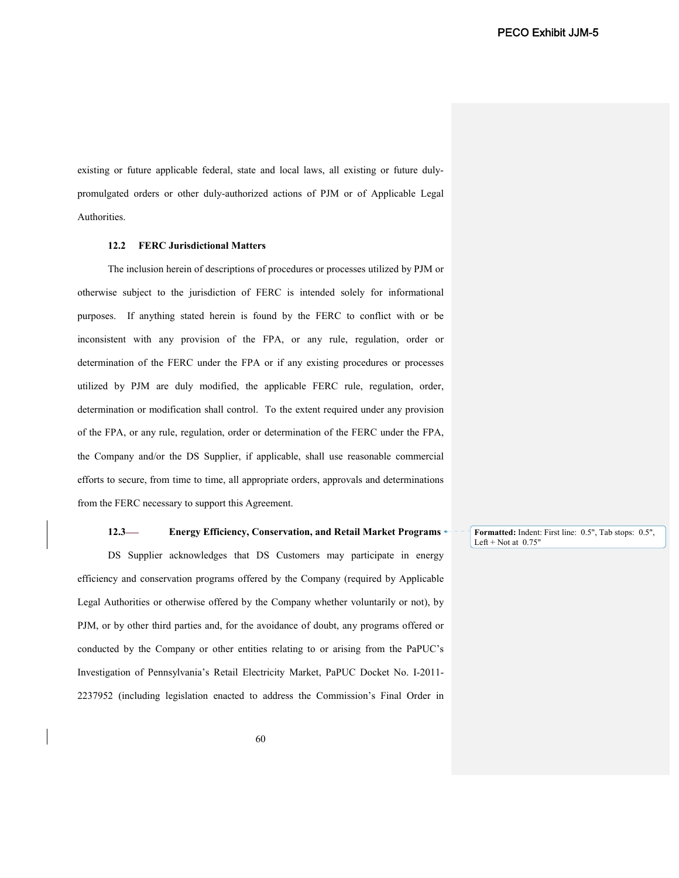existing or future applicable federal, state and local laws, all existing or future duly-promulgated orders or other duly-authorized actions of PJM or of Applicable Legal Authorities.

**12.2 FERC Jurisdictional Matters**

The inclusion herein of descriptions of procedures or processes utilized by PJM or otherwise subject to the jurisdiction of FERC is intended solely for informational purposes. If anything stated herein is found by the FERC to conflict with or be inconsistent with any provision of the FPA, or any rule, regulation, order or determination of the FERC under the FPA or if any existing procedures or processes utilized by PJM are duly modified, the applicable FERC rule, regulation, order, determination or modification shall control. To the extent required under any provision of the FPA, or any rule, regulation, order or determination of the FERC under the FPA, the Company and/or the DS Supplier, if applicable, shall use reasonable commercial efforts to secure, from time to time, all appropriate orders, approvals and determinations from the FERC necessary to support this Agreement.

**12.3 Energy Efficiency, Conservation, and Retail Market Programs**

Formatted: Indent: First line: 0.5", Tab stops: 0.5", Left + Not at 0.75"

DS Supplier acknowledges that DS Customers may participate in energy efficiency and conservation programs offered by the Company (required by Applicable Legal Authorities or otherwise offered by the Company whether voluntarily or not), by PJM, or by other third parties and, for the avoidance of doubt, any programs offered or conducted by the Company or other entities relating to or arising from the PaPUC's Investigation of Pennsylvania's Retail Electricity Market, PaPUC Docket No. I-2011-2237952 (including legislation enacted to address the Commission's Final Order in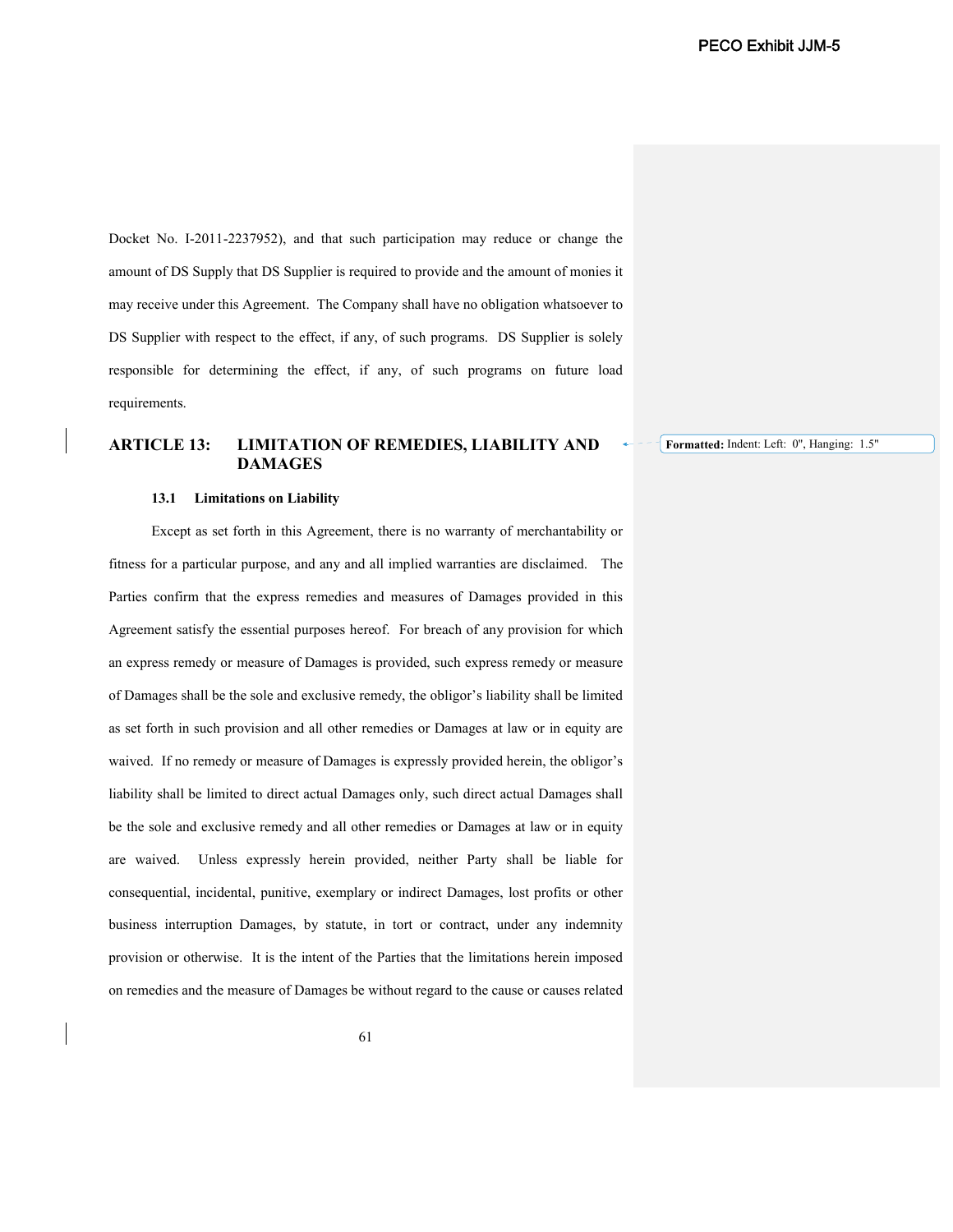Docket No. I-2011-2237952), and that such participation may reduce or change the amount of DS Supply that DS Supplier is required to provide and the amount of monies it may receive under this Agreement. The Company shall have no obligation whatsoever to DS Supplier with respect to the effect, if any, of such programs. DS Supplier is solely responsible for determining the effect, if any, of such programs on future load requirements.

## ARTICLE 13: LIMITATION OF REMEDIES, LIABILITY AND DAMAGES

### 13.1 Limitations on Liability

Except as set forth in this Agreement, there is no warranty of merchantability or fitness for a particular purpose, and any and all implied warranties are disclaimed. The Parties confirm that the express remedies and measures of Damages provided in this Agreement satisfy the essential purposes hereof. For breach of any provision for which an express remedy or measure of Damages is provided, such express remedy or measure of Damages shall be the sole and exclusive remedy, the obligor's liability shall be limited as set forth in such provision and all other remedies or Damages at law or in equity are waived. If no remedy or measure of Damages is expressly provided herein, the obligor's liability shall be limited to direct actual Damages only, such direct actual Damages shall be the sole and exclusive remedy and all other remedies or Damages at law or in equity are waived. Unless expressly herein provided, neither Party shall be liable for consequential, incidental, punitive, exemplary or indirect Damages, lost profits or other business interruption Damages, by statute, in tort or contract, under any indemnity provision or otherwise. It is the intent of the Parties that the limitations herein imposed on remedies and the measure of Damages be without regard to the cause or causes related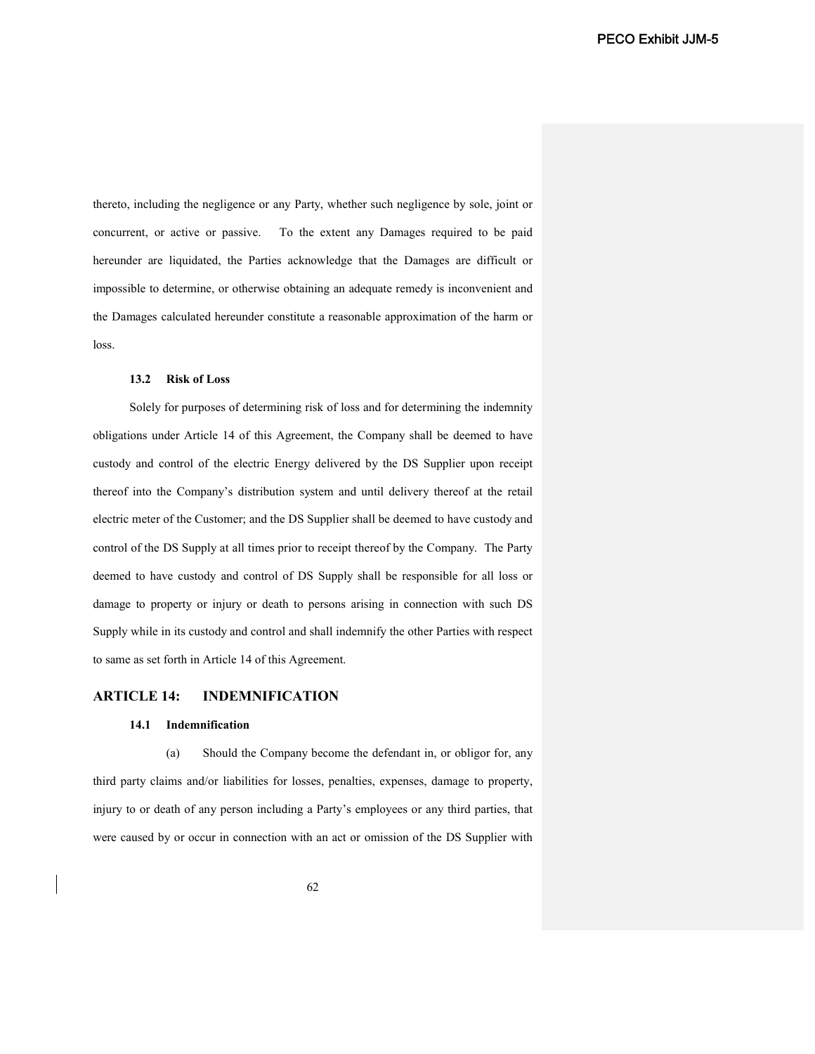thereto, including the negligence or any Party, whether such negligence by sole, joint or concurrent, or active or passive. To the extent any Damages required to be paid hereunder are liquidated, the Parties acknowledge that the Damages are difficult or impossible to determine, or otherwise obtaining an adequate remedy is inconvenient and the Damages calculated hereunder constitute a reasonable approximation of the harm or loss.

**13.2 Risk of Loss**

Solely for purposes of determining risk of loss and for determining the indemnity obligations under Article 14 of this Agreement, the Company shall be deemed to have custody and control of the electric Energy delivered by the DS Supplier upon receipt thereof into the Company's distribution system and until delivery thereof at the retail electric meter of the Customer; and the DS Supplier shall be deemed to have custody and control of the DS Supply at all times prior to receipt thereof by the Company. The Party deemed to have custody and control of DS Supply shall be responsible for all loss or damage to property or injury or death to persons arising in connection with such DS Supply while in its custody and control and shall indemnify the other Parties with respect to same as set forth in Article 14 of this Agreement.

## ARTICLE 14: INDEMNIFICATION

**14.1 Indemnification**

(a) Should the Company become the defendant in, or obligor for, any third party claims and/or liabilities for losses, penalties, expenses, damage to property, injury to or death of any person including a Party's employees or any third parties, that were caused by or occur in connection with an act or omission of the DS Supplier with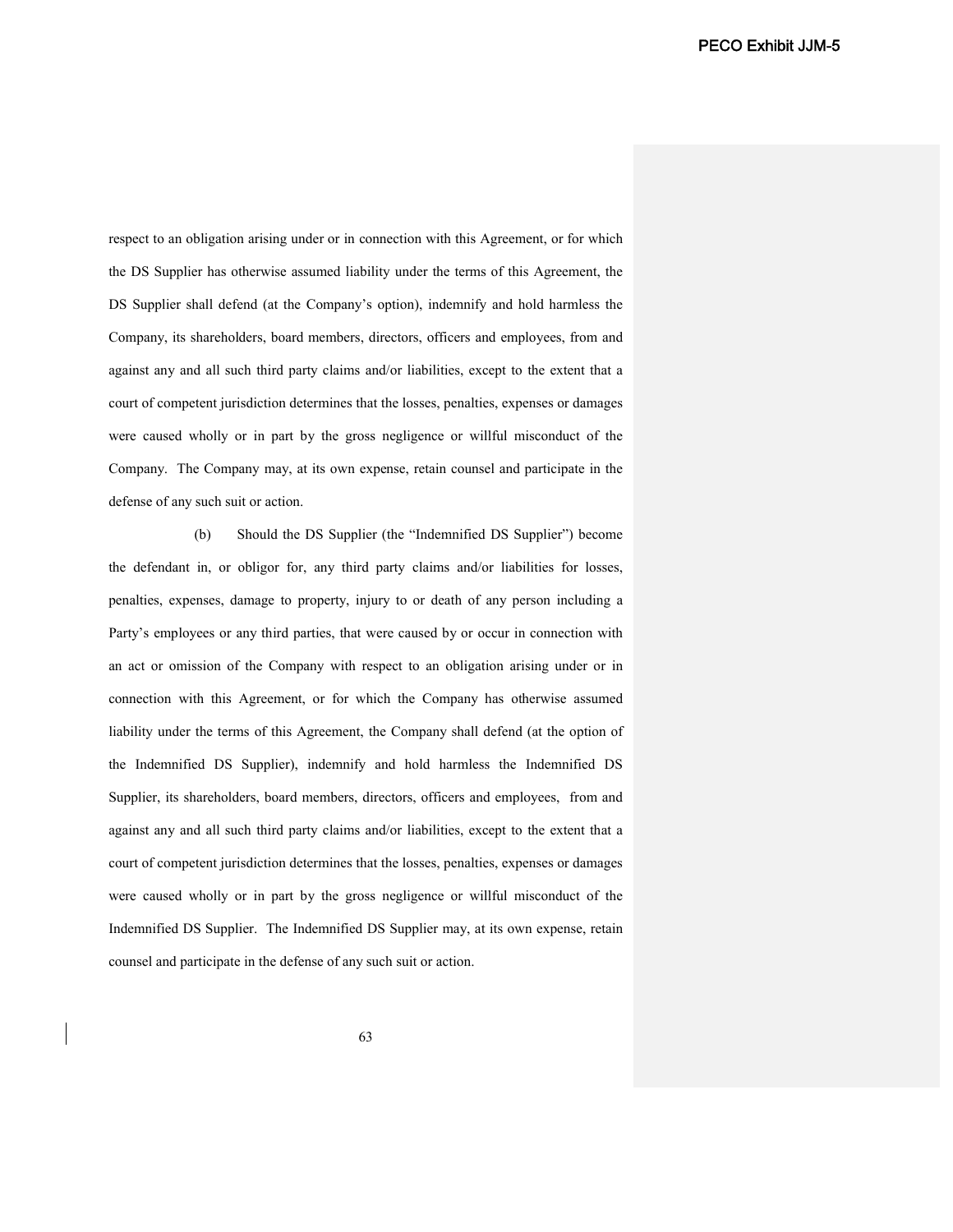respect to an obligation arising under or in connection with this Agreement, or for which the DS Supplier has otherwise assumed liability under the terms of this Agreement, the DS Supplier shall defend (at the Company's option), indemnify and hold harmless the Company, its shareholders, board members, directors, officers and employees, from and against any and all such third party claims and/or liabilities, except to the extent that a court of competent jurisdiction determines that the losses, penalties, expenses or damages were caused wholly or in part by the gross negligence or willful misconduct of the Company. The Company may, at its own expense, retain counsel and participate in the defense of any such suit or action.

(b) Should the DS Supplier (the "Indemnified DS Supplier") become the defendant in, or obligor for, any third party claims and/or liabilities for losses, penalties, expenses, damage to property, injury to or death of any person including a Party's employees or any third parties, that were caused by or occur in connection with an act or omission of the Company with respect to an obligation arising under or in connection with this Agreement, or for which the Company has otherwise assumed liability under the terms of this Agreement, the Company shall defend (at the option of the Indemnified DS Supplier), indemnify and hold harmless the Indemnified DS Supplier, its shareholders, board members, directors, officers and employees, from and against any and all such third party claims and/or liabilities, except to the extent that a court of competent jurisdiction determines that the losses, penalties, expenses or damages were caused wholly or in part by the gross negligence or willful misconduct of the Indemnified DS Supplier. The Indemnified DS Supplier may, at its own expense, retain counsel and participate in the defense of any such suit or action.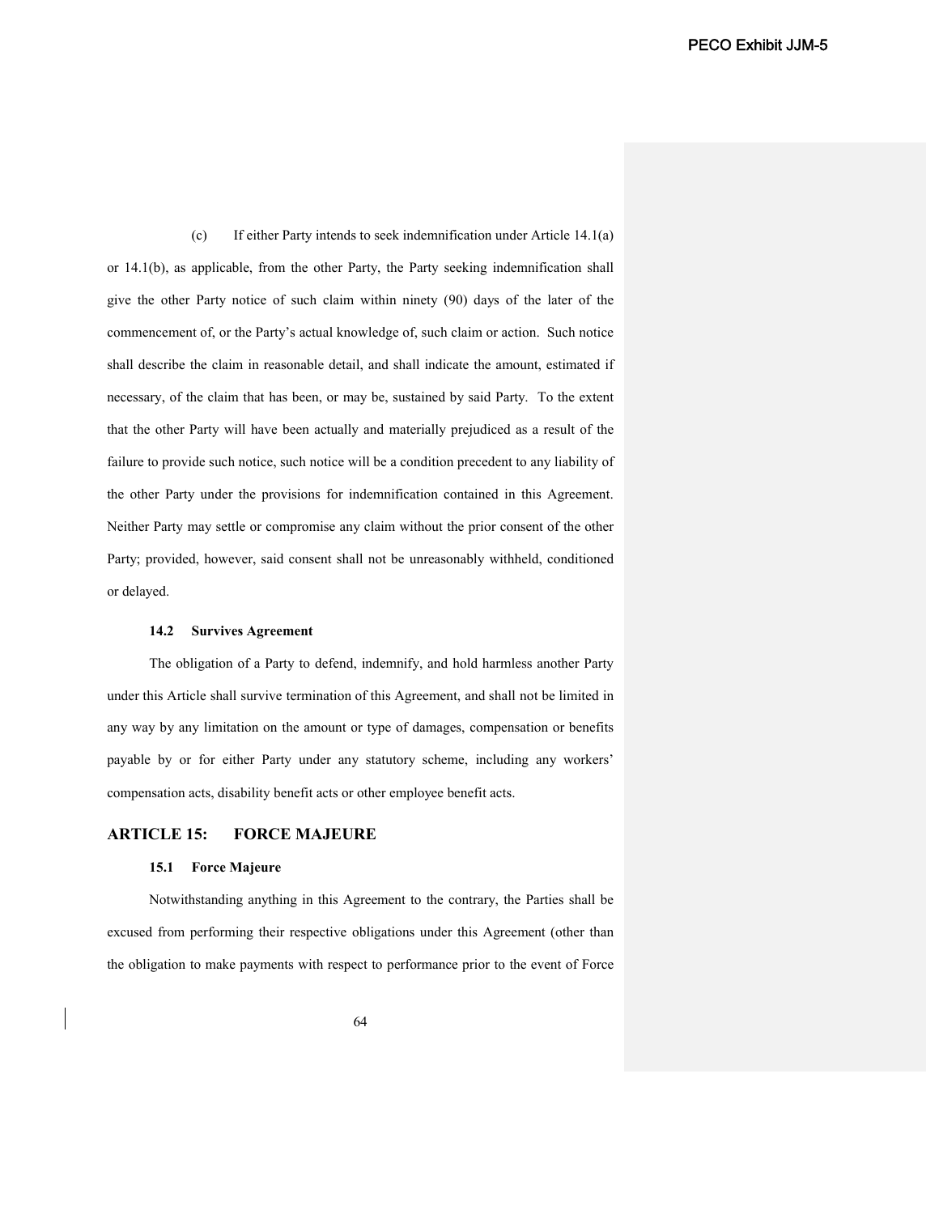(c) If either Party intends to seek indemnification under Article 14.1(a) or 14.1(b), as applicable, from the other Party, the Party seeking indemnification shall give the other Party notice of such claim within ninety (90) days of the later of the commencement of, or the Party's actual knowledge of, such claim or action. Such notice shall describe the claim in reasonable detail, and shall indicate the amount, estimated if necessary, of the claim that has been, or may be, sustained by said Party. To the extent that the other Party will have been actually and materially prejudiced as a result of the failure to provide such notice, such notice will be a condition precedent to any liability of the other Party under the provisions for indemnification contained in this Agreement. Neither Party may settle or compromise any claim without the prior consent of the other Party; provided, however, said consent shall not be unreasonably withheld, conditioned or delayed.

### 14.2 Survives Agreement

The obligation of a Party to defend, indemnify, and hold harmless another Party under this Article shall survive termination of this Agreement, and shall not be limited in any way by any limitation on the amount or type of damages, compensation or benefits payable by or for either Party under any statutory scheme, including any workers' compensation acts, disability benefit acts or other employee benefit acts.

## ARTICLE 15: FORCE MAJEURE

### 15.1 Force Majeure

Notwithstanding anything in this Agreement to the contrary, the Parties shall be excused from performing their respective obligations under this Agreement (other than the obligation to make payments with respect to performance prior to the event of Force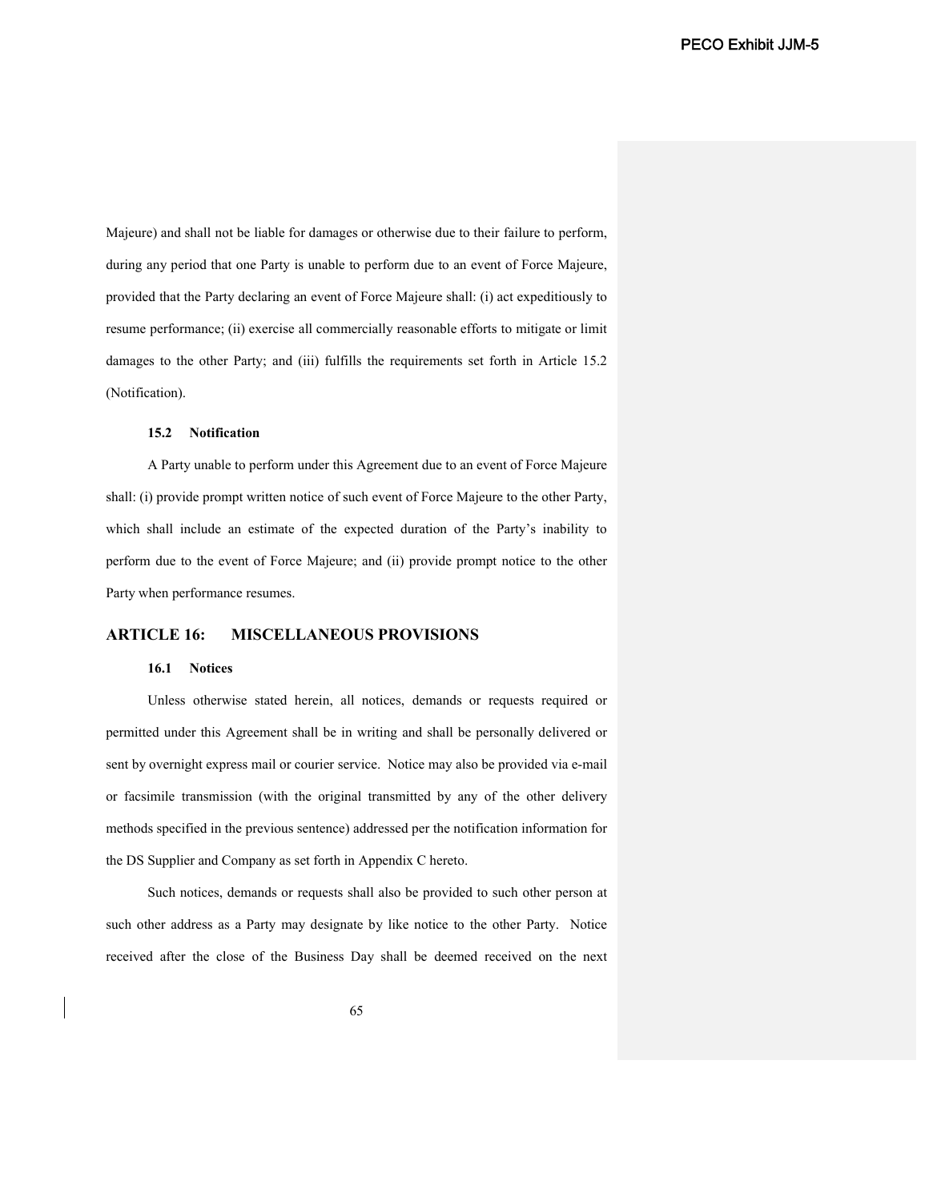Majeure) and shall not be liable for damages or otherwise due to their failure to perform, during any period that one Party is unable to perform due to an event of Force Majeure, provided that the Party declaring an event of Force Majeure shall: (i) act expeditiously to resume performance; (ii) exercise all commercially reasonable efforts to mitigate or limit damages to the other Party; and (iii) fulfills the requirements set forth in Article 15.2 (Notification).

**15.2 Notification**

A Party unable to perform under this Agreement due to an event of Force Majeure shall: (i) provide prompt written notice of such event of Force Majeure to the other Party, which shall include an estimate of the expected duration of the Party's inability to perform due to the event of Force Majeure; and (ii) provide prompt notice to the other Party when performance resumes.

## ARTICLE 16: MISCELLANEOUS PROVISIONS

**16.1 Notices**

Unless otherwise stated herein, all notices, demands or requests required or permitted under this Agreement shall be in writing and shall be personally delivered or sent by overnight express mail or courier service. Notice may also be provided via e-mail or facsimile transmission (with the original transmitted by any of the other delivery methods specified in the previous sentence) addressed per the notification information for the DS Supplier and Company as set forth in Appendix C hereto.

Such notices, demands or requests shall also be provided to such other person at such other address as a Party may designate by like notice to the other Party. Notice received after the close of the Business Day shall be deemed received on the next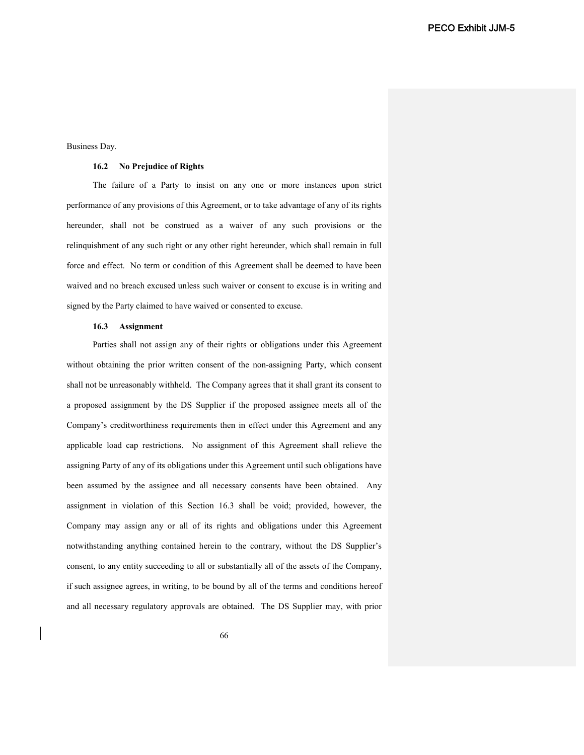Business Day.

**16.2 No Prejudice of Rights**

The failure of a Party to insist on any one or more instances upon strict performance of any provisions of this Agreement, or to take advantage of any of its rights hereunder, shall not be construed as a waiver of any such provisions or the relinquishment of any such right or any other right hereunder, which shall remain in full force and effect. No term or condition of this Agreement shall be deemed to have been waived and no breach excused unless such waiver or consent to excuse is in writing and signed by the Party claimed to have waived or consented to excuse.

**16.3 Assignment**

Parties shall not assign any of their rights or obligations under this Agreement without obtaining the prior written consent of the non-assigning Party, which consent shall not be unreasonably withheld. The Company agrees that it shall grant its consent to a proposed assignment by the DS Supplier if the proposed assignee meets all of the Company's creditworthiness requirements then in effect under this Agreement and any applicable load cap restrictions. No assignment of this Agreement shall relieve the assigning Party of any of its obligations under this Agreement until such obligations have been assumed by the assignee and all necessary consents have been obtained. Any assignment in violation of this Section 16.3 shall be void; provided, however, the Company may assign any or all of its rights and obligations under this Agreement notwithstanding anything contained herein to the contrary, without the DS Supplier's consent, to any entity succeeding to all or substantially all of the assets of the Company, if such assignee agrees, in writing, to be bound by all of the terms and conditions hereof and all necessary regulatory approvals are obtained. The DS Supplier may, with prior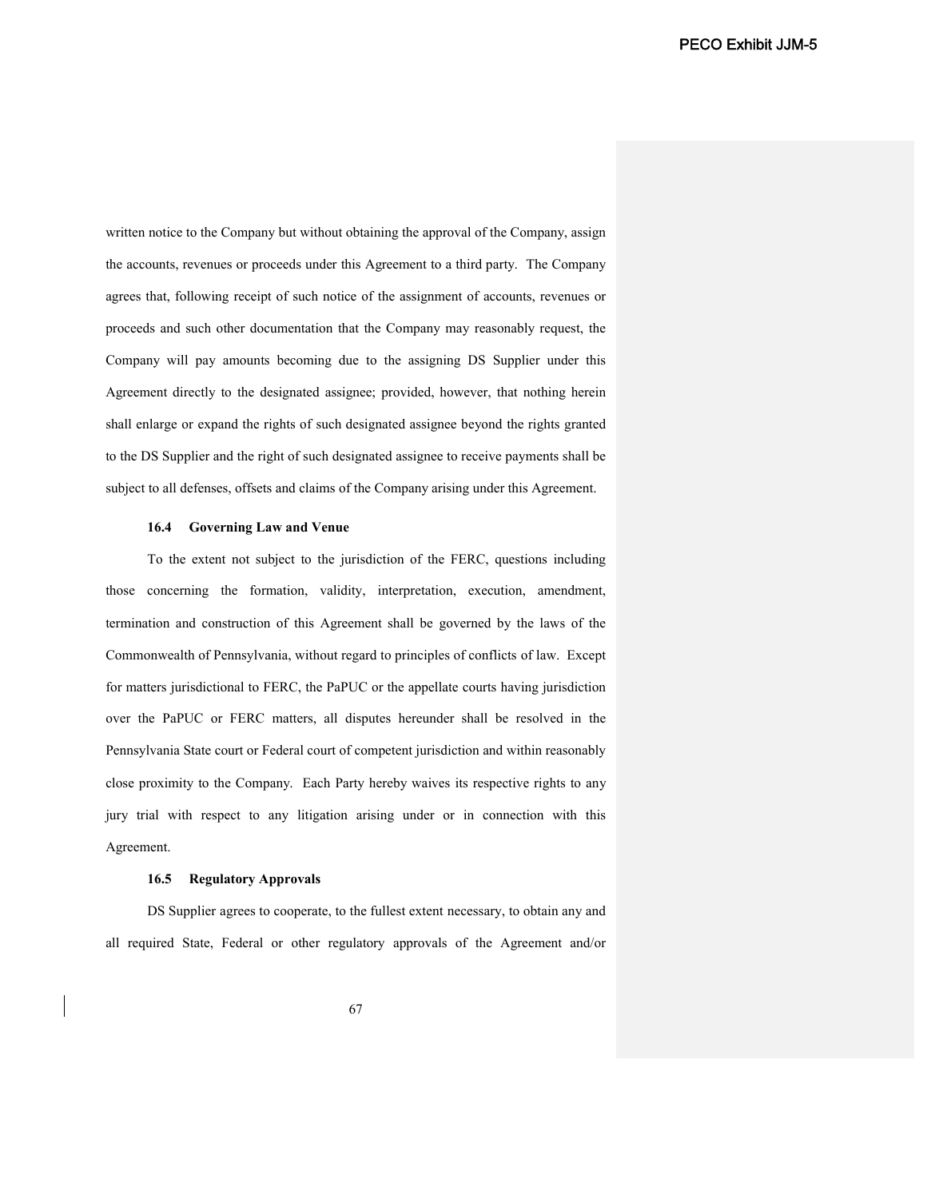written notice to the Company but without obtaining the approval of the Company, assign the accounts, revenues or proceeds under this Agreement to a third party. The Company agrees that, following receipt of such notice of the assignment of accounts, revenues or proceeds and such other documentation that the Company may reasonably request, the Company will pay amounts becoming due to the assigning DS Supplier under this Agreement directly to the designated assignee; provided, however, that nothing herein shall enlarge or expand the rights of such designated assignee beyond the rights granted to the DS Supplier and the right of such designated assignee to receive payments shall be subject to all defenses, offsets and claims of the Company arising under this Agreement.

**16.4 Governing Law and Venue**

To the extent not subject to the jurisdiction of the FERC, questions including those concerning the formation, validity, interpretation, execution, amendment, termination and construction of this Agreement shall be governed by the laws of the Commonwealth of Pennsylvania, without regard to principles of conflicts of law. Except for matters jurisdictional to FERC, the PaPUC or the appellate courts having jurisdiction over the PaPUC or FERC matters, all disputes hereunder shall be resolved in the Pennsylvania State court or Federal court of competent jurisdiction and within reasonably close proximity to the Company. Each Party hereby waives its respective rights to any jury trial with respect to any litigation arising under or in connection with this Agreement.

**16.5 Regulatory Approvals**

DS Supplier agrees to cooperate, to the fullest extent necessary, to obtain any and all required State, Federal or other regulatory approvals of the Agreement and/or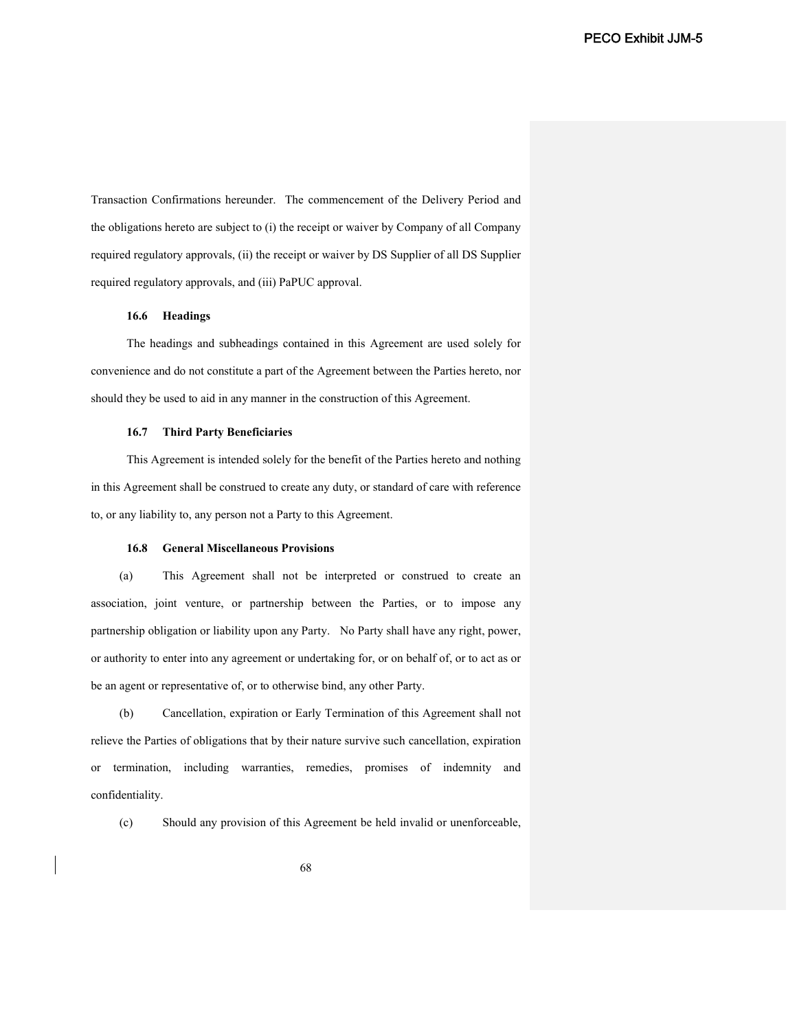Transaction Confirmations hereunder. The commencement of the Delivery Period and the obligations hereto are subject to (i) the receipt or waiver by Company of all Company required regulatory approvals, (ii) the receipt or waiver by DS Supplier of all DS Supplier required regulatory approvals, and (iii) PaPUC approval.

**16.6 Headings**

The headings and subheadings contained in this Agreement are used solely for convenience and do not constitute a part of the Agreement between the Parties hereto, nor should they be used to aid in any manner in the construction of this Agreement.

**16.7 Third Party Beneficiaries**

This Agreement is intended solely for the benefit of the Parties hereto and nothing in this Agreement shall be construed to create any duty, or standard of care with reference to, or any liability to, any person not a Party to this Agreement.

**16.8 General Miscellaneous Provisions**

(a) This Agreement shall not be interpreted or construed to create an association, joint venture, or partnership between the Parties, or to impose any partnership obligation or liability upon any Party. No Party shall have any right, power, or authority to enter into any agreement or undertaking for, or on behalf of, or to act as or be an agent or representative of, or to otherwise bind, any other Party.

(b) Cancellation, expiration or Early Termination of this Agreement shall not relieve the Parties of obligations that by their nature survive such cancellation, expiration or termination, including warranties, remedies, promises of indemnity and confidentiality.

(c) Should any provision of this Agreement be held invalid or unenforceable,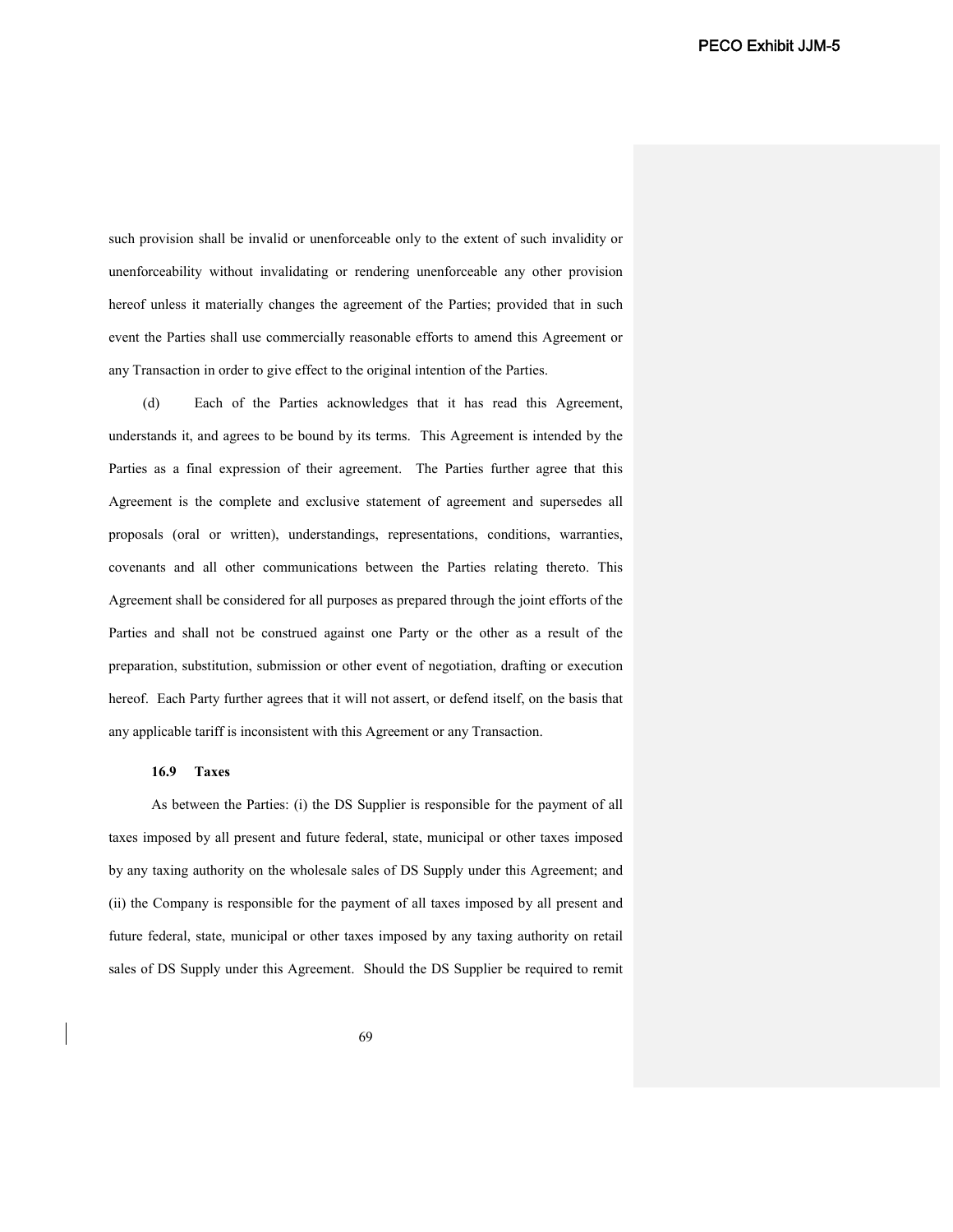such provision shall be invalid or unenforceable only to the extent of such invalidity or unenforceability without invalidating or rendering unenforceable any other provision hereof unless it materially changes the agreement of the Parties; provided that in such event the Parties shall use commercially reasonable efforts to amend this Agreement or any Transaction in order to give effect to the original intention of the Parties.

(d) Each of the Parties acknowledges that it has read this Agreement, understands it, and agrees to be bound by its terms. This Agreement is intended by the Parties as a final expression of their agreement. The Parties further agree that this Agreement is the complete and exclusive statement of agreement and supersedes all proposals (oral or written), understandings, representations, conditions, warranties, covenants and all other communications between the Parties relating thereto. This Agreement shall be considered for all purposes as prepared through the joint efforts of the Parties and shall not be construed against one Party or the other as a result of the preparation, substitution, submission or other event of negotiation, drafting or execution hereof. Each Party further agrees that it will not assert, or defend itself, on the basis that any applicable tariff is inconsistent with this Agreement or any Transaction.

**16.9 Taxes**

As between the Parties: (i) the DS Supplier is responsible for the payment of all taxes imposed by all present and future federal, state, municipal or other taxes imposed by any taxing authority on the wholesale sales of DS Supply under this Agreement; and (ii) the Company is responsible for the payment of all taxes imposed by all present and future federal, state, municipal or other taxes imposed by any taxing authority on retail sales of DS Supply under this Agreement. Should the DS Supplier be required to remit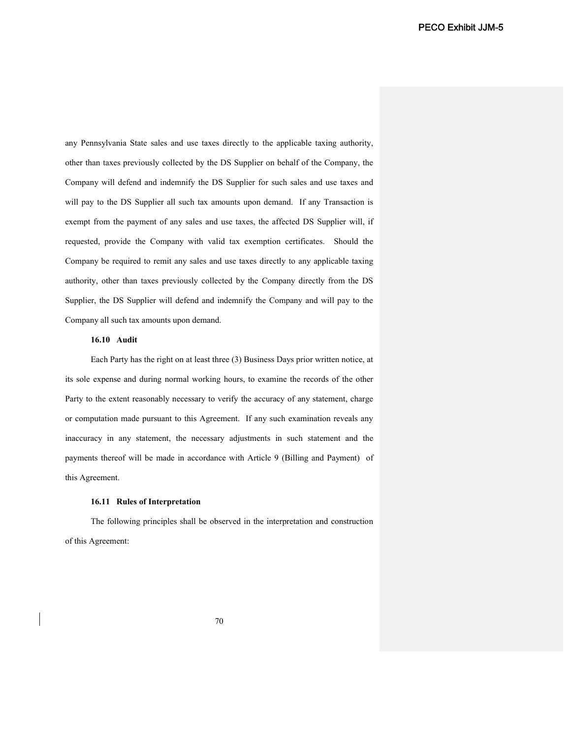any Pennsylvania State sales and use taxes directly to the applicable taxing authority, other than taxes previously collected by the DS Supplier on behalf of the Company, the Company will defend and indemnify the DS Supplier for such sales and use taxes and will pay to the DS Supplier all such tax amounts upon demand. If any Transaction is exempt from the payment of any sales and use taxes, the affected DS Supplier will, if requested, provide the Company with valid tax exemption certificates. Should the Company be required to remit any sales and use taxes directly to any applicable taxing authority, other than taxes previously collected by the Company directly from the DS Supplier, the DS Supplier will defend and indemnify the Company and will pay to the Company all such tax amounts upon demand.

**16.10 Audit**

Each Party has the right on at least three (3) Business Days prior written notice, at its sole expense and during normal working hours, to examine the records of the other Party to the extent reasonably necessary to verify the accuracy of any statement, charge or computation made pursuant to this Agreement. If any such examination reveals any inaccuracy in any statement, the necessary adjustments in such statement and the payments thereof will be made in accordance with Article 9 (Billing and Payment) of this Agreement.

**16.11 Rules of Interpretation**

The following principles shall be observed in the interpretation and construction of this Agreement: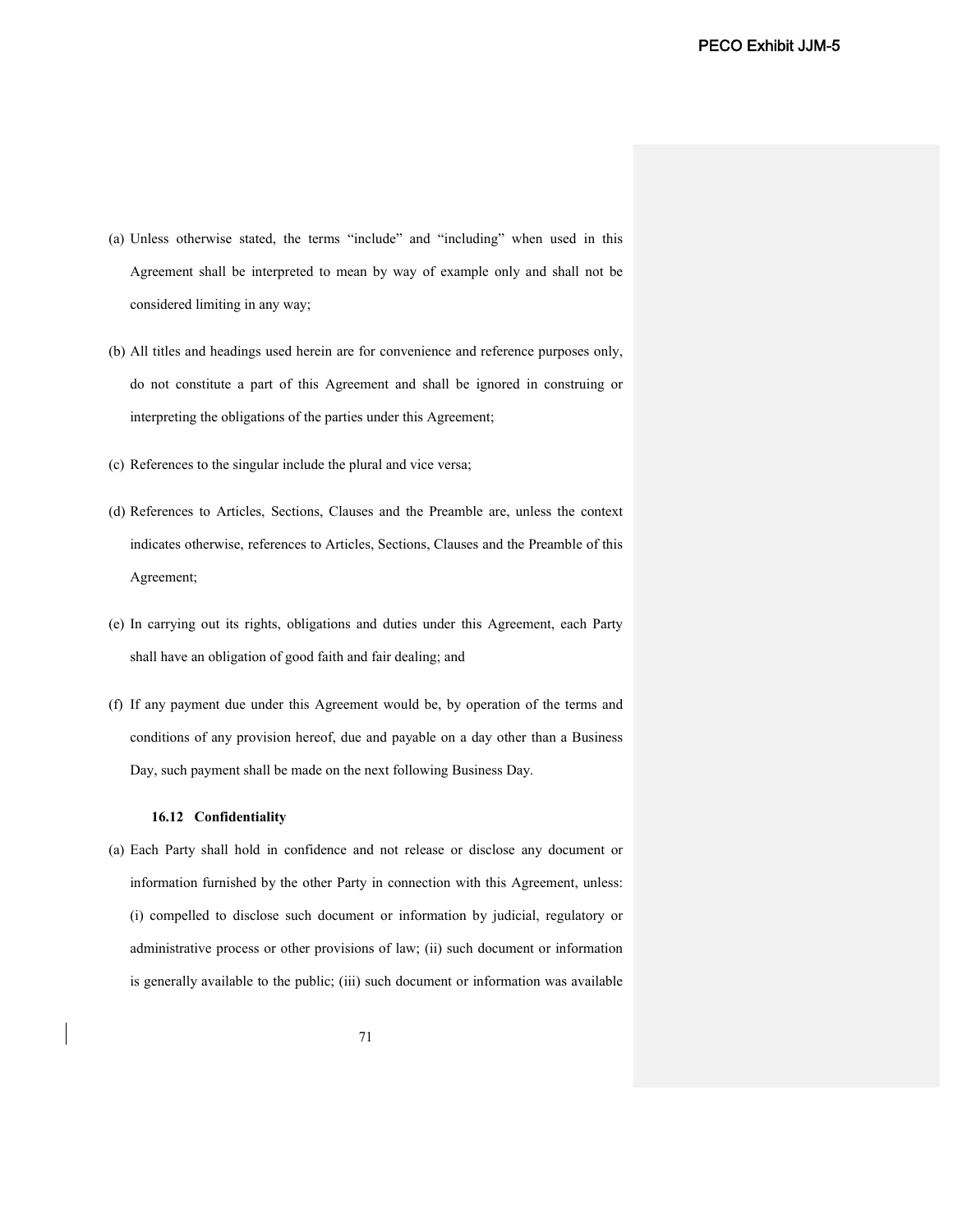(a) Unless otherwise stated, the terms "include" and "including" when used in this Agreement shall be interpreted to mean by way of example only and shall not be considered limiting in any way;

(b) All titles and headings used herein are for convenience and reference purposes only, do not constitute a part of this Agreement and shall be ignored in construing or interpreting the obligations of the parties under this Agreement;

(c) References to the singular include the plural and vice versa;

(d) References to Articles, Sections, Clauses and the Preamble are, unless the context indicates otherwise, references to Articles, Sections, Clauses and the Preamble of this Agreement;

(e) In carrying out its rights, obligations and duties under this Agreement, each Party shall have an obligation of good faith and fair dealing; and

(f) If any payment due under this Agreement would be, by operation of the terms and conditions of any provision hereof, due and payable on a day other than a Business Day, such payment shall be made on the next following Business Day.

**16.12 Confidentiality**

(a) Each Party shall hold in confidence and not release or disclose any document or information furnished by the other Party in connection with this Agreement, unless: (i) compelled to disclose such document or information by judicial, regulatory or administrative process or other provisions of law; (ii) such document or information is generally available to the public; (iii) such document or information was available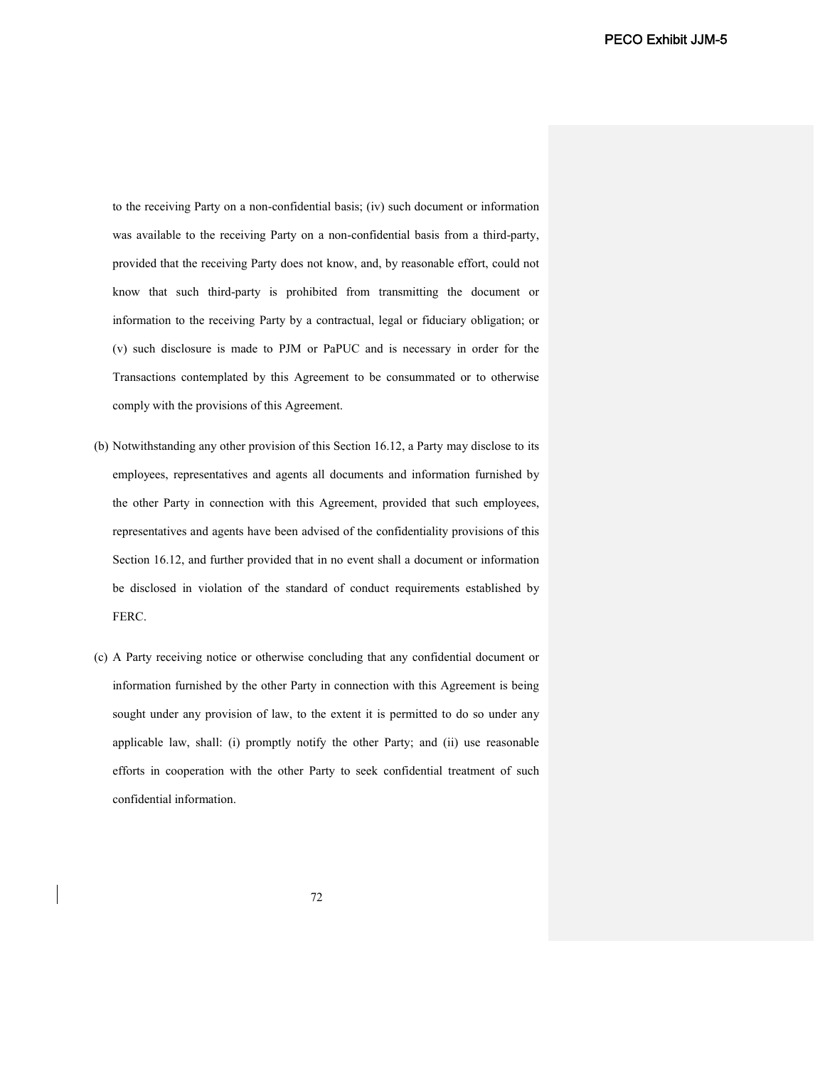to the receiving Party on a non-confidential basis; (iv) such document or information was available to the receiving Party on a non-confidential basis from a third-party, provided that the receiving Party does not know, and, by reasonable effort, could not know that such third-party is prohibited from transmitting the document or information to the receiving Party by a contractual, legal or fiduciary obligation; or (v) such disclosure is made to PJM or PaPUC and is necessary in order for the Transactions contemplated by this Agreement to be consummated or to otherwise comply with the provisions of this Agreement.

(b) Notwithstanding any other provision of this Section 16.12, a Party may disclose to its employees, representatives and agents all documents and information furnished by the other Party in connection with this Agreement, provided that such employees, representatives and agents have been advised of the confidentiality provisions of this Section 16.12, and further provided that in no event shall a document or information be disclosed in violation of the standard of conduct requirements established by FERC.

(c) A Party receiving notice or otherwise concluding that any confidential document or information furnished by the other Party in connection with this Agreement is being sought under any provision of law, to the extent it is permitted to do so under any applicable law, shall: (i) promptly notify the other Party; and (ii) use reasonable efforts in cooperation with the other Party to seek confidential treatment of such confidential information.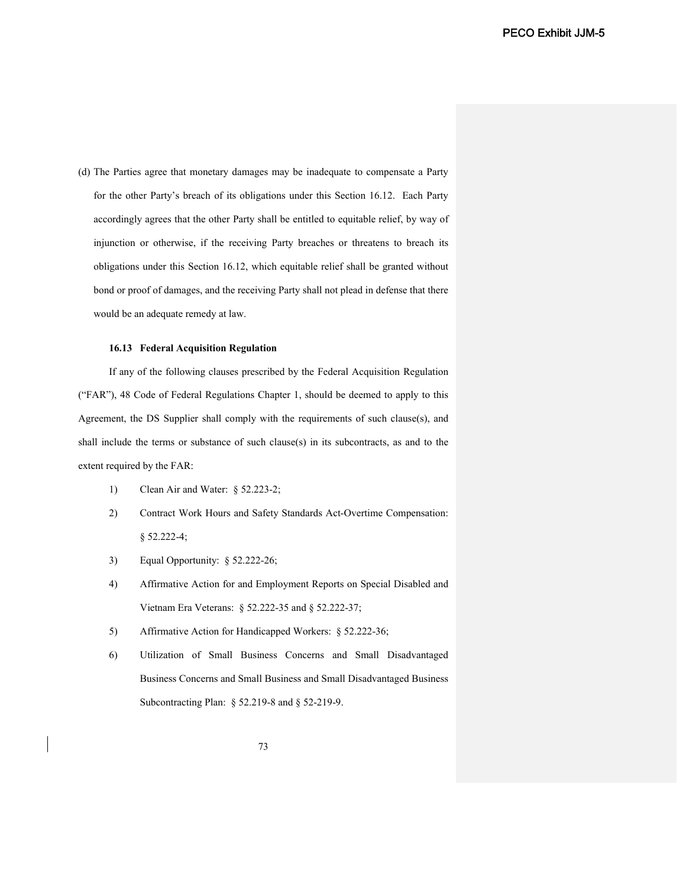(d) The Parties agree that monetary damages may be inadequate to compensate a Party for the other Party's breach of its obligations under this Section 16.12. Each Party accordingly agrees that the other Party shall be entitled to equitable relief, by way of injunction or otherwise, if the receiving Party breaches or threatens to breach its obligations under this Section 16.12, which equitable relief shall be granted without bond or proof of damages, and the receiving Party shall not plead in defense that there would be an adequate remedy at law.

**16.13 Federal Acquisition Regulation**

If any of the following clauses prescribed by the Federal Acquisition Regulation ("FAR"), 48 Code of Federal Regulations Chapter 1, should be deemed to apply to this Agreement, the DS Supplier shall comply with the requirements of such clause(s), and shall include the terms or substance of such clause(s) in its subcontracts, as and to the extent required by the FAR:

1) Clean Air and Water: § 52.223-2;
2) Contract Work Hours and Safety Standards Act-Overtime Compensation: § 52.222-4;
3) Equal Opportunity: § 52.222-26;
4) Affirmative Action for and Employment Reports on Special Disabled and Vietnam Era Veterans: § 52.222-35 and § 52.222-37;
5) Affirmative Action for Handicapped Workers: § 52.222-36;
6) Utilization of Small Business Concerns and Small Disadvantaged Business Concerns and Small Business and Small Disadvantaged Business Subcontracting Plan: § 52.219-8 and § 52-219-9.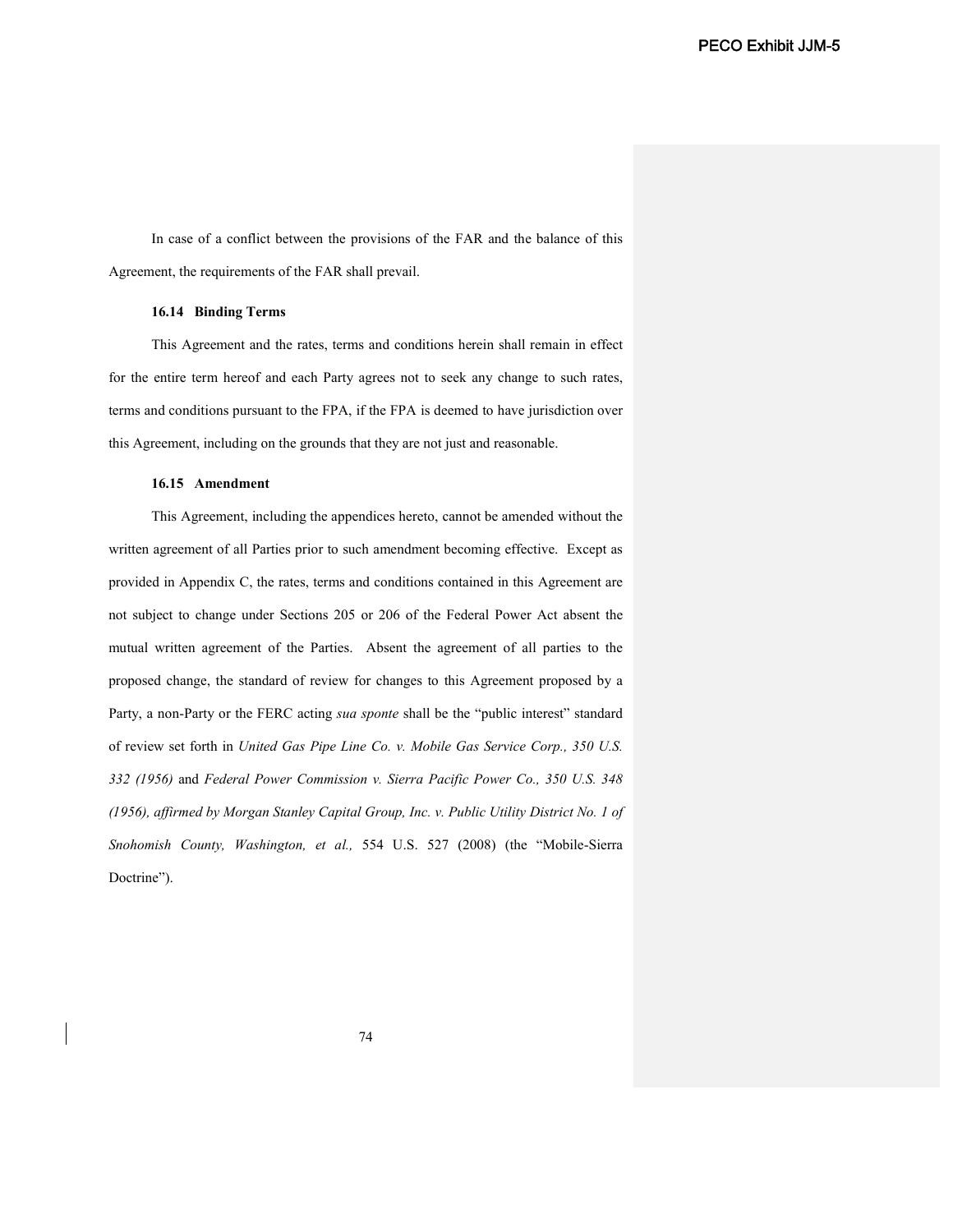In case of a conflict between the provisions of the FAR and the balance of this Agreement, the requirements of the FAR shall prevail.

**16.14 Binding Terms**

This Agreement and the rates, terms and conditions herein shall remain in effect for the entire term hereof and each Party agrees not to seek any change to such rates, terms and conditions pursuant to the FPA, if the FPA is deemed to have jurisdiction over this Agreement, including on the grounds that they are not just and reasonable.

**16.15 Amendment**

This Agreement, including the appendices hereto, cannot be amended without the written agreement of all Parties prior to such amendment becoming effective. Except as provided in Appendix C, the rates, terms and conditions contained in this Agreement are not subject to change under Sections 205 or 206 of the Federal Power Act absent the mutual written agreement of the Parties. Absent the agreement of all parties to the proposed change, the standard of review for changes to this Agreement proposed by a Party, a non-Party or the FERC acting *sua sponte* shall be the "public interest" standard of review set forth in *United Gas Pipe Line Co. v. Mobile Gas Service Corp., 350 U.S. 332 (1956)* and *Federal Power Commission v. Sierra Pacific Power Co., 350 U.S. 348 (1956), affirmed by Morgan Stanley Capital Group, Inc. v. Public Utility District No. 1 of Snohomish County, Washington, et al.,* 554 U.S. 527 (2008) (the "Mobile-Sierra Doctrine").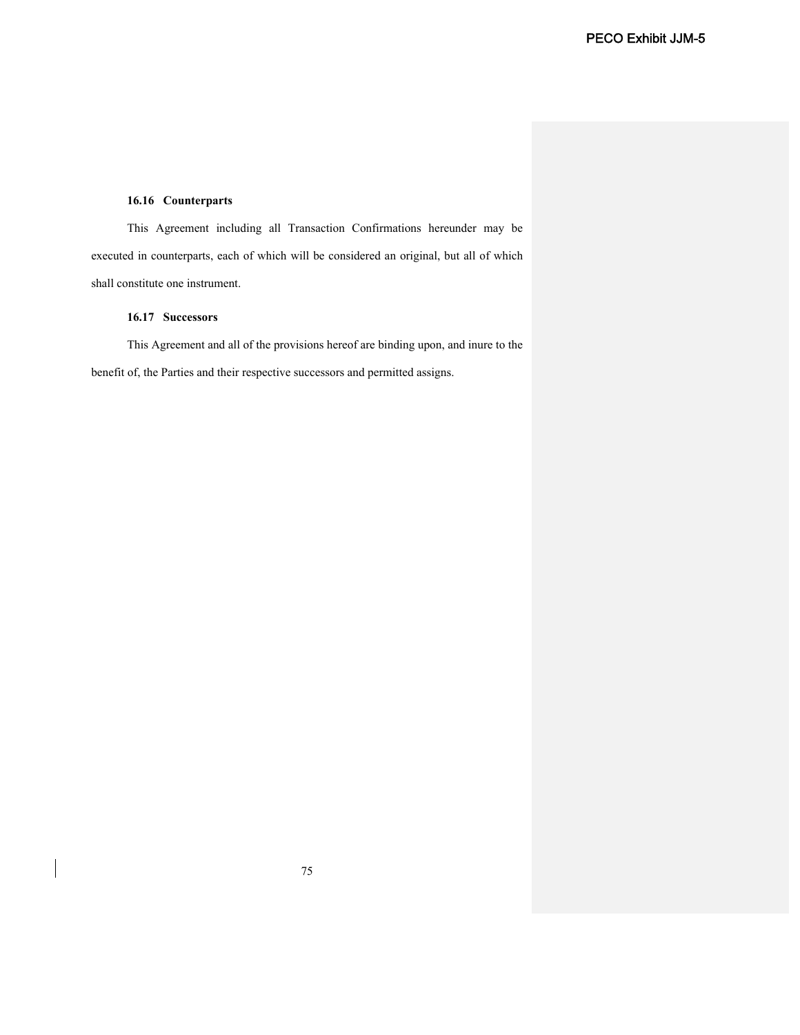### 16.16 Counterparts

This Agreement including all Transaction Confirmations hereunder may be executed in counterparts, each of which will be considered an original, but all of which shall constitute one instrument.

### 16.17 Successors

This Agreement and all of the provisions hereof are binding upon, and inure to the benefit of, the Parties and their respective successors and permitted assigns.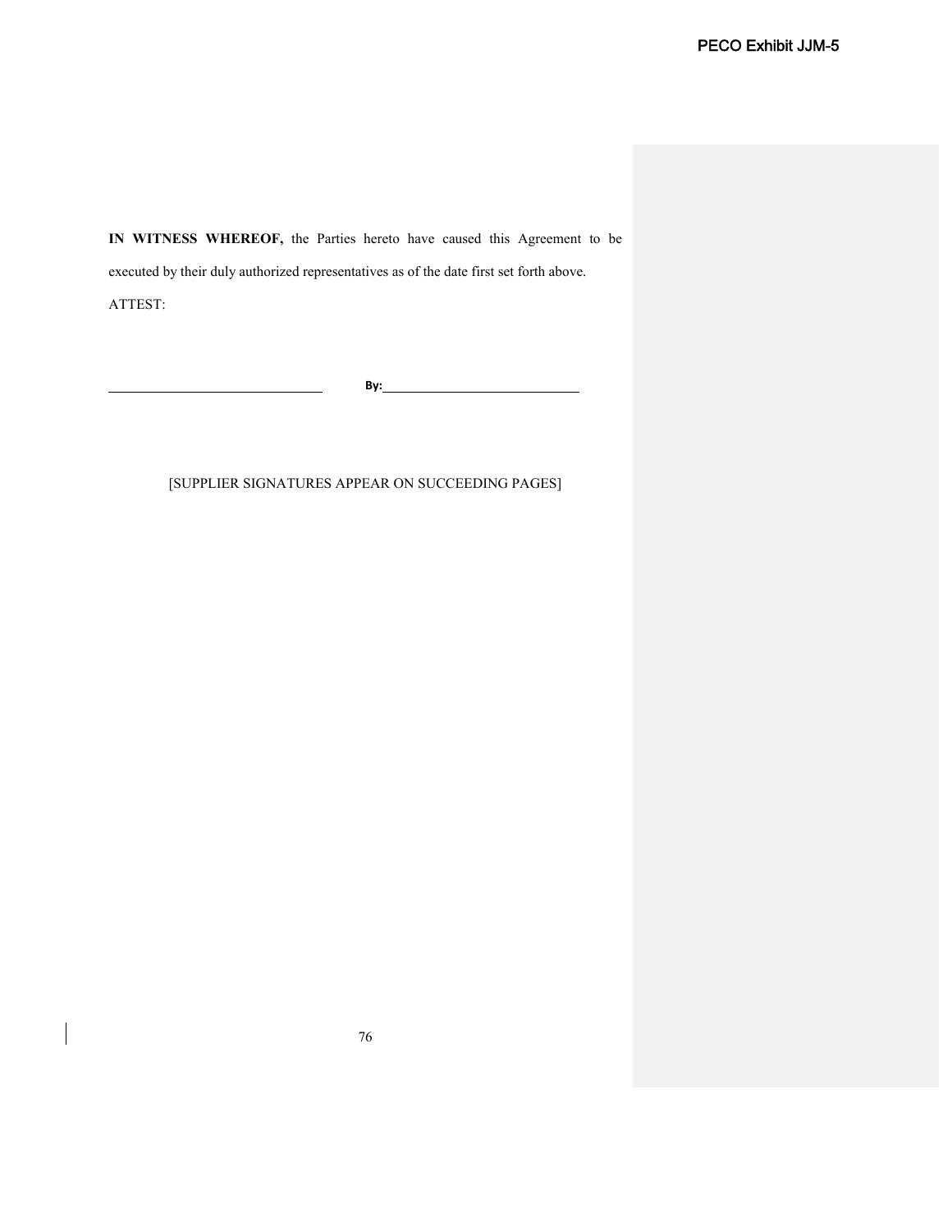**IN WITNESS WHEREOF,** the Parties hereto have caused this Agreement to be executed by their duly authorized representatives as of the date first set forth above.

ATTEST:

\_\_\_\_\_\_\_\_\_\_\_\_\_\_\_\_\_\_\_\_\_\_\_\_\_\_\_\_ **By:**\_\_\_\_\_\_\_\_\_\_\_\_\_\_\_\_\_\_\_\_\_\_\_\_\_\_\_\_

[SUPPLIER SIGNATURES APPEAR ON SUCCEEDING PAGES]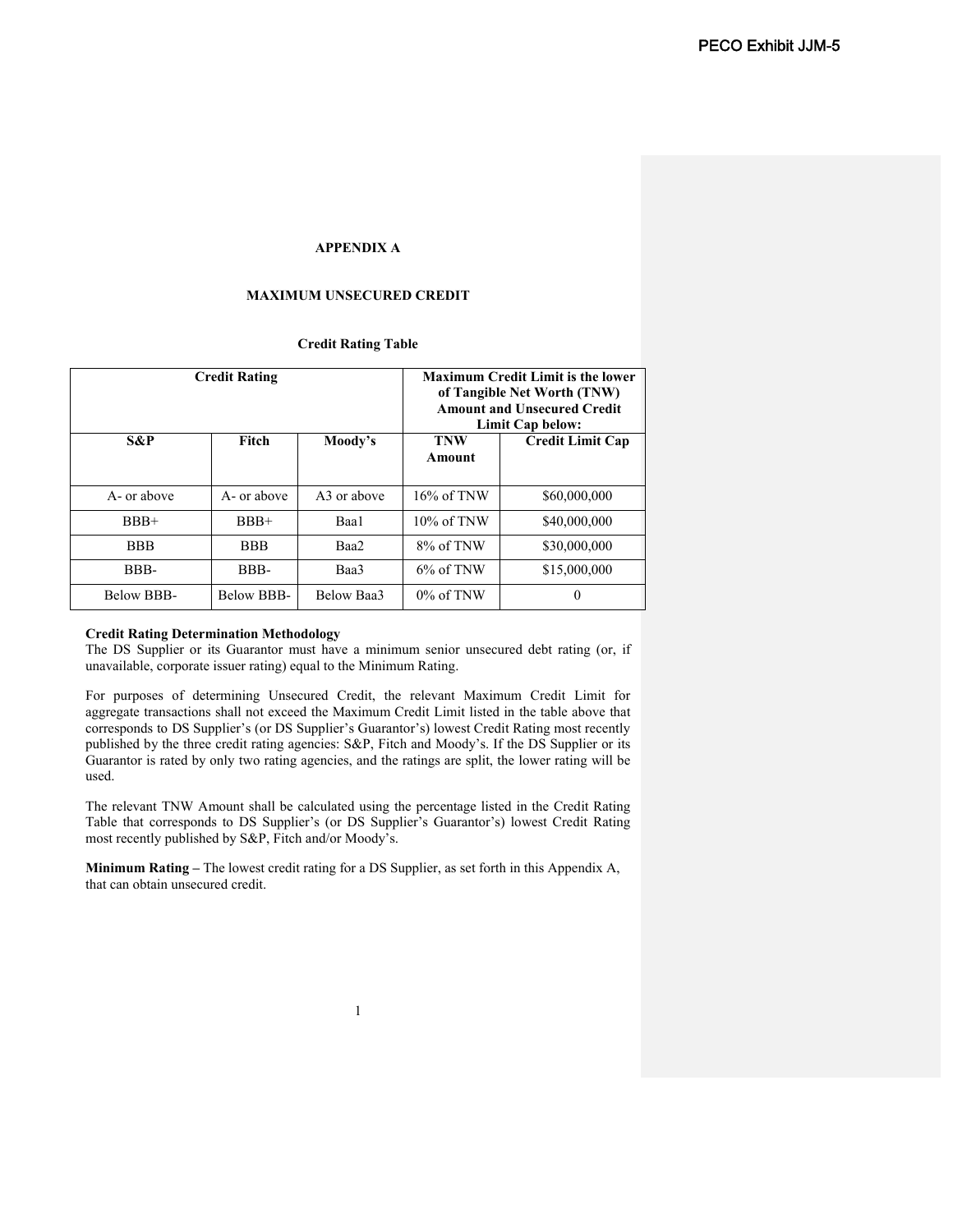# APPENDIX A

## MAXIMUM UNSECURED CREDIT

### Credit Rating Table

| Credit Rating | | | Maximum Credit Limit is the lower of Tangible Net Worth (TNW) Amount and Unsecured Credit Limit Cap below: | |
|---|---|---|---|---|
| **S&P** | **Fitch** | **Moody's** | **TNW Amount** | **Credit Limit Cap** |
| A- or above | A- or above | A3 or above | 16% of TNW | $60,000,000 |
| BBB+ | BBB+ | Baa1 | 10% of TNW | $40,000,000 |
| BBB | BBB | Baa2 | 8% of TNW | $30,000,000 |
| BBB- | BBB- | Baa3 | 6% of TNW | $15,000,000 |
| Below BBB- | Below BBB- | Below Baa3 | 0% of TNW | 0 |

**Credit Rating Determination Methodology**
The DS Supplier or its Guarantor must have a minimum senior unsecured debt rating (or, if unavailable, corporate issuer rating) equal to the Minimum Rating.

For purposes of determining Unsecured Credit, the relevant Maximum Credit Limit for aggregate transactions shall not exceed the Maximum Credit Limit listed in the table above that corresponds to DS Supplier's (or DS Supplier's Guarantor's) lowest Credit Rating most recently published by the three credit rating agencies: S&P, Fitch and Moody's. If the DS Supplier or its Guarantor is rated by only two rating agencies, and the ratings are split, the lower rating will be used.

The relevant TNW Amount shall be calculated using the percentage listed in the Credit Rating Table that corresponds to DS Supplier's (or DS Supplier's Guarantor's) lowest Credit Rating most recently published by S&P, Fitch and/or Moody's.

**Minimum Rating –** The lowest credit rating for a DS Supplier, as set forth in this Appendix A, that can obtain unsecured credit.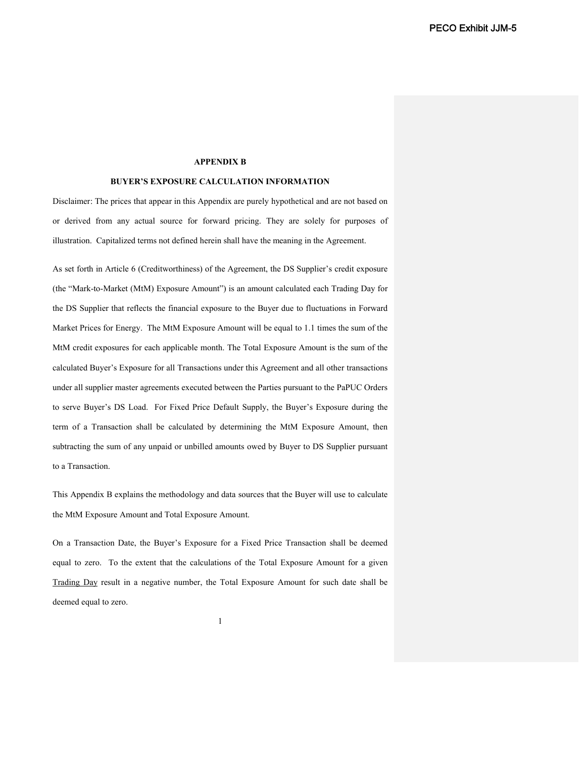## APPENDIX B

## BUYER'S EXPOSURE CALCULATION INFORMATION

Disclaimer: The prices that appear in this Appendix are purely hypothetical and are not based on or derived from any actual source for forward pricing. They are solely for purposes of illustration. Capitalized terms not defined herein shall have the meaning in the Agreement.

As set forth in Article 6 (Creditworthiness) of the Agreement, the DS Supplier's credit exposure (the "Mark-to-Market (MtM) Exposure Amount") is an amount calculated each Trading Day for the DS Supplier that reflects the financial exposure to the Buyer due to fluctuations in Forward Market Prices for Energy. The MtM Exposure Amount will be equal to 1.1 times the sum of the MtM credit exposures for each applicable month. The Total Exposure Amount is the sum of the calculated Buyer's Exposure for all Transactions under this Agreement and all other transactions under all supplier master agreements executed between the Parties pursuant to the PaPUC Orders to serve Buyer's DS Load. For Fixed Price Default Supply, the Buyer's Exposure during the term of a Transaction shall be calculated by determining the MtM Exposure Amount, then subtracting the sum of any unpaid or unbilled amounts owed by Buyer to DS Supplier pursuant to a Transaction.

This Appendix B explains the methodology and data sources that the Buyer will use to calculate the MtM Exposure Amount and Total Exposure Amount.

On a Transaction Date, the Buyer's Exposure for a Fixed Price Transaction shall be deemed equal to zero. To the extent that the calculations of the Total Exposure Amount for a given Trading Day result in a negative number, the Total Exposure Amount for such date shall be deemed equal to zero.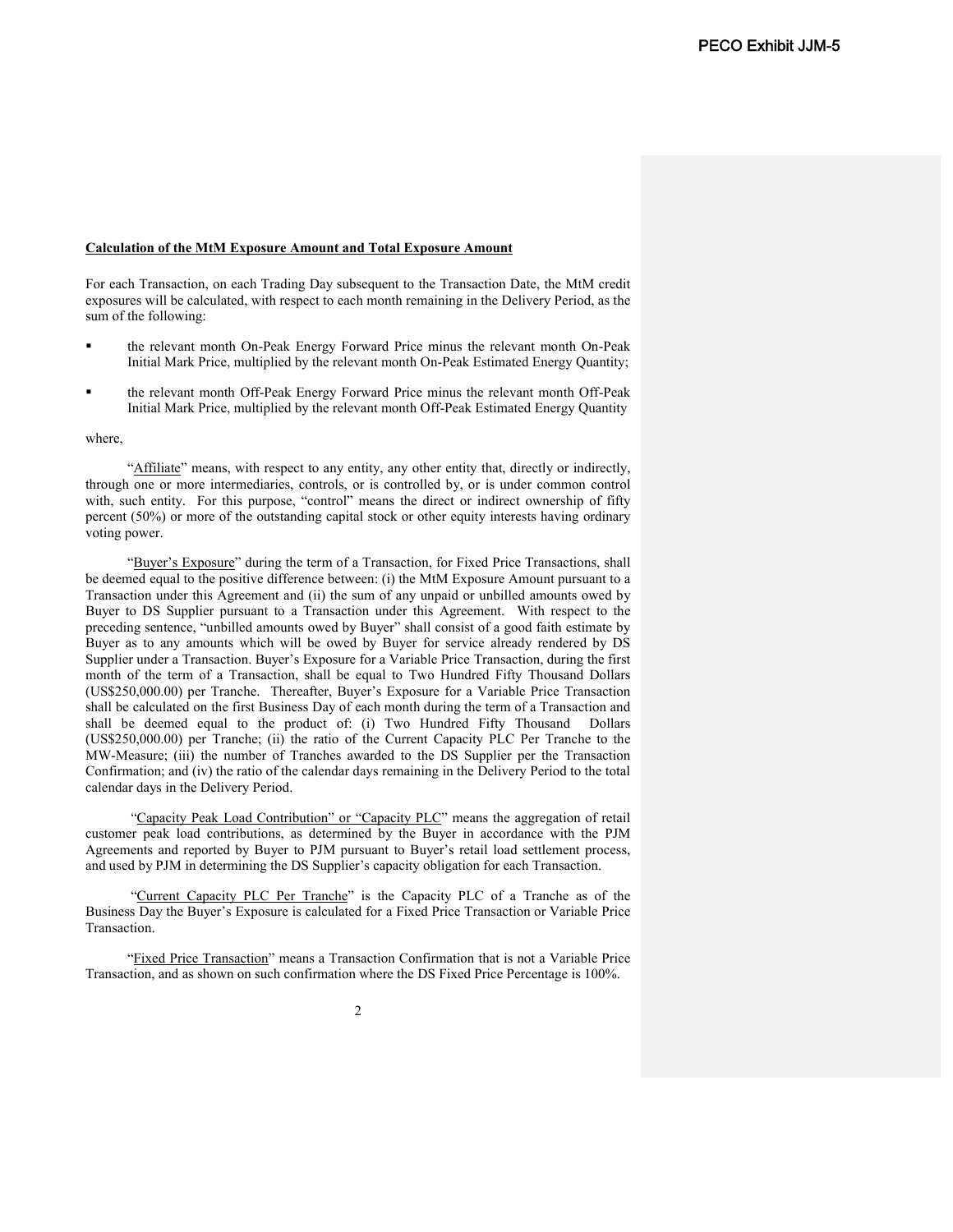**Calculation of the MtM Exposure Amount and Total Exposure Amount**

For each Transaction, on each Trading Day subsequent to the Transaction Date, the MtM credit exposures will be calculated, with respect to each month remaining in the Delivery Period, as the sum of the following:

- the relevant month On-Peak Energy Forward Price minus the relevant month On-Peak Initial Mark Price, multiplied by the relevant month On-Peak Estimated Energy Quantity;
- the relevant month Off-Peak Energy Forward Price minus the relevant month Off-Peak Initial Mark Price, multiplied by the relevant month Off-Peak Estimated Energy Quantity

where,

"Affiliate" means, with respect to any entity, any other entity that, directly or indirectly, through one or more intermediaries, controls, or is controlled by, or is under common control with, such entity. For this purpose, "control" means the direct or indirect ownership of fifty percent (50%) or more of the outstanding capital stock or other equity interests having ordinary voting power.

"Buyer's Exposure" during the term of a Transaction, for Fixed Price Transactions, shall be deemed equal to the positive difference between: (i) the MtM Exposure Amount pursuant to a Transaction under this Agreement and (ii) the sum of any unpaid or unbilled amounts owed by Buyer to DS Supplier pursuant to a Transaction under this Agreement. With respect to the preceding sentence, "unbilled amounts owed by Buyer" shall consist of a good faith estimate by Buyer as to any amounts which will be owed by Buyer for service already rendered by DS Supplier under a Transaction. Buyer's Exposure for a Variable Price Transaction, during the first month of the term of a Transaction, shall be equal to Two Hundred Fifty Thousand Dollars (US$250,000.00) per Tranche. Thereafter, Buyer's Exposure for a Variable Price Transaction shall be calculated on the first Business Day of each month during the term of a Transaction and shall be deemed equal to the product of: (i) Two Hundred Fifty Thousand Dollars (US$250,000.00) per Tranche; (ii) the ratio of the Current Capacity PLC Per Tranche to the MW-Measure; (iii) the number of Tranches awarded to the DS Supplier per the Transaction Confirmation; and (iv) the ratio of the calendar days remaining in the Delivery Period to the total calendar days in the Delivery Period.

"Capacity Peak Load Contribution" or "Capacity PLC" means the aggregation of retail customer peak load contributions, as determined by the Buyer in accordance with the PJM Agreements and reported by Buyer to PJM pursuant to Buyer's retail load settlement process, and used by PJM in determining the DS Supplier's capacity obligation for each Transaction.

"Current Capacity PLC Per Tranche" is the Capacity PLC of a Tranche as of the Business Day the Buyer's Exposure is calculated for a Fixed Price Transaction or Variable Price Transaction.

"Fixed Price Transaction" means a Transaction Confirmation that is not a Variable Price Transaction, and as shown on such confirmation where the DS Fixed Price Percentage is 100%.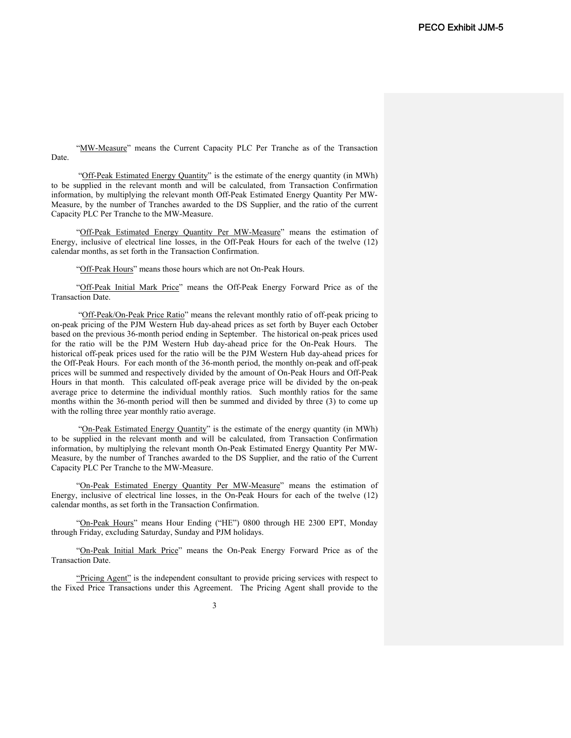"MW-Measure" means the Current Capacity PLC Per Tranche as of the Transaction Date.

"Off-Peak Estimated Energy Quantity" is the estimate of the energy quantity (in MWh) to be supplied in the relevant month and will be calculated, from Transaction Confirmation information, by multiplying the relevant month Off-Peak Estimated Energy Quantity Per MW-Measure, by the number of Tranches awarded to the DS Supplier, and the ratio of the current Capacity PLC Per Tranche to the MW-Measure.

"Off-Peak Estimated Energy Quantity Per MW-Measure" means the estimation of Energy, inclusive of electrical line losses, in the Off-Peak Hours for each of the twelve (12) calendar months, as set forth in the Transaction Confirmation.

"Off-Peak Hours" means those hours which are not On-Peak Hours.

"Off-Peak Initial Mark Price" means the Off-Peak Energy Forward Price as of the Transaction Date.

"Off-Peak/On-Peak Price Ratio" means the relevant monthly ratio of off-peak pricing to on-peak pricing of the PJM Western Hub day-ahead prices as set forth by Buyer each October based on the previous 36-month period ending in September. The historical on-peak prices used for the ratio will be the PJM Western Hub day-ahead price for the On-Peak Hours. The historical off-peak prices used for the ratio will be the PJM Western Hub day-ahead prices for the Off-Peak Hours. For each month of the 36-month period, the monthly on-peak and off-peak prices will be summed and respectively divided by the amount of On-Peak Hours and Off-Peak Hours in that month. This calculated off-peak average price will be divided by the on-peak average price to determine the individual monthly ratios. Such monthly ratios for the same months within the 36-month period will then be summed and divided by three (3) to come up with the rolling three year monthly ratio average.

"On-Peak Estimated Energy Quantity" is the estimate of the energy quantity (in MWh) to be supplied in the relevant month and will be calculated, from Transaction Confirmation information, by multiplying the relevant month On-Peak Estimated Energy Quantity Per MW-Measure, by the number of Tranches awarded to the DS Supplier, and the ratio of the Current Capacity PLC Per Tranche to the MW-Measure.

"On-Peak Estimated Energy Quantity Per MW-Measure" means the estimation of Energy, inclusive of electrical line losses, in the On-Peak Hours for each of the twelve (12) calendar months, as set forth in the Transaction Confirmation.

"On-Peak Hours" means Hour Ending ("HE") 0800 through HE 2300 EPT, Monday through Friday, excluding Saturday, Sunday and PJM holidays.

"On-Peak Initial Mark Price" means the On-Peak Energy Forward Price as of the Transaction Date.

"Pricing Agent" is the independent consultant to provide pricing services with respect to the Fixed Price Transactions under this Agreement. The Pricing Agent shall provide to the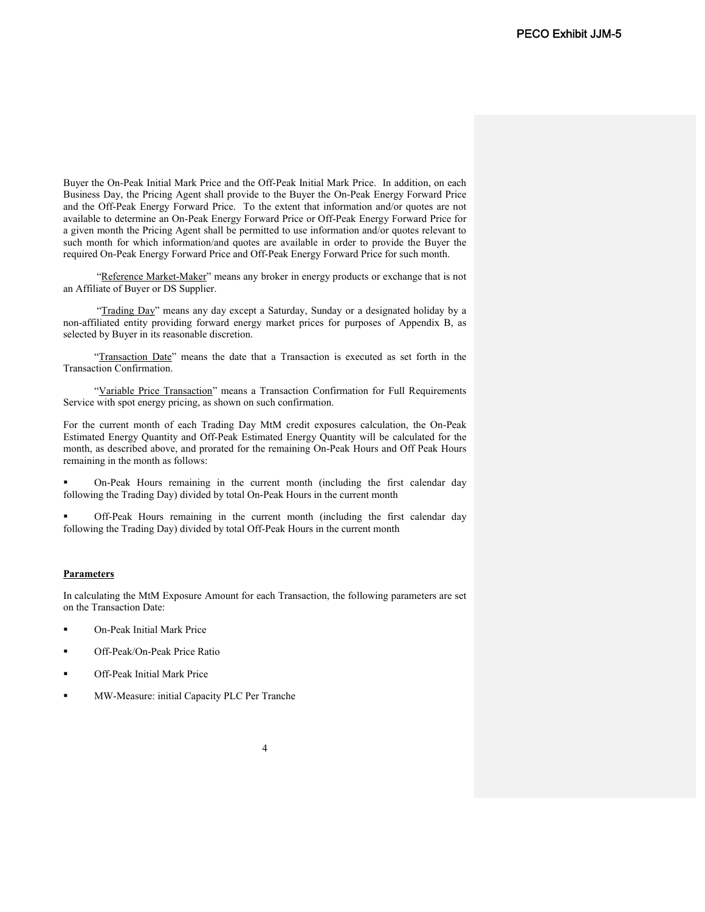Buyer the On-Peak Initial Mark Price and the Off-Peak Initial Mark Price. In addition, on each Business Day, the Pricing Agent shall provide to the Buyer the On-Peak Energy Forward Price and the Off-Peak Energy Forward Price. To the extent that information and/or quotes are not available to determine an On-Peak Energy Forward Price or Off-Peak Energy Forward Price for a given month the Pricing Agent shall be permitted to use information and/or quotes relevant to such month for which information/and quotes are available in order to provide the Buyer the required On-Peak Energy Forward Price and Off-Peak Energy Forward Price for such month.

"Reference Market-Maker" means any broker in energy products or exchange that is not an Affiliate of Buyer or DS Supplier.

"Trading Day" means any day except a Saturday, Sunday or a designated holiday by a non-affiliated entity providing forward energy market prices for purposes of Appendix B, as selected by Buyer in its reasonable discretion.

"Transaction Date" means the date that a Transaction is executed as set forth in the Transaction Confirmation.

"Variable Price Transaction" means a Transaction Confirmation for Full Requirements Service with spot energy pricing, as shown on such confirmation.

For the current month of each Trading Day MtM credit exposures calculation, the On-Peak Estimated Energy Quantity and Off-Peak Estimated Energy Quantity will be calculated for the month, as described above, and prorated for the remaining On-Peak Hours and Off Peak Hours remaining in the month as follows:

- On-Peak Hours remaining in the current month (including the first calendar day following the Trading Day) divided by total On-Peak Hours in the current month
- Off-Peak Hours remaining in the current month (including the first calendar day following the Trading Day) divided by total Off-Peak Hours in the current month

**Parameters**

In calculating the MtM Exposure Amount for each Transaction, the following parameters are set on the Transaction Date:

- On-Peak Initial Mark Price
- Off-Peak/On-Peak Price Ratio
- Off-Peak Initial Mark Price
- MW-Measure: initial Capacity PLC Per Tranche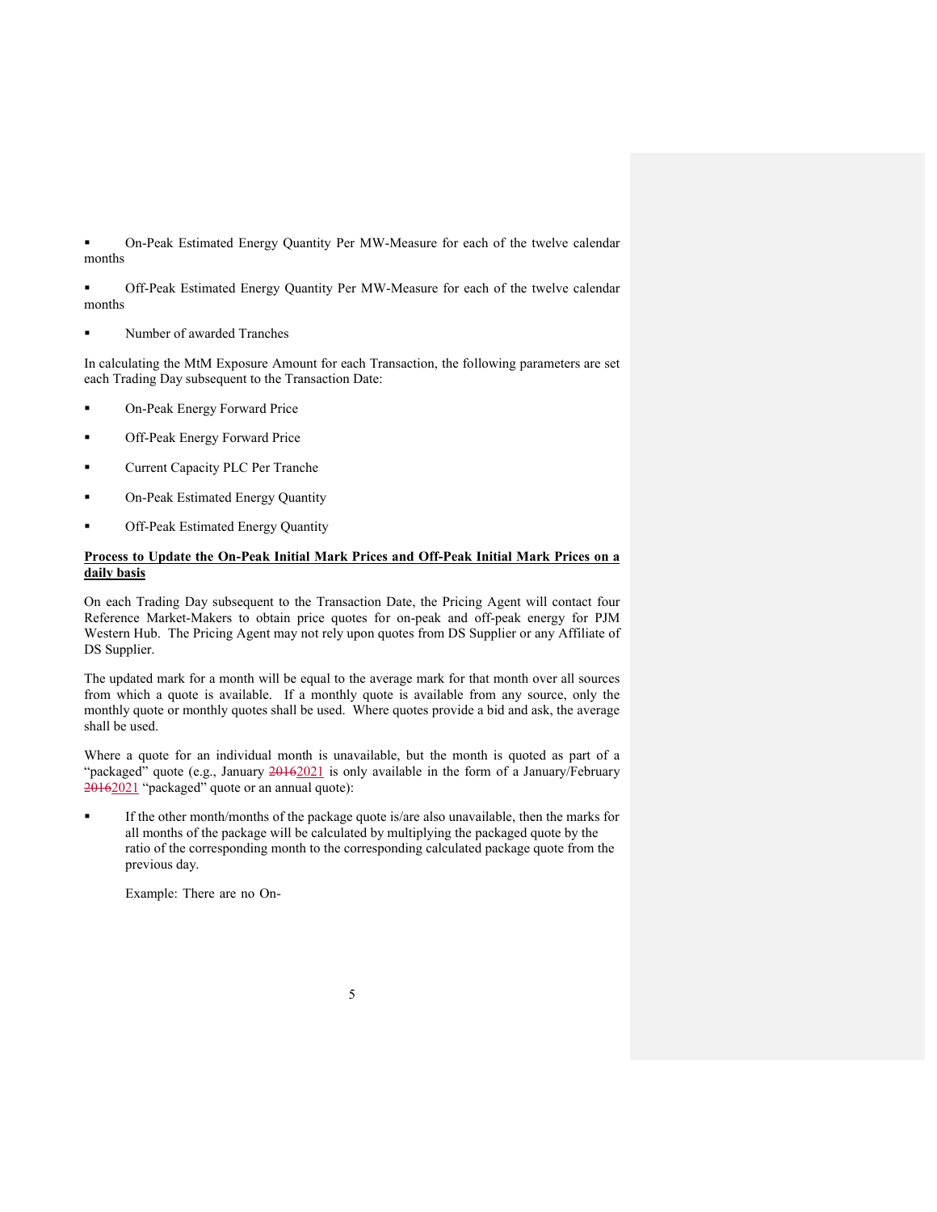- On-Peak Estimated Energy Quantity Per MW-Measure for each of the twelve calendar months
- Off-Peak Estimated Energy Quantity Per MW-Measure for each of the twelve calendar months
- Number of awarded Tranches

In calculating the MtM Exposure Amount for each Transaction, the following parameters are set each Trading Day subsequent to the Transaction Date:

- On-Peak Energy Forward Price
- Off-Peak Energy Forward Price
- Current Capacity PLC Per Tranche
- On-Peak Estimated Energy Quantity
- Off-Peak Estimated Energy Quantity

**Process to Update the On-Peak Initial Mark Prices and Off-Peak Initial Mark Prices on a daily basis**

On each Trading Day subsequent to the Transaction Date, the Pricing Agent will contact four Reference Market-Makers to obtain price quotes for on-peak and off-peak energy for PJM Western Hub. The Pricing Agent may not rely upon quotes from DS Supplier or any Affiliate of DS Supplier.

The updated mark for a month will be equal to the average mark for that month over all sources from which a quote is available. If a monthly quote is available from any source, only the monthly quote or monthly quotes shall be used. Where quotes provide a bid and ask, the average shall be used.

Where a quote for an individual month is unavailable, but the month is quoted as part of a "packaged" quote (e.g., January ~~2016~~2021 is only available in the form of a January/February ~~2016~~2021 "packaged" quote or an annual quote):

- If the other month/months of the package quote is/are also unavailable, then the marks for all months of the package will be calculated by multiplying the packaged quote by the ratio of the corresponding month to the corresponding calculated package quote from the previous day.

  Example: There are no On-